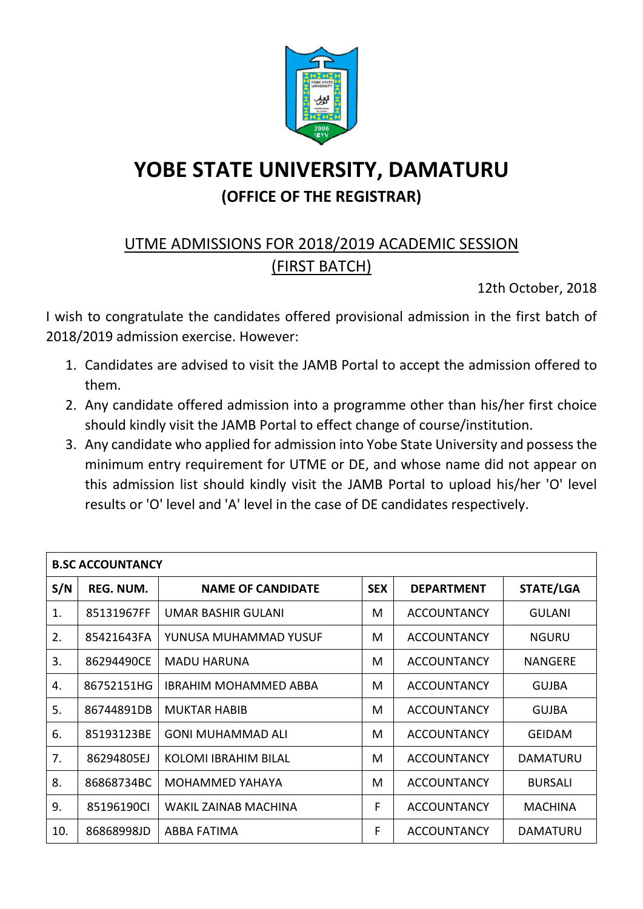# YOBE STATE UNIVERSITY, DAMATURU

## (OFFICE OF THE REGISTRAR)

### UTME ADMISSIONS FOR 2018/2019 ACADEMIC SESSION (FIRST BATCH)

12th October, 2018

I wish to congratulate the candidates offered provisional admission in the first batch of 2018/2019 admission exercise. However:

1. Candidates are advised to visit the JAMB Portal to accept the admission offered to them.
2. Any candidate offered admission into a programme other than his/her first choice should kindly visit the JAMB Portal to effect change of course/institution.
3. Any candidate who applied for admission into Yobe State University and possess the minimum entry requirement for UTME or DE, and whose name did not appear on this admission list should kindly visit the JAMB Portal to upload his/her 'O' level results or 'O' level and 'A' level in the case of DE candidates respectively.

| **B.SC ACCOUNTANCY** | | | | | |
|---|---|---|---|---|---|
| **S/N** | **REG. NUM.** | **NAME OF CANDIDATE** | **SEX** | **DEPARTMENT** | **STATE/LGA** |
| 1. | 85131967FF | UMAR BASHIR GULANI | M | ACCOUNTANCY | GULANI |
| 2. | 85421643FA | YUNUSA MUHAMMAD YUSUF | M | ACCOUNTANCY | NGURU |
| 3. | 86294490CE | MADU HARUNA | M | ACCOUNTANCY | NANGERE |
| 4. | 86752151HG | IBRAHIM MOHAMMED ABBA | M | ACCOUNTANCY | GUJBA |
| 5. | 86744891DB | MUKTAR HABIB | M | ACCOUNTANCY | GUJBA |
| 6. | 85193123BE | GONI MUHAMMAD ALI | M | ACCOUNTANCY | GEIDAM |
| 7. | 86294805EJ | KOLOMI IBRAHIM BILAL | M | ACCOUNTANCY | DAMATURU |
| 8. | 86868734BC | MOHAMMED YAHAYA | M | ACCOUNTANCY | BURSALI |
| 9. | 85196190CI | WAKIL ZAINAB MACHINA | F | ACCOUNTANCY | MACHINA |
| 10. | 86868998JD | ABBA FATIMA | F | ACCOUNTANCY | DAMATURU |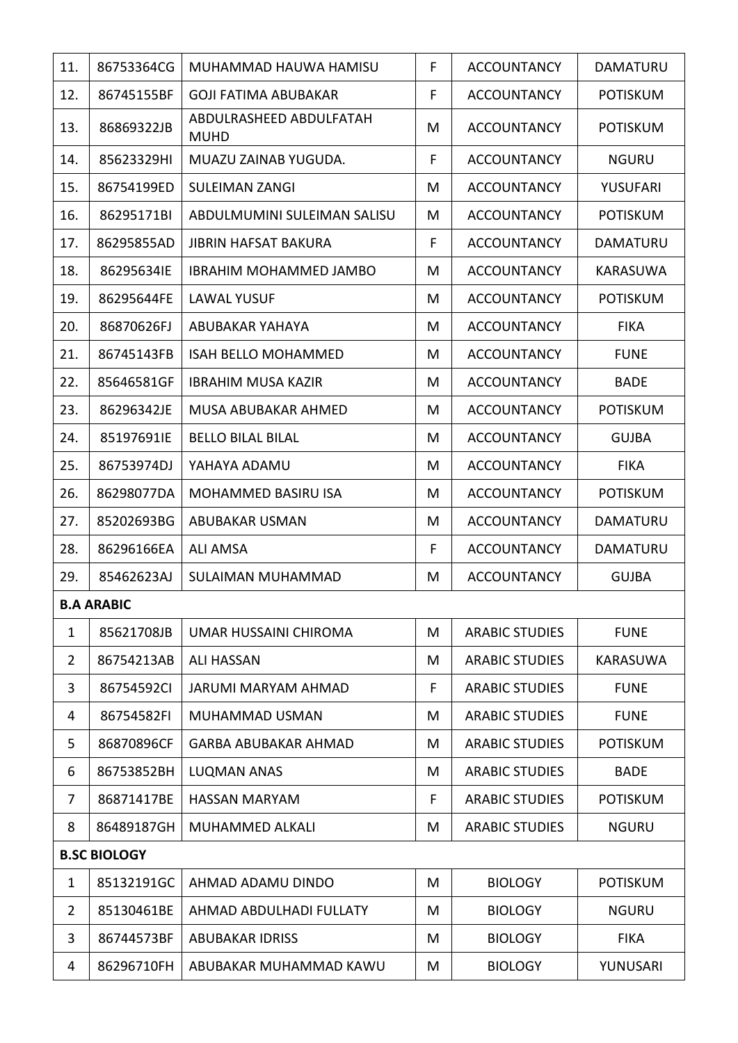| 11. | 86753364CG | MUHAMMAD HAUWA HAMISU | F | ACCOUNTANCY | DAMATURU |
|---|---|---|---|---|---|
| 12. | 86745155BF | GOJI FATIMA ABUBAKAR | F | ACCOUNTANCY | POTISKUM |
| 13. | 86869322JB | ABDULRASHEED ABDULFATAH MUHD | M | ACCOUNTANCY | POTISKUM |
| 14. | 85623329HI | MUAZU ZAINAB YUGUDA. | F | ACCOUNTANCY | NGURU |
| 15. | 86754199ED | SULEIMAN ZANGI | M | ACCOUNTANCY | YUSUFARI |
| 16. | 86295171BI | ABDULMUMINI SULEIMAN SALISU | M | ACCOUNTANCY | POTISKUM |
| 17. | 86295855AD | JIBRIN HAFSAT BAKURA | F | ACCOUNTANCY | DAMATURU |
| 18. | 86295634IE | IBRAHIM MOHAMMED JAMBO | M | ACCOUNTANCY | KARASUWA |
| 19. | 86295644FE | LAWAL YUSUF | M | ACCOUNTANCY | POTISKUM |
| 20. | 86870626FJ | ABUBAKAR YAHAYA | M | ACCOUNTANCY | FIKA |
| 21. | 86745143FB | ISAH BELLO MOHAMMED | M | ACCOUNTANCY | FUNE |
| 22. | 85646581GF | IBRAHIM MUSA KAZIR | M | ACCOUNTANCY | BADE |
| 23. | 86296342JE | MUSA ABUBAKAR AHMED | M | ACCOUNTANCY | POTISKUM |
| 24. | 85197691IE | BELLO BILAL BILAL | M | ACCOUNTANCY | GUJBA |
| 25. | 86753974DJ | YAHAYA ADAMU | M | ACCOUNTANCY | FIKA |
| 26. | 86298077DA | MOHAMMED BASIRU ISA | M | ACCOUNTANCY | POTISKUM |
| 27. | 85202693BG | ABUBAKAR USMAN | M | ACCOUNTANCY | DAMATURU |
| 28. | 86296166EA | ALI AMSA | F | ACCOUNTANCY | DAMATURU |
| 29. | 85462623AJ | SULAIMAN MUHAMMAD | M | ACCOUNTANCY | GUJBA |
| **B.A ARABIC** | | | | | |
| 1 | 85621708JB | UMAR HUSSAINI CHIROMA | M | ARABIC STUDIES | FUNE |
| 2 | 86754213AB | ALI HASSAN | M | ARABIC STUDIES | KARASUWA |
| 3 | 86754592CI | JARUMI MARYAM AHMAD | F | ARABIC STUDIES | FUNE |
| 4 | 86754582FI | MUHAMMAD USMAN | M | ARABIC STUDIES | FUNE |
| 5 | 86870896CF | GARBA ABUBAKAR AHMAD | M | ARABIC STUDIES | POTISKUM |
| 6 | 86753852BH | LUQMAN ANAS | M | ARABIC STUDIES | BADE |
| 7 | 86871417BE | HASSAN MARYAM | F | ARABIC STUDIES | POTISKUM |
| 8 | 86489187GH | MUHAMMED ALKALI | M | ARABIC STUDIES | NGURU |
| **B.SC BIOLOGY** | | | | | |
| 1 | 85132191GC | AHMAD ADAMU DINDO | M | BIOLOGY | POTISKUM |
| 2 | 85130461BE | AHMAD ABDULHADI FULLATY | M | BIOLOGY | NGURU |
| 3 | 86744573BF | ABUBAKAR IDRISS | M | BIOLOGY | FIKA |
| 4 | 86296710FH | ABUBAKAR MUHAMMAD KAWU | M | BIOLOGY | YUNUSARI |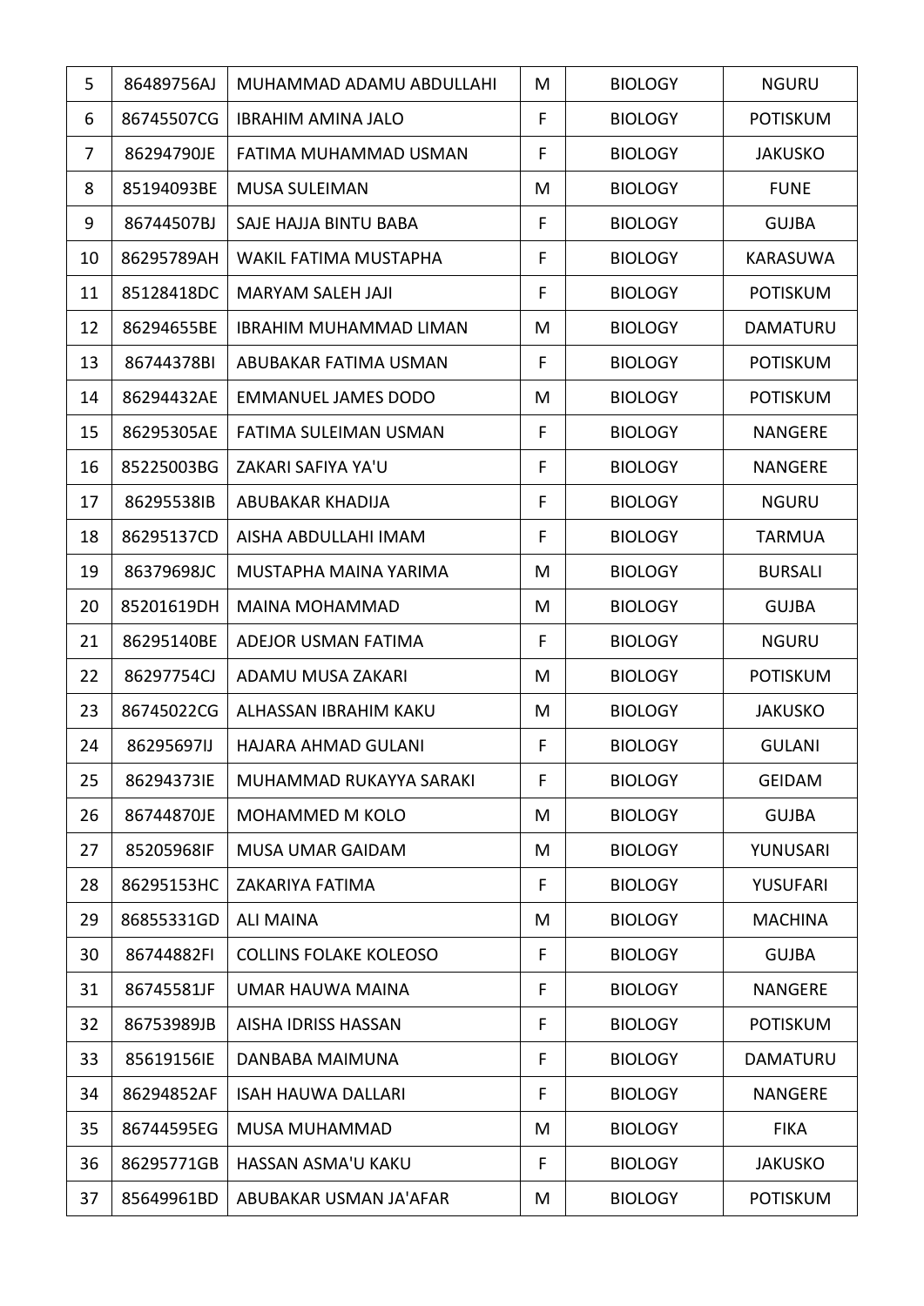| 5 | 86489756AJ | MUHAMMAD ADAMU ABDULLAHI | M | BIOLOGY | NGURU |
|---|---|---|---|---|---|
| 6 | 86745507CG | IBRAHIM AMINA JALO | F | BIOLOGY | POTISKUM |
| 7 | 86294790JE | FATIMA MUHAMMAD USMAN | F | BIOLOGY | JAKUSKO |
| 8 | 85194093BE | MUSA SULEIMAN | M | BIOLOGY | FUNE |
| 9 | 86744507BJ | SAJE HAJJA BINTU BABA | F | BIOLOGY | GUJBA |
| 10 | 86295789AH | WAKIL FATIMA MUSTAPHA | F | BIOLOGY | KARASUWA |
| 11 | 85128418DC | MARYAM SALEH JAJI | F | BIOLOGY | POTISKUM |
| 12 | 86294655BE | IBRAHIM MUHAMMAD LIMAN | M | BIOLOGY | DAMATURU |
| 13 | 86744378BI | ABUBAKAR FATIMA USMAN | F | BIOLOGY | POTISKUM |
| 14 | 86294432AE | EMMANUEL JAMES DODO | M | BIOLOGY | POTISKUM |
| 15 | 86295305AE | FATIMA SULEIMAN USMAN | F | BIOLOGY | NANGERE |
| 16 | 85225003BG | ZAKARI SAFIYA YA'U | F | BIOLOGY | NANGERE |
| 17 | 86295538IB | ABUBAKAR KHADIJA | F | BIOLOGY | NGURU |
| 18 | 86295137CD | AISHA ABDULLAHI IMAM | F | BIOLOGY | TARMUA |
| 19 | 86379698JC | MUSTAPHA MAINA YARIMA | M | BIOLOGY | BURSALI |
| 20 | 85201619DH | MAINA MOHAMMAD | M | BIOLOGY | GUJBA |
| 21 | 86295140BE | ADEJOR USMAN FATIMA | F | BIOLOGY | NGURU |
| 22 | 86297754CJ | ADAMU MUSA ZAKARI | M | BIOLOGY | POTISKUM |
| 23 | 86745022CG | ALHASSAN IBRAHIM KAKU | M | BIOLOGY | JAKUSKO |
| 24 | 86295697IJ | HAJARA AHMAD GULANI | F | BIOLOGY | GULANI |
| 25 | 86294373IE | MUHAMMAD RUKAYYA SARAKI | F | BIOLOGY | GEIDAM |
| 26 | 86744870JE | MOHAMMED M KOLO | M | BIOLOGY | GUJBA |
| 27 | 85205968IF | MUSA UMAR GAIDAM | M | BIOLOGY | YUNUSARI |
| 28 | 86295153HC | ZAKARIYA FATIMA | F | BIOLOGY | YUSUFARI |
| 29 | 86855331GD | ALI MAINA | M | BIOLOGY | MACHINA |
| 30 | 86744882FI | COLLINS FOLAKE KOLEOSO | F | BIOLOGY | GUJBA |
| 31 | 86745581JF | UMAR HAUWA MAINA | F | BIOLOGY | NANGERE |
| 32 | 86753989JB | AISHA IDRISS HASSAN | F | BIOLOGY | POTISKUM |
| 33 | 85619156IE | DANBABA MAIMUNA | F | BIOLOGY | DAMATURU |
| 34 | 86294852AF | ISAH HAUWA DALLARI | F | BIOLOGY | NANGERE |
| 35 | 86744595EG | MUSA MUHAMMAD | M | BIOLOGY | FIKA |
| 36 | 86295771GB | HASSAN ASMA'U KAKU | F | BIOLOGY | JAKUSKO |
| 37 | 85649961BD | ABUBAKAR USMAN JA'AFAR | M | BIOLOGY | POTISKUM |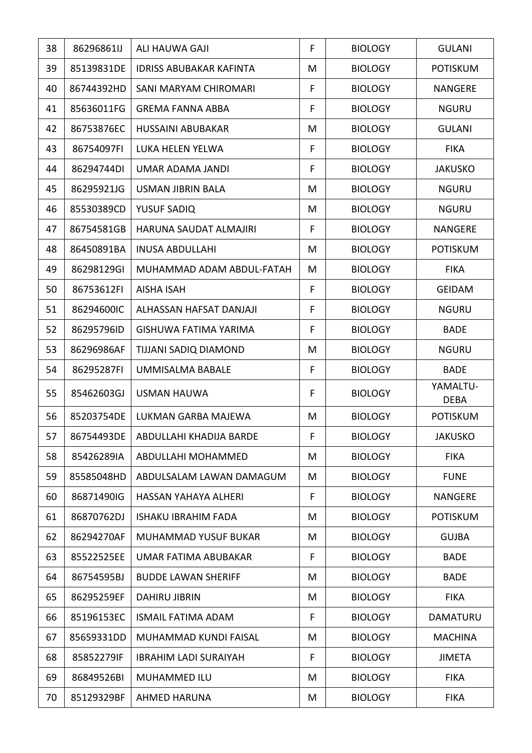| 38 | 86296861IJ | ALI HAUWA GAJI | F | BIOLOGY | GULANI |
|---|---|---|---|---|---|
| 39 | 85139831DE | IDRISS ABUBAKAR KAFINTA | M | BIOLOGY | POTISKUM |
| 40 | 86744392HD | SANI MARYAM CHIROMARI | F | BIOLOGY | NANGERE |
| 41 | 85636011FG | GREMA FANNA ABBA | F | BIOLOGY | NGURU |
| 42 | 86753876EC | HUSSAINI ABUBAKAR | M | BIOLOGY | GULANI |
| 43 | 86754097FI | LUKA HELEN YELWA | F | BIOLOGY | FIKA |
| 44 | 86294744DI | UMAR ADAMA JANDI | F | BIOLOGY | JAKUSKO |
| 45 | 86295921JG | USMAN JIBRIN BALA | M | BIOLOGY | NGURU |
| 46 | 85530389CD | YUSUF SADIQ | M | BIOLOGY | NGURU |
| 47 | 86754581GB | HARUNA SAUDAT ALMAJIRI | F | BIOLOGY | NANGERE |
| 48 | 86450891BA | INUSA ABDULLAHI | M | BIOLOGY | POTISKUM |
| 49 | 86298129GI | MUHAMMAD ADAM ABDUL-FATAH | M | BIOLOGY | FIKA |
| 50 | 86753612FI | AISHA ISAH | F | BIOLOGY | GEIDAM |
| 51 | 86294600IC | ALHASSAN HAFSAT DANJAJI | F | BIOLOGY | NGURU |
| 52 | 86295796ID | GISHUWA FATIMA YARIMA | F | BIOLOGY | BADE |
| 53 | 86296986AF | TIJJANI SADIQ DIAMOND | M | BIOLOGY | NGURU |
| 54 | 86295287FI | UMMISALMA BABALE | F | BIOLOGY | BADE |
| 55 | 85462603GJ | USMAN HAUWA | F | BIOLOGY | YAMALTU-DEBA |
| 56 | 85203754DE | LUKMAN GARBA MAJEWA | M | BIOLOGY | POTISKUM |
| 57 | 86754493DE | ABDULLAHI KHADIJA BARDE | F | BIOLOGY | JAKUSKO |
| 58 | 85426289IA | ABDULLAHI MOHAMMED | M | BIOLOGY | FIKA |
| 59 | 85585048HD | ABDULSALAM LAWAN DAMAGUM | M | BIOLOGY | FUNE |
| 60 | 86871490IG | HASSAN YAHAYA ALHERI | F | BIOLOGY | NANGERE |
| 61 | 86870762DJ | ISHAKU IBRAHIM FADA | M | BIOLOGY | POTISKUM |
| 62 | 86294270AF | MUHAMMAD YUSUF BUKAR | M | BIOLOGY | GUJBA |
| 63 | 85522525EE | UMAR FATIMA ABUBAKAR | F | BIOLOGY | BADE |
| 64 | 86754595BJ | BUDDE LAWAN SHERIFF | M | BIOLOGY | BADE |
| 65 | 86295259EF | DAHIRU JIBRIN | M | BIOLOGY | FIKA |
| 66 | 85196153EC | ISMAIL FATIMA ADAM | F | BIOLOGY | DAMATURU |
| 67 | 85659331DD | MUHAMMAD KUNDI FAISAL | M | BIOLOGY | MACHINA |
| 68 | 85852279IF | IBRAHIM LADI SURAIYAH | F | BIOLOGY | JIMETA |
| 69 | 86849526BI | MUHAMMED ILU | M | BIOLOGY | FIKA |
| 70 | 85129329BF | AHMED HARUNA | M | BIOLOGY | FIKA |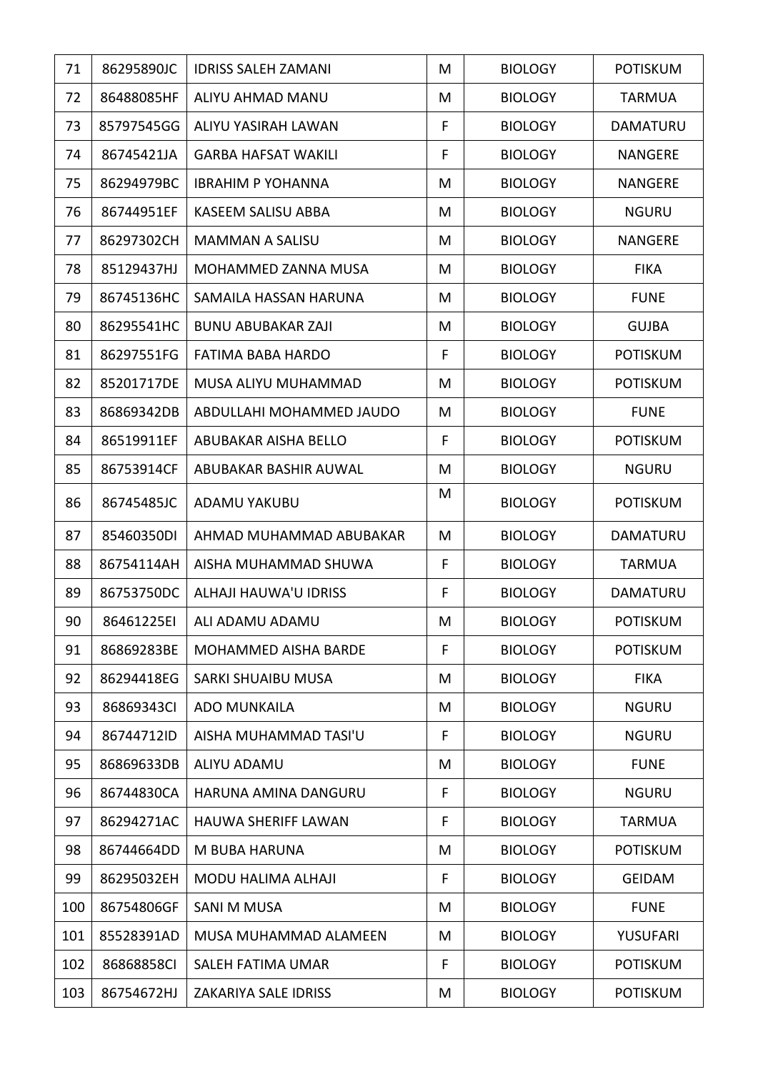| 71 | 86295890JC | IDRISS SALEH ZAMANI | M | BIOLOGY | POTISKUM |
|---|---|---|---|---|---|
| 72 | 86488085HF | ALIYU AHMAD MANU | M | BIOLOGY | TARMUA |
| 73 | 85797545GG | ALIYU YASIRAH LAWAN | F | BIOLOGY | DAMATURU |
| 74 | 86745421JA | GARBA HAFSAT WAKILI | F | BIOLOGY | NANGERE |
| 75 | 86294979BC | IBRAHIM P YOHANNA | M | BIOLOGY | NANGERE |
| 76 | 86744951EF | KASEEM SALISU ABBA | M | BIOLOGY | NGURU |
| 77 | 86297302CH | MAMMAN A SALISU | M | BIOLOGY | NANGERE |
| 78 | 85129437HJ | MOHAMMED ZANNA MUSA | M | BIOLOGY | FIKA |
| 79 | 86745136HC | SAMAILA HASSAN HARUNA | M | BIOLOGY | FUNE |
| 80 | 86295541HC | BUNU ABUBAKAR ZAJI | M | BIOLOGY | GUJBA |
| 81 | 86297551FG | FATIMA BABA HARDO | F | BIOLOGY | POTISKUM |
| 82 | 85201717DE | MUSA ALIYU MUHAMMAD | M | BIOLOGY | POTISKUM |
| 83 | 86869342DB | ABDULLAHI MOHAMMED JAUDO | M | BIOLOGY | FUNE |
| 84 | 86519911EF | ABUBAKAR AISHA BELLO | F | BIOLOGY | POTISKUM |
| 85 | 86753914CF | ABUBAKAR BASHIR AUWAL | M | BIOLOGY | NGURU |
| 86 | 86745485JC | ADAMU YAKUBU | M | BIOLOGY | POTISKUM |
| 87 | 85460350DI | AHMAD MUHAMMAD ABUBAKAR | M | BIOLOGY | DAMATURU |
| 88 | 86754114AH | AISHA MUHAMMAD SHUWA | F | BIOLOGY | TARMUA |
| 89 | 86753750DC | ALHAJI HAUWA'U IDRISS | F | BIOLOGY | DAMATURU |
| 90 | 86461225EI | ALI ADAMU ADAMU | M | BIOLOGY | POTISKUM |
| 91 | 86869283BE | MOHAMMED AISHA BARDE | F | BIOLOGY | POTISKUM |
| 92 | 86294418EG | SARKI SHUAIBU MUSA | M | BIOLOGY | FIKA |
| 93 | 86869343CI | ADO MUNKAILA | M | BIOLOGY | NGURU |
| 94 | 86744712ID | AISHA MUHAMMAD TASI'U | F | BIOLOGY | NGURU |
| 95 | 86869633DB | ALIYU ADAMU | M | BIOLOGY | FUNE |
| 96 | 86744830CA | HARUNA AMINA DANGURU | F | BIOLOGY | NGURU |
| 97 | 86294271AC | HAUWA SHERIFF LAWAN | F | BIOLOGY | TARMUA |
| 98 | 86744664DD | M BUBA HARUNA | M | BIOLOGY | POTISKUM |
| 99 | 86295032EH | MODU HALIMA ALHAJI | F | BIOLOGY | GEIDAM |
| 100 | 86754806GF | SANI M MUSA | M | BIOLOGY | FUNE |
| 101 | 85528391AD | MUSA MUHAMMAD ALAMEEN | M | BIOLOGY | YUSUFARI |
| 102 | 86868858CI | SALEH FATIMA UMAR | F | BIOLOGY | POTISKUM |
| 103 | 86754672HJ | ZAKARIYA SALE IDRISS | M | BIOLOGY | POTISKUM |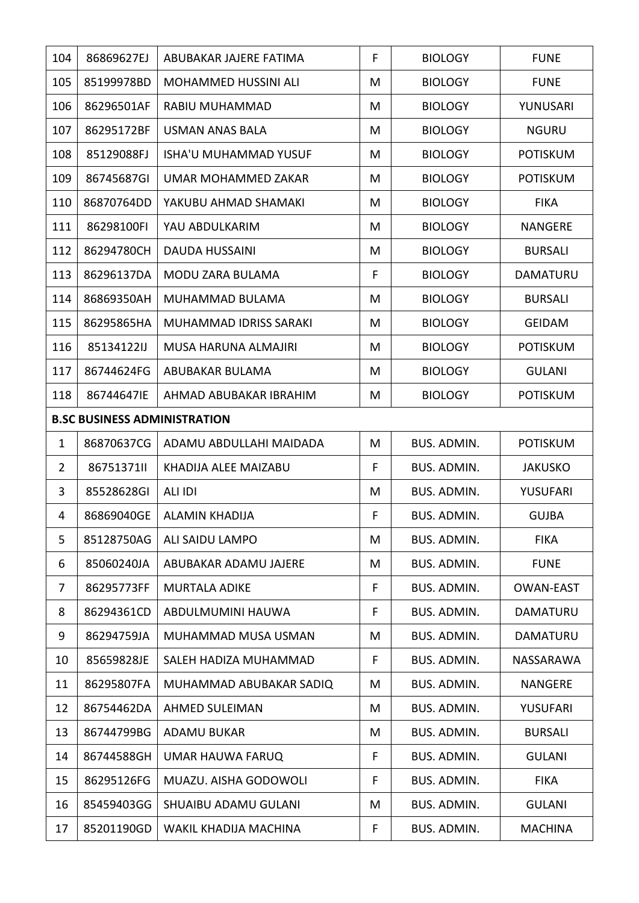| | | | | | |
|---|---|---|---|---|---|
| 104 | 86869627EJ | ABUBAKAR JAJERE FATIMA | F | BIOLOGY | FUNE |
| 105 | 85199978BD | MOHAMMED HUSSINI ALI | M | BIOLOGY | FUNE |
| 106 | 86296501AF | RABIU MUHAMMAD | M | BIOLOGY | YUNUSARI |
| 107 | 86295172BF | USMAN ANAS BALA | M | BIOLOGY | NGURU |
| 108 | 85129088FJ | ISHA'U MUHAMMAD YUSUF | M | BIOLOGY | POTISKUM |
| 109 | 86745687GI | UMAR MOHAMMED ZAKAR | M | BIOLOGY | POTISKUM |
| 110 | 86870764DD | YAKUBU AHMAD SHAMAKI | M | BIOLOGY | FIKA |
| 111 | 86298100FI | YAU ABDULKARIM | M | BIOLOGY | NANGERE |
| 112 | 86294780CH | DAUDA HUSSAINI | M | BIOLOGY | BURSALI |
| 113 | 86296137DA | MODU ZARA BULAMA | F | BIOLOGY | DAMATURU |
| 114 | 86869350AH | MUHAMMAD BULAMA | M | BIOLOGY | BURSALI |
| 115 | 86295865HA | MUHAMMAD IDRISS SARAKI | M | BIOLOGY | GEIDAM |
| 116 | 85134122IJ | MUSA HARUNA ALMAJIRI | M | BIOLOGY | POTISKUM |
| 117 | 86744624FG | ABUBAKAR BULAMA | M | BIOLOGY | GULANI |
| 118 | 86744647IE | AHMAD ABUBAKAR IBRAHIM | M | BIOLOGY | POTISKUM |
| **B.SC BUSINESS ADMINISTRATION** | | | | | |
| 1 | 86870637CG | ADAMU ABDULLAHI MAIDADA | M | BUS. ADMIN. | POTISKUM |
| 2 | 86751371II | KHADIJA ALEE MAIZABU | F | BUS. ADMIN. | JAKUSKO |
| 3 | 85528628GI | ALI IDI | M | BUS. ADMIN. | YUSUFARI |
| 4 | 86869040GE | ALAMIN KHADIJA | F | BUS. ADMIN. | GUJBA |
| 5 | 85128750AG | ALI SAIDU LAMPO | M | BUS. ADMIN. | FIKA |
| 6 | 85060240JA | ABUBAKAR ADAMU JAJERE | M | BUS. ADMIN. | FUNE |
| 7 | 86295773FF | MURTALA ADIKE | F | BUS. ADMIN. | OWAN-EAST |
| 8 | 86294361CD | ABDULMUMINI HAUWA | F | BUS. ADMIN. | DAMATURU |
| 9 | 86294759JA | MUHAMMAD MUSA USMAN | M | BUS. ADMIN. | DAMATURU |
| 10 | 85659828JE | SALEH HADIZA MUHAMMAD | F | BUS. ADMIN. | NASSARAWA |
| 11 | 86295807FA | MUHAMMAD ABUBAKAR SADIQ | M | BUS. ADMIN. | NANGERE |
| 12 | 86754462DA | AHMED SULEIMAN | M | BUS. ADMIN. | YUSUFARI |
| 13 | 86744799BG | ADAMU BUKAR | M | BUS. ADMIN. | BURSALI |
| 14 | 86744588GH | UMAR HAUWA FARUQ | F | BUS. ADMIN. | GULANI |
| 15 | 86295126FG | MUAZU. AISHA GODOWOLI | F | BUS. ADMIN. | FIKA |
| 16 | 85459403GG | SHUAIBU ADAMU GULANI | M | BUS. ADMIN. | GULANI |
| 17 | 85201190GD | WAKIL KHADIJA MACHINA | F | BUS. ADMIN. | MACHINA |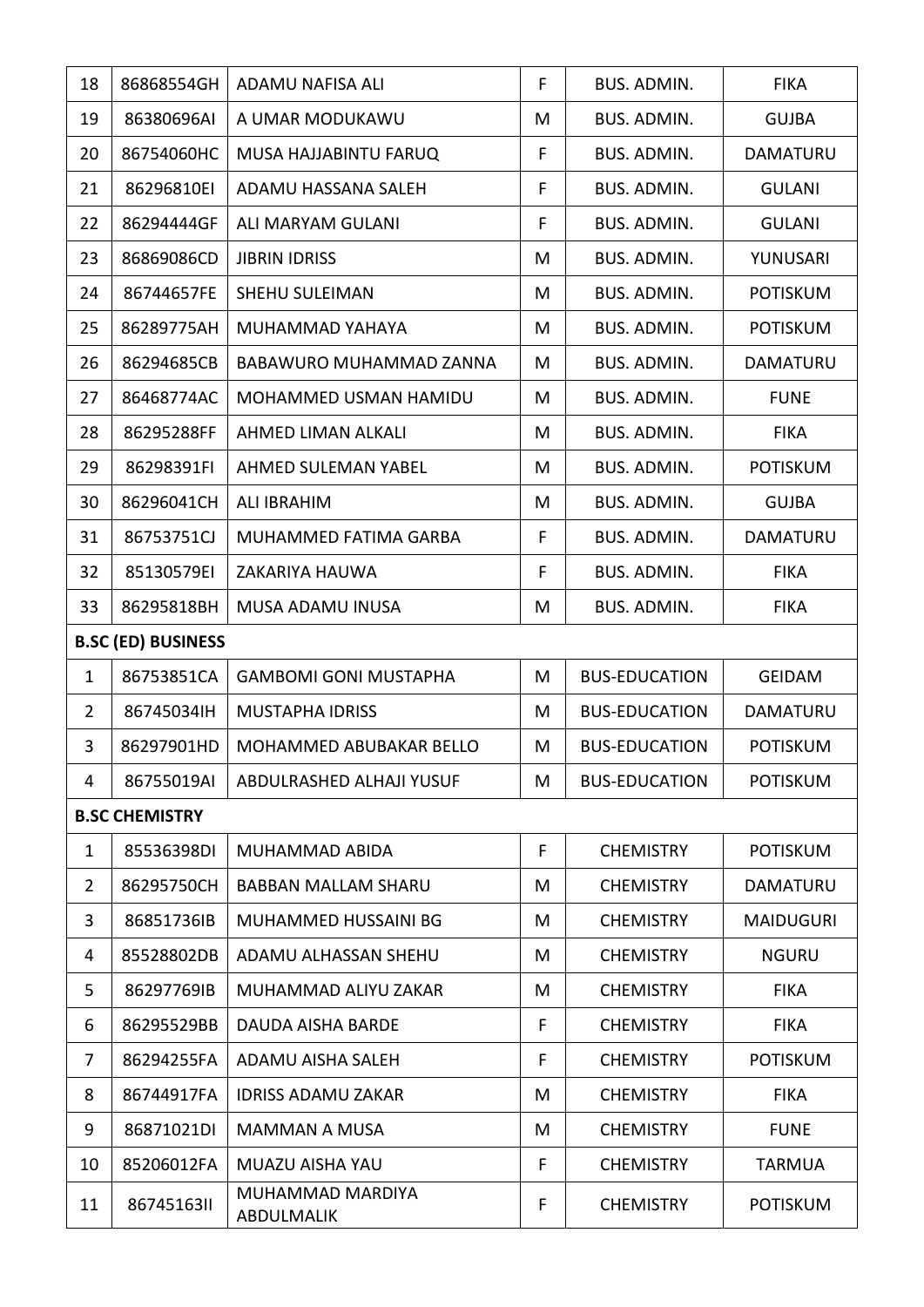| 18 | 86868554GH | ADAMU NAFISA ALI | F | BUS. ADMIN. | FIKA |
|---|---|---|---|---|---|
| 19 | 86380696AI | A UMAR MODUKAWU | M | BUS. ADMIN. | GUJBA |
| 20 | 86754060HC | MUSA HAJJABINTU FARUQ | F | BUS. ADMIN. | DAMATURU |
| 21 | 86296810EI | ADAMU HASSANA SALEH | F | BUS. ADMIN. | GULANI |
| 22 | 86294444GF | ALI MARYAM GULANI | F | BUS. ADMIN. | GULANI |
| 23 | 86869086CD | JIBRIN IDRISS | M | BUS. ADMIN. | YUNUSARI |
| 24 | 86744657FE | SHEHU SULEIMAN | M | BUS. ADMIN. | POTISKUM |
| 25 | 86289775AH | MUHAMMAD YAHAYA | M | BUS. ADMIN. | POTISKUM |
| 26 | 86294685CB | BABAWURO MUHAMMAD ZANNA | M | BUS. ADMIN. | DAMATURU |
| 27 | 86468774AC | MOHAMMED USMAN HAMIDU | M | BUS. ADMIN. | FUNE |
| 28 | 86295288FF | AHMED LIMAN ALKALI | M | BUS. ADMIN. | FIKA |
| 29 | 86298391FI | AHMED SULEMAN YABEL | M | BUS. ADMIN. | POTISKUM |
| 30 | 86296041CH | ALI IBRAHIM | M | BUS. ADMIN. | GUJBA |
| 31 | 86753751CJ | MUHAMMED FATIMA GARBA | F | BUS. ADMIN. | DAMATURU |
| 32 | 85130579EI | ZAKARIYA HAUWA | F | BUS. ADMIN. | FIKA |
| 33 | 86295818BH | MUSA ADAMU INUSA | M | BUS. ADMIN. | FIKA |
| **B.SC (ED) BUSINESS** | | | | | |
| 1 | 86753851CA | GAMBOMI GONI MUSTAPHA | M | BUS-EDUCATION | GEIDAM |
| 2 | 86745034IH | MUSTAPHA IDRISS | M | BUS-EDUCATION | DAMATURU |
| 3 | 86297901HD | MOHAMMED ABUBAKAR BELLO | M | BUS-EDUCATION | POTISKUM |
| 4 | 86755019AI | ABDULRASHED ALHAJI YUSUF | M | BUS-EDUCATION | POTISKUM |
| **B.SC CHEMISTRY** | | | | | |
| 1 | 85536398DI | MUHAMMAD ABIDA | F | CHEMISTRY | POTISKUM |
| 2 | 86295750CH | BABBAN MALLAM SHARU | M | CHEMISTRY | DAMATURU |
| 3 | 86851736IB | MUHAMMED HUSSAINI BG | M | CHEMISTRY | MAIDUGURI |
| 4 | 85528802DB | ADAMU ALHASSAN SHEHU | M | CHEMISTRY | NGURU |
| 5 | 86297769IB | MUHAMMAD ALIYU ZAKAR | M | CHEMISTRY | FIKA |
| 6 | 86295529BB | DAUDA AISHA BARDE | F | CHEMISTRY | FIKA |
| 7 | 86294255FA | ADAMU AISHA SALEH | F | CHEMISTRY | POTISKUM |
| 8 | 86744917FA | IDRISS ADAMU ZAKAR | M | CHEMISTRY | FIKA |
| 9 | 86871021DI | MAMMAN A MUSA | M | CHEMISTRY | FUNE |
| 10 | 85206012FA | MUAZU AISHA YAU | F | CHEMISTRY | TARMUA |
| 11 | 86745163II | MUHAMMAD MARDIYA ABDULMALIK | F | CHEMISTRY | POTISKUM |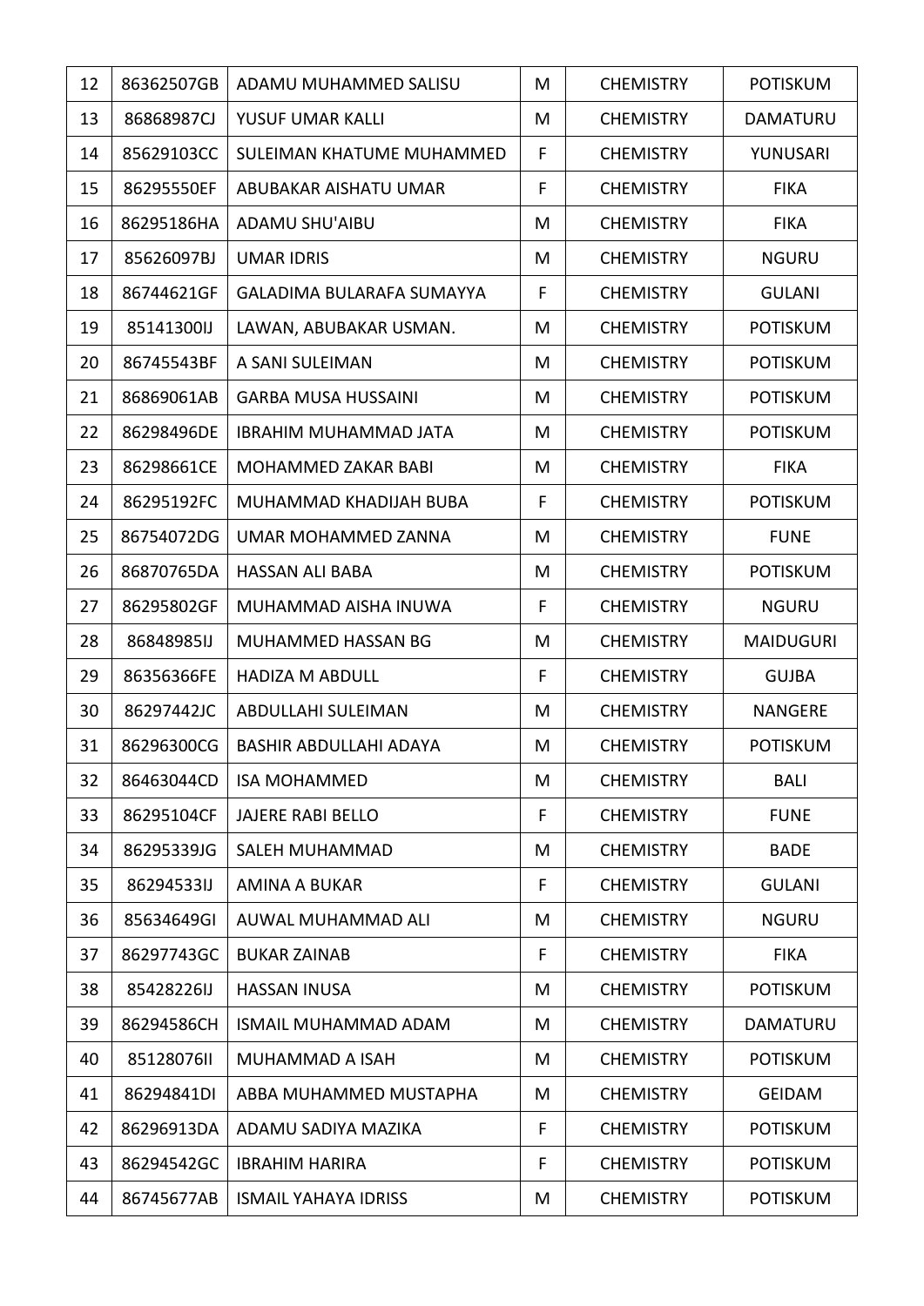| 12 | 86362507GB | ADAMU MUHAMMED SALISU | M | CHEMISTRY | POTISKUM |
|---|---|---|---|---|---|
| 13 | 86868987CJ | YUSUF UMAR KALLI | M | CHEMISTRY | DAMATURU |
| 14 | 85629103CC | SULEIMAN KHATUME MUHAMMED | F | CHEMISTRY | YUNUSARI |
| 15 | 86295550EF | ABUBAKAR AISHATU UMAR | F | CHEMISTRY | FIKA |
| 16 | 86295186HA | ADAMU SHU'AIBU | M | CHEMISTRY | FIKA |
| 17 | 85626097BJ | UMAR IDRIS | M | CHEMISTRY | NGURU |
| 18 | 86744621GF | GALADIMA BULARAFA SUMAYYA | F | CHEMISTRY | GULANI |
| 19 | 85141300IJ | LAWAN, ABUBAKAR USMAN. | M | CHEMISTRY | POTISKUM |
| 20 | 86745543BF | A SANI SULEIMAN | M | CHEMISTRY | POTISKUM |
| 21 | 86869061AB | GARBA MUSA HUSSAINI | M | CHEMISTRY | POTISKUM |
| 22 | 86298496DE | IBRAHIM MUHAMMAD JATA | M | CHEMISTRY | POTISKUM |
| 23 | 86298661CE | MOHAMMED ZAKAR BABI | M | CHEMISTRY | FIKA |
| 24 | 86295192FC | MUHAMMAD KHADIJAH BUBA | F | CHEMISTRY | POTISKUM |
| 25 | 86754072DG | UMAR MOHAMMED ZANNA | M | CHEMISTRY | FUNE |
| 26 | 86870765DA | HASSAN ALI BABA | M | CHEMISTRY | POTISKUM |
| 27 | 86295802GF | MUHAMMAD AISHA INUWA | F | CHEMISTRY | NGURU |
| 28 | 86848985IJ | MUHAMMED HASSAN BG | M | CHEMISTRY | MAIDUGURI |
| 29 | 86356366FE | HADIZA M ABDULL | F | CHEMISTRY | GUJBA |
| 30 | 86297442JC | ABDULLAHI SULEIMAN | M | CHEMISTRY | NANGERE |
| 31 | 86296300CG | BASHIR ABDULLAHI ADAYA | M | CHEMISTRY | POTISKUM |
| 32 | 86463044CD | ISA MOHAMMED | M | CHEMISTRY | BALI |
| 33 | 86295104CF | JAJERE RABI BELLO | F | CHEMISTRY | FUNE |
| 34 | 86295339JG | SALEH MUHAMMAD | M | CHEMISTRY | BADE |
| 35 | 86294533IJ | AMINA A BUKAR | F | CHEMISTRY | GULANI |
| 36 | 85634649GI | AUWAL MUHAMMAD ALI | M | CHEMISTRY | NGURU |
| 37 | 86297743GC | BUKAR ZAINAB | F | CHEMISTRY | FIKA |
| 38 | 85428226IJ | HASSAN INUSA | M | CHEMISTRY | POTISKUM |
| 39 | 86294586CH | ISMAIL MUHAMMAD ADAM | M | CHEMISTRY | DAMATURU |
| 40 | 85128076II | MUHAMMAD A ISAH | M | CHEMISTRY | POTISKUM |
| 41 | 86294841DI | ABBA MUHAMMED MUSTAPHA | M | CHEMISTRY | GEIDAM |
| 42 | 86296913DA | ADAMU SADIYA MAZIKA | F | CHEMISTRY | POTISKUM |
| 43 | 86294542GC | IBRAHIM HARIRA | F | CHEMISTRY | POTISKUM |
| 44 | 86745677AB | ISMAIL YAHAYA IDRISS | M | CHEMISTRY | POTISKUM |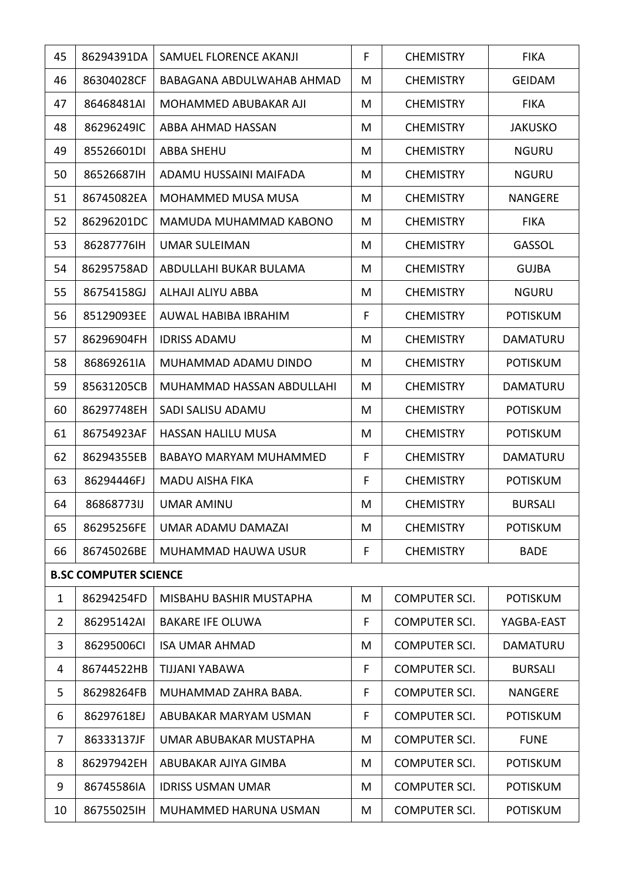| 45 | 86294391DA | SAMUEL FLORENCE AKANJI | F | CHEMISTRY | FIKA |
|---|---|---|---|---|---|
| 46 | 86304028CF | BABAGANA ABDULWAHAB AHMAD | M | CHEMISTRY | GEIDAM |
| 47 | 86468481AI | MOHAMMED ABUBAKAR AJI | M | CHEMISTRY | FIKA |
| 48 | 86296249IC | ABBA AHMAD HASSAN | M | CHEMISTRY | JAKUSKO |
| 49 | 85526601DI | ABBA SHEHU | M | CHEMISTRY | NGURU |
| 50 | 86526687IH | ADAMU HUSSAINI MAIFADA | M | CHEMISTRY | NGURU |
| 51 | 86745082EA | MOHAMMED MUSA MUSA | M | CHEMISTRY | NANGERE |
| 52 | 86296201DC | MAMUDA MUHAMMAD KABONO | M | CHEMISTRY | FIKA |
| 53 | 86287776IH | UMAR SULEIMAN | M | CHEMISTRY | GASSOL |
| 54 | 86295758AD | ABDULLAHI BUKAR BULAMA | M | CHEMISTRY | GUJBA |
| 55 | 86754158GJ | ALHAJI ALIYU ABBA | M | CHEMISTRY | NGURU |
| 56 | 85129093EE | AUWAL HABIBA IBRAHIM | F | CHEMISTRY | POTISKUM |
| 57 | 86296904FH | IDRISS ADAMU | M | CHEMISTRY | DAMATURU |
| 58 | 86869261IA | MUHAMMAD ADAMU DINDO | M | CHEMISTRY | POTISKUM |
| 59 | 85631205CB | MUHAMMAD HASSAN ABDULLAHI | M | CHEMISTRY | DAMATURU |
| 60 | 86297748EH | SADI SALISU ADAMU | M | CHEMISTRY | POTISKUM |
| 61 | 86754923AF | HASSAN HALILU MUSA | M | CHEMISTRY | POTISKUM |
| 62 | 86294355EB | BABAYO MARYAM MUHAMMED | F | CHEMISTRY | DAMATURU |
| 63 | 86294446FJ | MADU AISHA FIKA | F | CHEMISTRY | POTISKUM |
| 64 | 86868773IJ | UMAR AMINU | M | CHEMISTRY | BURSALI |
| 65 | 86295256FE | UMAR ADAMU DAMAZAI | M | CHEMISTRY | POTISKUM |
| 66 | 86745026BE | MUHAMMAD HAUWA USUR | F | CHEMISTRY | BADE |
| **B.SC COMPUTER SCIENCE** | | | | | |
| 1 | 86294254FD | MISBAHU BASHIR MUSTAPHA | M | COMPUTER SCI. | POTISKUM |
| 2 | 86295142AI | BAKARE IFE OLUWA | F | COMPUTER SCI. | YAGBA-EAST |
| 3 | 86295006CI | ISA UMAR AHMAD | M | COMPUTER SCI. | DAMATURU |
| 4 | 86744522HB | TIJJANI YABAWA | F | COMPUTER SCI. | BURSALI |
| 5 | 86298264FB | MUHAMMAD ZAHRA BABA. | F | COMPUTER SCI. | NANGERE |
| 6 | 86297618EJ | ABUBAKAR MARYAM USMAN | F | COMPUTER SCI. | POTISKUM |
| 7 | 86333137JF | UMAR ABUBAKAR MUSTAPHA | M | COMPUTER SCI. | FUNE |
| 8 | 86297942EH | ABUBAKAR AJIYA GIMBA | M | COMPUTER SCI. | POTISKUM |
| 9 | 86745586IA | IDRISS USMAN UMAR | M | COMPUTER SCI. | POTISKUM |
| 10 | 86755025IH | MUHAMMED HARUNA USMAN | M | COMPUTER SCI. | POTISKUM |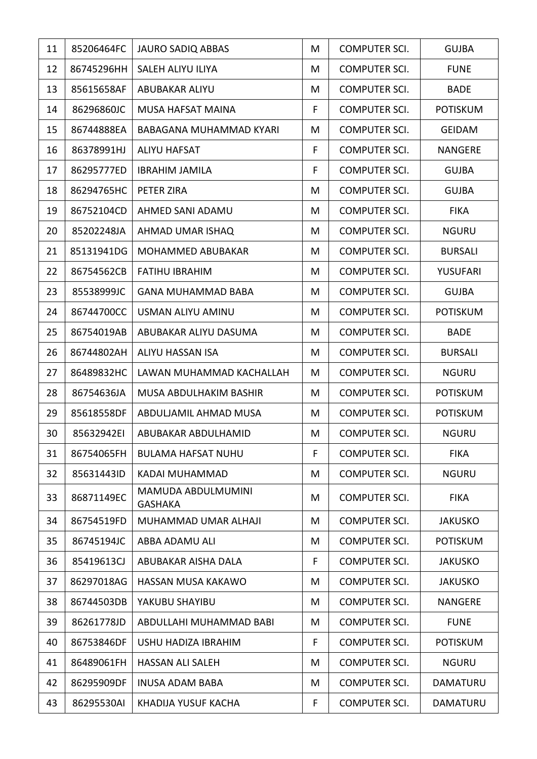| 11 | 85206464FC | JAURO SADIQ ABBAS | M | COMPUTER SCI. | GUJBA |
|---|---|---|---|---|---|
| 12 | 86745296HH | SALEH ALIYU ILIYA | M | COMPUTER SCI. | FUNE |
| 13 | 85615658AF | ABUBAKAR ALIYU | M | COMPUTER SCI. | BADE |
| 14 | 86296860JC | MUSA HAFSAT MAINA | F | COMPUTER SCI. | POTISKUM |
| 15 | 86744888EA | BABAGANA MUHAMMAD KYARI | M | COMPUTER SCI. | GEIDAM |
| 16 | 86378991HJ | ALIYU HAFSAT | F | COMPUTER SCI. | NANGERE |
| 17 | 86295777ED | IBRAHIM JAMILA | F | COMPUTER SCI. | GUJBA |
| 18 | 86294765HC | PETER ZIRA | M | COMPUTER SCI. | GUJBA |
| 19 | 86752104CD | AHMED SANI ADAMU | M | COMPUTER SCI. | FIKA |
| 20 | 85202248JA | AHMAD UMAR ISHAQ | M | COMPUTER SCI. | NGURU |
| 21 | 85131941DG | MOHAMMED ABUBAKAR | M | COMPUTER SCI. | BURSALI |
| 22 | 86754562CB | FATIHU IBRAHIM | M | COMPUTER SCI. | YUSUFARI |
| 23 | 85538999JC | GANA MUHAMMAD BABA | M | COMPUTER SCI. | GUJBA |
| 24 | 86744700CC | USMAN ALIYU AMINU | M | COMPUTER SCI. | POTISKUM |
| 25 | 86754019AB | ABUBAKAR ALIYU DASUMA | M | COMPUTER SCI. | BADE |
| 26 | 86744802AH | ALIYU HASSAN ISA | M | COMPUTER SCI. | BURSALI |
| 27 | 86489832HC | LAWAN MUHAMMAD KACHALLAH | M | COMPUTER SCI. | NGURU |
| 28 | 86754636JA | MUSA ABDULHAKIM BASHIR | M | COMPUTER SCI. | POTISKUM |
| 29 | 85618558DF | ABDULJAMIL AHMAD MUSA | M | COMPUTER SCI. | POTISKUM |
| 30 | 85632942EI | ABUBAKAR ABDULHAMID | M | COMPUTER SCI. | NGURU |
| 31 | 86754065FH | BULAMA HAFSAT NUHU | F | COMPUTER SCI. | FIKA |
| 32 | 85631443ID | KADAI MUHAMMAD | M | COMPUTER SCI. | NGURU |
| 33 | 86871149EC | MAMUDA ABDULMUMINI GASHAKA | M | COMPUTER SCI. | FIKA |
| 34 | 86754519FD | MUHAMMAD UMAR ALHAJI | M | COMPUTER SCI. | JAKUSKO |
| 35 | 86745194JC | ABBA ADAMU ALI | M | COMPUTER SCI. | POTISKUM |
| 36 | 85419613CJ | ABUBAKAR AISHA DALA | F | COMPUTER SCI. | JAKUSKO |
| 37 | 86297018AG | HASSAN MUSA KAKAWO | M | COMPUTER SCI. | JAKUSKO |
| 38 | 86744503DB | YAKUBU SHAYIBU | M | COMPUTER SCI. | NANGERE |
| 39 | 86261778JD | ABDULLAHI MUHAMMAD BABI | M | COMPUTER SCI. | FUNE |
| 40 | 86753846DF | USHU HADIZA IBRAHIM | F | COMPUTER SCI. | POTISKUM |
| 41 | 86489061FH | HASSAN ALI SALEH | M | COMPUTER SCI. | NGURU |
| 42 | 86295909DF | INUSA ADAM BABA | M | COMPUTER SCI. | DAMATURU |
| 43 | 86295530AI | KHADIJA YUSUF KACHA | F | COMPUTER SCI. | DAMATURU |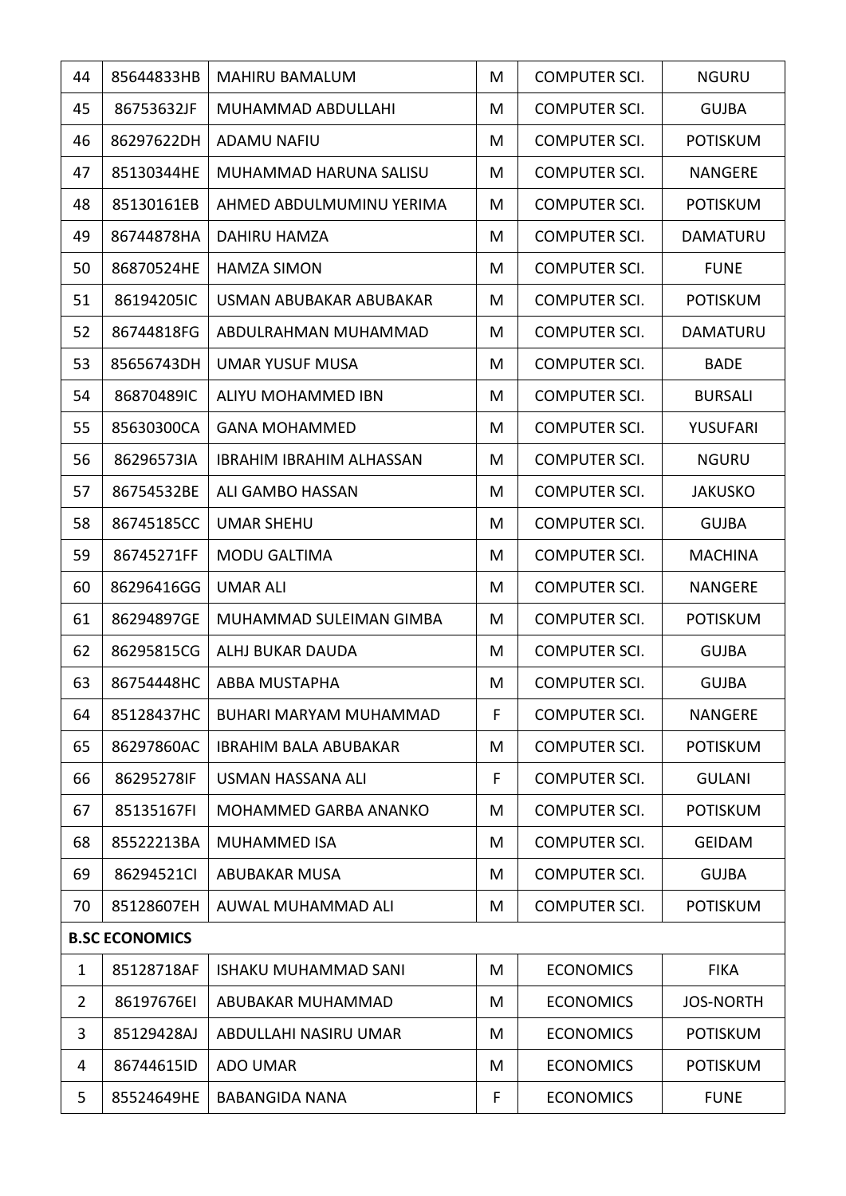| 44 | 85644833HB | MAHIRU BAMALUM | M | COMPUTER SCI. | NGURU |
|---|---|---|---|---|---|
| 45 | 86753632JF | MUHAMMAD ABDULLAHI | M | COMPUTER SCI. | GUJBA |
| 46 | 86297622DH | ADAMU NAFIU | M | COMPUTER SCI. | POTISKUM |
| 47 | 85130344HE | MUHAMMAD HARUNA SALISU | M | COMPUTER SCI. | NANGERE |
| 48 | 85130161EB | AHMED ABDULMUMINU YERIMA | M | COMPUTER SCI. | POTISKUM |
| 49 | 86744878HA | DAHIRU HAMZA | M | COMPUTER SCI. | DAMATURU |
| 50 | 86870524HE | HAMZA SIMON | M | COMPUTER SCI. | FUNE |
| 51 | 86194205IC | USMAN ABUBAKAR ABUBAKAR | M | COMPUTER SCI. | POTISKUM |
| 52 | 86744818FG | ABDULRAHMAN MUHAMMAD | M | COMPUTER SCI. | DAMATURU |
| 53 | 85656743DH | UMAR YUSUF MUSA | M | COMPUTER SCI. | BADE |
| 54 | 86870489IC | ALIYU MOHAMMED IBN | M | COMPUTER SCI. | BURSALI |
| 55 | 85630300CA | GANA MOHAMMED | M | COMPUTER SCI. | YUSUFARI |
| 56 | 86296573IA | IBRAHIM IBRAHIM ALHASSAN | M | COMPUTER SCI. | NGURU |
| 57 | 86754532BE | ALI GAMBO HASSAN | M | COMPUTER SCI. | JAKUSKO |
| 58 | 86745185CC | UMAR SHEHU | M | COMPUTER SCI. | GUJBA |
| 59 | 86745271FF | MODU GALTIMA | M | COMPUTER SCI. | MACHINA |
| 60 | 86296416GG | UMAR ALI | M | COMPUTER SCI. | NANGERE |
| 61 | 86294897GE | MUHAMMAD SULEIMAN GIMBA | M | COMPUTER SCI. | POTISKUM |
| 62 | 86295815CG | ALHJ BUKAR DAUDA | M | COMPUTER SCI. | GUJBA |
| 63 | 86754448HC | ABBA MUSTAPHA | M | COMPUTER SCI. | GUJBA |
| 64 | 85128437HC | BUHARI MARYAM MUHAMMAD | F | COMPUTER SCI. | NANGERE |
| 65 | 86297860AC | IBRAHIM BALA ABUBAKAR | M | COMPUTER SCI. | POTISKUM |
| 66 | 86295278IF | USMAN HASSANA ALI | F | COMPUTER SCI. | GULANI |
| 67 | 85135167FI | MOHAMMED GARBA ANANKO | M | COMPUTER SCI. | POTISKUM |
| 68 | 85522213BA | MUHAMMED ISA | M | COMPUTER SCI. | GEIDAM |
| 69 | 86294521CI | ABUBAKAR MUSA | M | COMPUTER SCI. | GUJBA |
| 70 | 85128607EH | AUWAL MUHAMMAD ALI | M | COMPUTER SCI. | POTISKUM |
| **B.SC ECONOMICS** | | | | | |
| 1 | 85128718AF | ISHAKU MUHAMMAD SANI | M | ECONOMICS | FIKA |
| 2 | 86197676EI | ABUBAKAR MUHAMMAD | M | ECONOMICS | JOS-NORTH |
| 3 | 85129428AJ | ABDULLAHI NASIRU UMAR | M | ECONOMICS | POTISKUM |
| 4 | 86744615ID | ADO UMAR | M | ECONOMICS | POTISKUM |
| 5 | 85524649HE | BABANGIDA NANA | F | ECONOMICS | FUNE |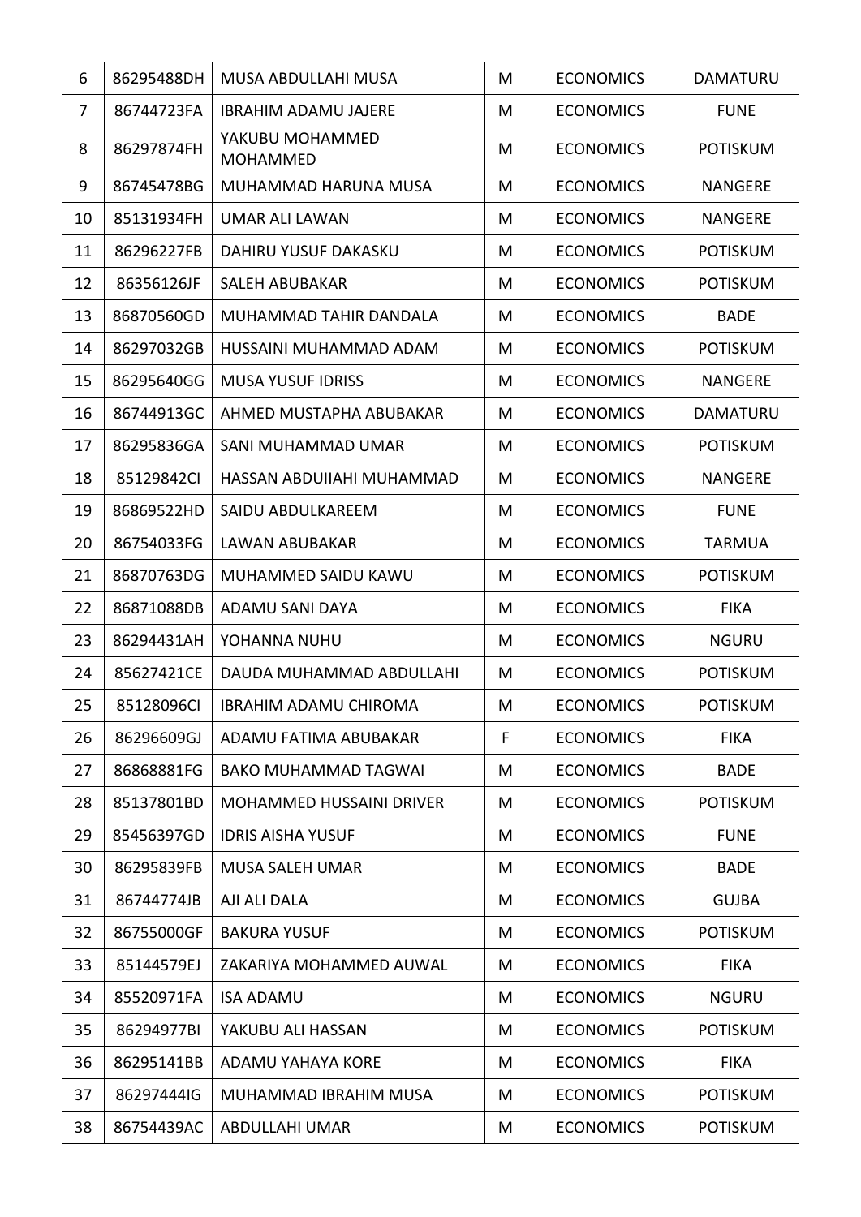| 6 | 86295488DH | MUSA ABDULLAHI MUSA | M | ECONOMICS | DAMATURU |
|---|---|---|---|---|---|
| 7 | 86744723FA | IBRAHIM ADAMU JAJERE | M | ECONOMICS | FUNE |
| 8 | 86297874FH | YAKUBU MOHAMMED MOHAMMED | M | ECONOMICS | POTISKUM |
| 9 | 86745478BG | MUHAMMAD HARUNA MUSA | M | ECONOMICS | NANGERE |
| 10 | 85131934FH | UMAR ALI LAWAN | M | ECONOMICS | NANGERE |
| 11 | 86296227FB | DAHIRU YUSUF DAKASKU | M | ECONOMICS | POTISKUM |
| 12 | 86356126JF | SALEH ABUBAKAR | M | ECONOMICS | POTISKUM |
| 13 | 86870560GD | MUHAMMAD TAHIR DANDALA | M | ECONOMICS | BADE |
| 14 | 86297032GB | HUSSAINI MUHAMMAD ADAM | M | ECONOMICS | POTISKUM |
| 15 | 86295640GG | MUSA YUSUF IDRISS | M | ECONOMICS | NANGERE |
| 16 | 86744913GC | AHMED MUSTAPHA ABUBAKAR | M | ECONOMICS | DAMATURU |
| 17 | 86295836GA | SANI MUHAMMAD UMAR | M | ECONOMICS | POTISKUM |
| 18 | 85129842CI | HASSAN ABDUIIAHI MUHAMMAD | M | ECONOMICS | NANGERE |
| 19 | 86869522HD | SAIDU ABDULKAREEM | M | ECONOMICS | FUNE |
| 20 | 86754033FG | LAWAN ABUBAKAR | M | ECONOMICS | TARMUA |
| 21 | 86870763DG | MUHAMMED SAIDU KAWU | M | ECONOMICS | POTISKUM |
| 22 | 86871088DB | ADAMU SANI DAYA | M | ECONOMICS | FIKA |
| 23 | 86294431AH | YOHANNA NUHU | M | ECONOMICS | NGURU |
| 24 | 85627421CE | DAUDA MUHAMMAD ABDULLAHI | M | ECONOMICS | POTISKUM |
| 25 | 85128096CI | IBRAHIM ADAMU CHIROMA | M | ECONOMICS | POTISKUM |
| 26 | 86296609GJ | ADAMU FATIMA ABUBAKAR | F | ECONOMICS | FIKA |
| 27 | 86868881FG | BAKO MUHAMMAD TAGWAI | M | ECONOMICS | BADE |
| 28 | 85137801BD | MOHAMMED HUSSAINI DRIVER | M | ECONOMICS | POTISKUM |
| 29 | 85456397GD | IDRIS AISHA YUSUF | M | ECONOMICS | FUNE |
| 30 | 86295839FB | MUSA SALEH UMAR | M | ECONOMICS | BADE |
| 31 | 86744774JB | AJI ALI DALA | M | ECONOMICS | GUJBA |
| 32 | 86755000GF | BAKURA YUSUF | M | ECONOMICS | POTISKUM |
| 33 | 85144579EJ | ZAKARIYA MOHAMMED AUWAL | M | ECONOMICS | FIKA |
| 34 | 85520971FA | ISA ADAMU | M | ECONOMICS | NGURU |
| 35 | 86294977BI | YAKUBU ALI HASSAN | M | ECONOMICS | POTISKUM |
| 36 | 86295141BB | ADAMU YAHAYA KORE | M | ECONOMICS | FIKA |
| 37 | 86297444IG | MUHAMMAD IBRAHIM MUSA | M | ECONOMICS | POTISKUM |
| 38 | 86754439AC | ABDULLAHI UMAR | M | ECONOMICS | POTISKUM |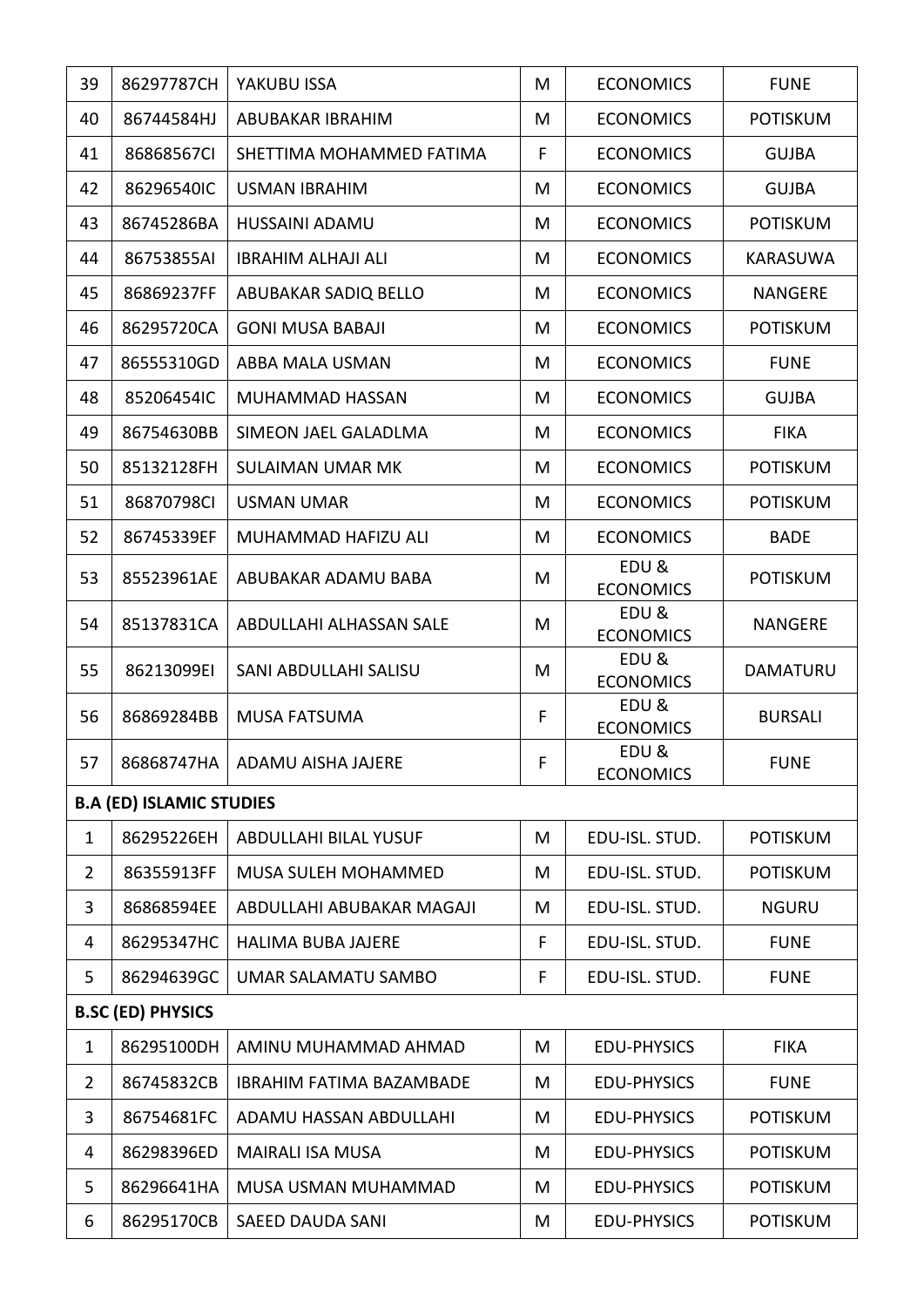| 39 | 86297787CH | YAKUBU ISSA | M | ECONOMICS | FUNE |
|---|---|---|---|---|---|
| 40 | 86744584HJ | ABUBAKAR IBRAHIM | M | ECONOMICS | POTISKUM |
| 41 | 86868567CI | SHETTIMA MOHAMMED FATIMA | F | ECONOMICS | GUJBA |
| 42 | 86296540IC | USMAN IBRAHIM | M | ECONOMICS | GUJBA |
| 43 | 86745286BA | HUSSAINI ADAMU | M | ECONOMICS | POTISKUM |
| 44 | 86753855AI | IBRAHIM ALHAJI ALI | M | ECONOMICS | KARASUWA |
| 45 | 86869237FF | ABUBAKAR SADIQ BELLO | M | ECONOMICS | NANGERE |
| 46 | 86295720CA | GONI MUSA BABAJI | M | ECONOMICS | POTISKUM |
| 47 | 86555310GD | ABBA MALA USMAN | M | ECONOMICS | FUNE |
| 48 | 85206454IC | MUHAMMAD HASSAN | M | ECONOMICS | GUJBA |
| 49 | 86754630BB | SIMEON JAEL GALADLMA | M | ECONOMICS | FIKA |
| 50 | 85132128FH | SULAIMAN UMAR MK | M | ECONOMICS | POTISKUM |
| 51 | 86870798CI | USMAN UMAR | M | ECONOMICS | POTISKUM |
| 52 | 86745339EF | MUHAMMAD HAFIZU ALI | M | ECONOMICS | BADE |
| 53 | 85523961AE | ABUBAKAR ADAMU BABA | M | EDU & ECONOMICS | POTISKUM |
| 54 | 85137831CA | ABDULLAHI ALHASSAN SALE | M | EDU & ECONOMICS | NANGERE |
| 55 | 86213099EI | SANI ABDULLAHI SALISU | M | EDU & ECONOMICS | DAMATURU |
| 56 | 86869284BB | MUSA FATSUMA | F | EDU & ECONOMICS | BURSALI |
| 57 | 86868747HA | ADAMU AISHA JAJERE | F | EDU & ECONOMICS | FUNE |
| **B.A (ED) ISLAMIC STUDIES** | | | | | |
| 1 | 86295226EH | ABDULLAHI BILAL YUSUF | M | EDU-ISL. STUD. | POTISKUM |
| 2 | 86355913FF | MUSA SULEH MOHAMMED | M | EDU-ISL. STUD. | POTISKUM |
| 3 | 86868594EE | ABDULLAHI ABUBAKAR MAGAJI | M | EDU-ISL. STUD. | NGURU |
| 4 | 86295347HC | HALIMA BUBA JAJERE | F | EDU-ISL. STUD. | FUNE |
| 5 | 86294639GC | UMAR SALAMATU SAMBO | F | EDU-ISL. STUD. | FUNE |
| **B.SC (ED) PHYSICS** | | | | | |
| 1 | 86295100DH | AMINU MUHAMMAD AHMAD | M | EDU-PHYSICS | FIKA |
| 2 | 86745832CB | IBRAHIM FATIMA BAZAMBADE | M | EDU-PHYSICS | FUNE |
| 3 | 86754681FC | ADAMU HASSAN ABDULLAHI | M | EDU-PHYSICS | POTISKUM |
| 4 | 86298396ED | MAIRALI ISA MUSA | M | EDU-PHYSICS | POTISKUM |
| 5 | 86296641HA | MUSA USMAN MUHAMMAD | M | EDU-PHYSICS | POTISKUM |
| 6 | 86295170CB | SAEED DAUDA SANI | M | EDU-PHYSICS | POTISKUM |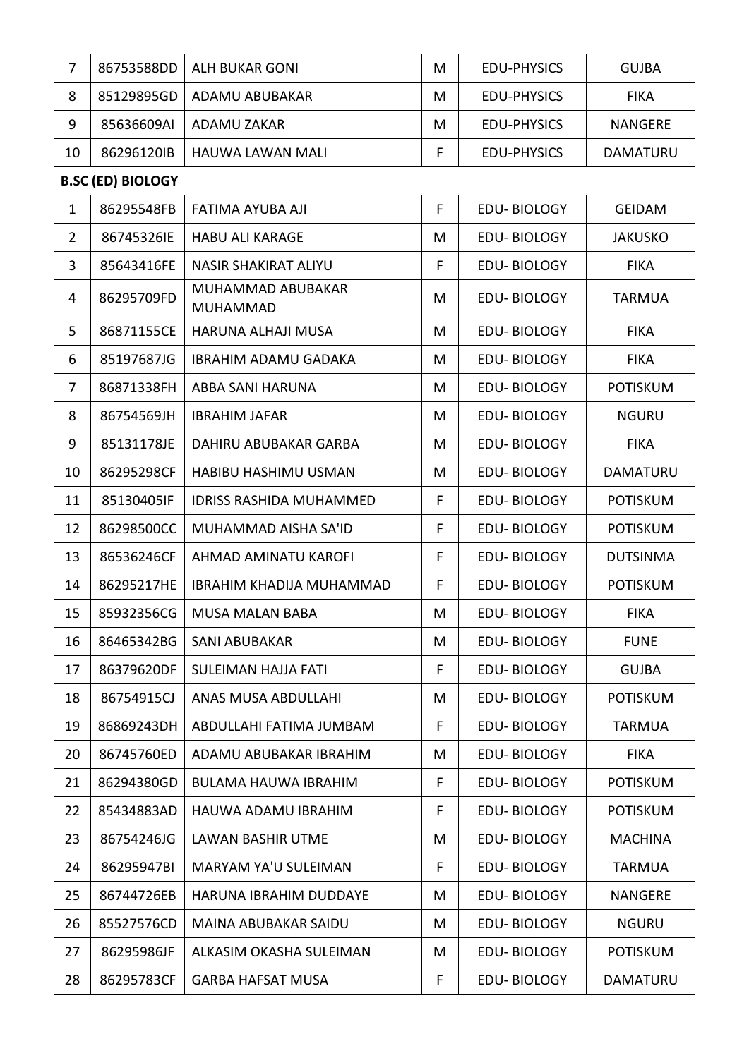| 7 | 86753588DD | ALH BUKAR GONI | M | EDU-PHYSICS | GUJBA |
|---|---|---|---|---|---|
| 8 | 85129895GD | ADAMU ABUBAKAR | M | EDU-PHYSICS | FIKA |
| 9 | 85636609AI | ADAMU ZAKAR | M | EDU-PHYSICS | NANGERE |
| 10 | 86296120IB | HAUWA LAWAN MALI | F | EDU-PHYSICS | DAMATURU |
| **B.SC (ED) BIOLOGY** | | | | | |
| 1 | 86295548FB | FATIMA AYUBA AJI | F | EDU- BIOLOGY | GEIDAM |
| 2 | 86745326IE | HABU ALI KARAGE | M | EDU- BIOLOGY | JAKUSKO |
| 3 | 85643416FE | NASIR SHAKIRAT ALIYU | F | EDU- BIOLOGY | FIKA |
| 4 | 86295709FD | MUHAMMAD ABUBAKAR MUHAMMAD | M | EDU- BIOLOGY | TARMUA |
| 5 | 86871155CE | HARUNA ALHAJI MUSA | M | EDU- BIOLOGY | FIKA |
| 6 | 85197687JG | IBRAHIM ADAMU GADAKA | M | EDU- BIOLOGY | FIKA |
| 7 | 86871338FH | ABBA SANI HARUNA | M | EDU- BIOLOGY | POTISKUM |
| 8 | 86754569JH | IBRAHIM JAFAR | M | EDU- BIOLOGY | NGURU |
| 9 | 85131178JE | DAHIRU ABUBAKAR GARBA | M | EDU- BIOLOGY | FIKA |
| 10 | 86295298CF | HABIBU HASHIMU USMAN | M | EDU- BIOLOGY | DAMATURU |
| 11 | 85130405IF | IDRISS RASHIDA MUHAMMED | F | EDU- BIOLOGY | POTISKUM |
| 12 | 86298500CC | MUHAMMAD AISHA SA'ID | F | EDU- BIOLOGY | POTISKUM |
| 13 | 86536246CF | AHMAD AMINATU KAROFI | F | EDU- BIOLOGY | DUTSINMA |
| 14 | 86295217HE | IBRAHIM KHADIJA MUHAMMAD | F | EDU- BIOLOGY | POTISKUM |
| 15 | 85932356CG | MUSA MALAN BABA | M | EDU- BIOLOGY | FIKA |
| 16 | 86465342BG | SANI ABUBAKAR | M | EDU- BIOLOGY | FUNE |
| 17 | 86379620DF | SULEIMAN HAJJA FATI | F | EDU- BIOLOGY | GUJBA |
| 18 | 86754915CJ | ANAS MUSA ABDULLAHI | M | EDU- BIOLOGY | POTISKUM |
| 19 | 86869243DH | ABDULLAHI FATIMA JUMBAM | F | EDU- BIOLOGY | TARMUA |
| 20 | 86745760ED | ADAMU ABUBAKAR IBRAHIM | M | EDU- BIOLOGY | FIKA |
| 21 | 86294380GD | BULAMA HAUWA IBRAHIM | F | EDU- BIOLOGY | POTISKUM |
| 22 | 85434883AD | HAUWA ADAMU IBRAHIM | F | EDU- BIOLOGY | POTISKUM |
| 23 | 86754246JG | LAWAN BASHIR UTME | M | EDU- BIOLOGY | MACHINA |
| 24 | 86295947BI | MARYAM YA'U SULEIMAN | F | EDU- BIOLOGY | TARMUA |
| 25 | 86744726EB | HARUNA IBRAHIM DUDDAYE | M | EDU- BIOLOGY | NANGERE |
| 26 | 85527576CD | MAINA ABUBAKAR SAIDU | M | EDU- BIOLOGY | NGURU |
| 27 | 86295986JF | ALKASIM OKASHA SULEIMAN | M | EDU- BIOLOGY | POTISKUM |
| 28 | 86295783CF | GARBA HAFSAT MUSA | F | EDU- BIOLOGY | DAMATURU |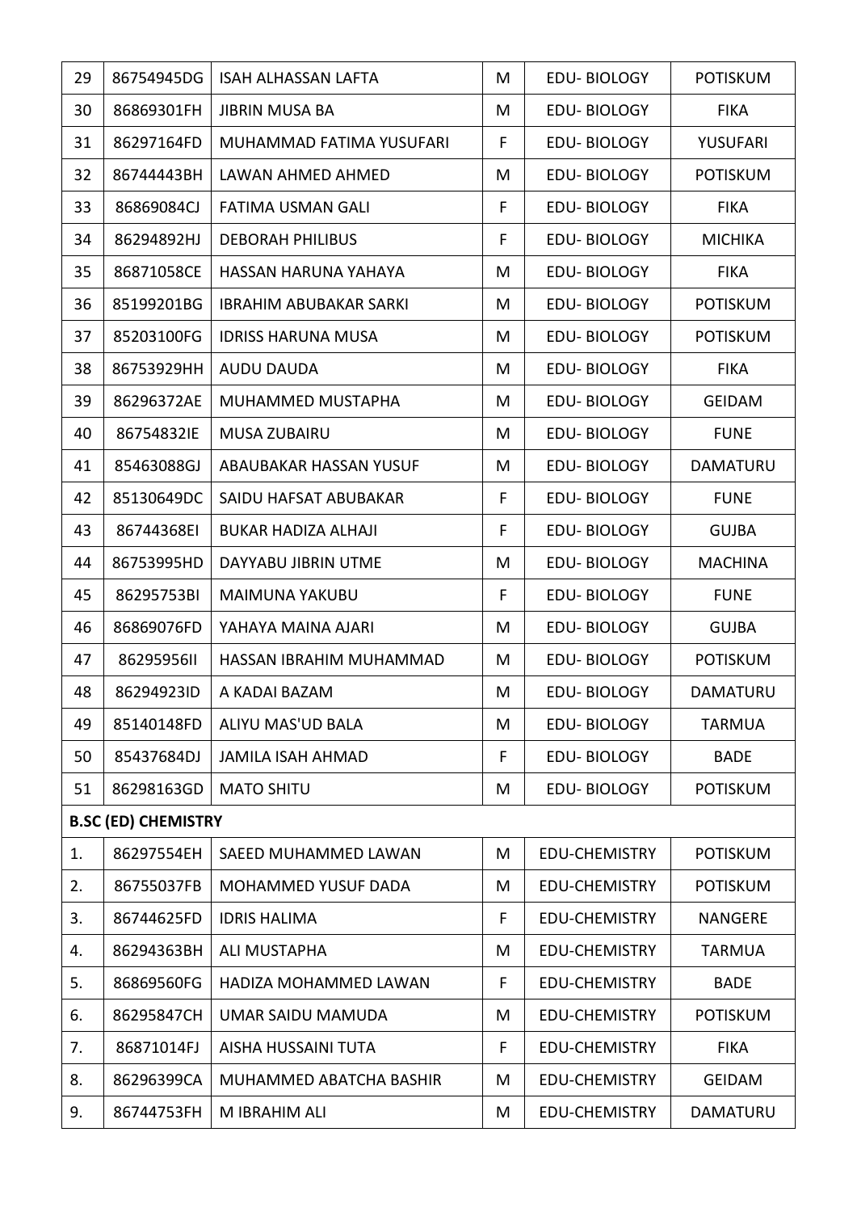| 29 | 86754945DG | ISAH ALHASSAN LAFTA | M | EDU- BIOLOGY | POTISKUM |
|---|---|---|---|---|---|
| 30 | 86869301FH | JIBRIN MUSA BA | M | EDU- BIOLOGY | FIKA |
| 31 | 86297164FD | MUHAMMAD FATIMA YUSUFARI | F | EDU- BIOLOGY | YUSUFARI |
| 32 | 86744443BH | LAWAN AHMED AHMED | M | EDU- BIOLOGY | POTISKUM |
| 33 | 86869084CJ | FATIMA USMAN GALI | F | EDU- BIOLOGY | FIKA |
| 34 | 86294892HJ | DEBORAH PHILIBUS | F | EDU- BIOLOGY | MICHIKA |
| 35 | 86871058CE | HASSAN HARUNA YAHAYA | M | EDU- BIOLOGY | FIKA |
| 36 | 85199201BG | IBRAHIM ABUBAKAR SARKI | M | EDU- BIOLOGY | POTISKUM |
| 37 | 85203100FG | IDRISS HARUNA MUSA | M | EDU- BIOLOGY | POTISKUM |
| 38 | 86753929HH | AUDU DAUDA | M | EDU- BIOLOGY | FIKA |
| 39 | 86296372AE | MUHAMMED MUSTAPHA | M | EDU- BIOLOGY | GEIDAM |
| 40 | 86754832IE | MUSA ZUBAIRU | M | EDU- BIOLOGY | FUNE |
| 41 | 85463088GJ | ABAUBAKAR HASSAN YUSUF | M | EDU- BIOLOGY | DAMATURU |
| 42 | 85130649DC | SAIDU HAFSAT ABUBAKAR | F | EDU- BIOLOGY | FUNE |
| 43 | 86744368EI | BUKAR HADIZA ALHAJI | F | EDU- BIOLOGY | GUJBA |
| 44 | 86753995HD | DAYYABU JIBRIN UTME | M | EDU- BIOLOGY | MACHINA |
| 45 | 86295753BI | MAIMUNA YAKUBU | F | EDU- BIOLOGY | FUNE |
| 46 | 86869076FD | YAHAYA MAINA AJARI | M | EDU- BIOLOGY | GUJBA |
| 47 | 86295956II | HASSAN IBRAHIM MUHAMMAD | M | EDU- BIOLOGY | POTISKUM |
| 48 | 86294923ID | A KADAI BAZAM | M | EDU- BIOLOGY | DAMATURU |
| 49 | 85140148FD | ALIYU MAS'UD BALA | M | EDU- BIOLOGY | TARMUA |
| 50 | 85437684DJ | JAMILA ISAH AHMAD | F | EDU- BIOLOGY | BADE |
| 51 | 86298163GD | MATO SHITU | M | EDU- BIOLOGY | POTISKUM |
| **B.SC (ED) CHEMISTRY** | | | | | |
| 1. | 86297554EH | SAEED MUHAMMED LAWAN | M | EDU-CHEMISTRY | POTISKUM |
| 2. | 86755037FB | MOHAMMED YUSUF DADA | M | EDU-CHEMISTRY | POTISKUM |
| 3. | 86744625FD | IDRIS HALIMA | F | EDU-CHEMISTRY | NANGERE |
| 4. | 86294363BH | ALI MUSTAPHA | M | EDU-CHEMISTRY | TARMUA |
| 5. | 86869560FG | HADIZA MOHAMMED LAWAN | F | EDU-CHEMISTRY | BADE |
| 6. | 86295847CH | UMAR SAIDU MAMUDA | M | EDU-CHEMISTRY | POTISKUM |
| 7. | 86871014FJ | AISHA HUSSAINI TUTA | F | EDU-CHEMISTRY | FIKA |
| 8. | 86296399CA | MUHAMMED ABATCHA BASHIR | M | EDU-CHEMISTRY | GEIDAM |
| 9. | 86744753FH | M IBRAHIM ALI | M | EDU-CHEMISTRY | DAMATURU |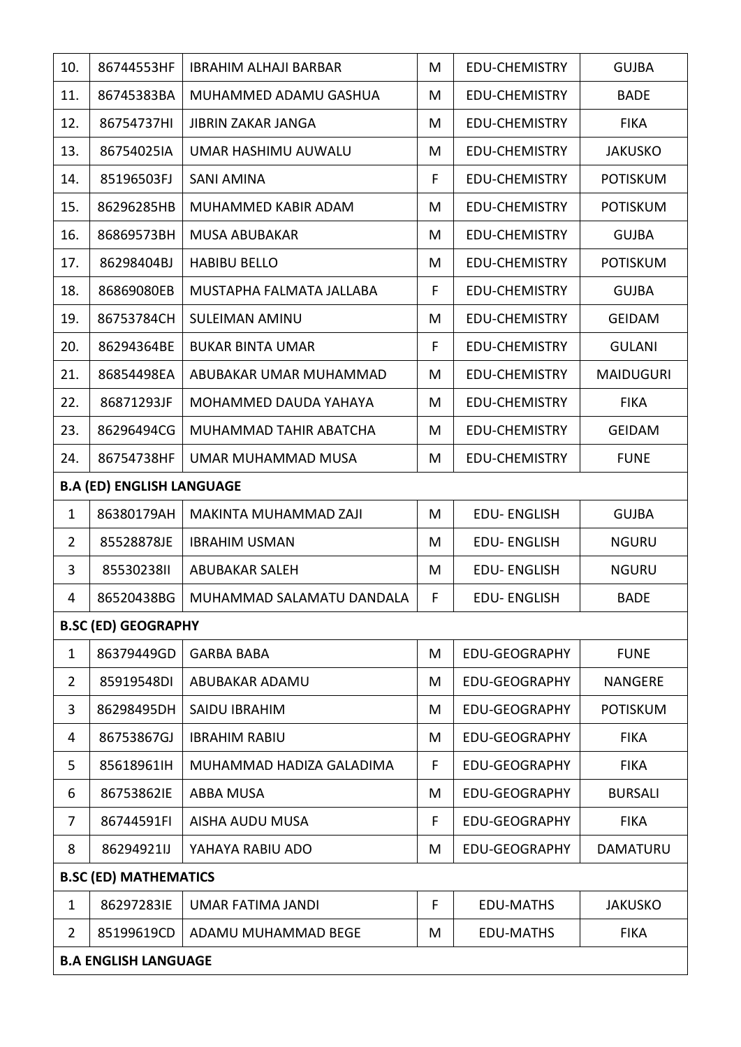| 10. | 86744553HF | IBRAHIM ALHAJI BARBAR | M | EDU-CHEMISTRY | GUJBA |
|---|---|---|---|---|---|
| 11. | 86745383BA | MUHAMMED ADAMU GASHUA | M | EDU-CHEMISTRY | BADE |
| 12. | 86754737HI | JIBRIN ZAKAR JANGA | M | EDU-CHEMISTRY | FIKA |
| 13. | 86754025IA | UMAR HASHIMU AUWALU | M | EDU-CHEMISTRY | JAKUSKO |
| 14. | 85196503FJ | SANI AMINA | F | EDU-CHEMISTRY | POTISKUM |
| 15. | 86296285HB | MUHAMMED KABIR ADAM | M | EDU-CHEMISTRY | POTISKUM |
| 16. | 86869573BH | MUSA ABUBAKAR | M | EDU-CHEMISTRY | GUJBA |
| 17. | 86298404BJ | HABIBU BELLO | M | EDU-CHEMISTRY | POTISKUM |
| 18. | 86869080EB | MUSTAPHA FALMATA JALLABA | F | EDU-CHEMISTRY | GUJBA |
| 19. | 86753784CH | SULEIMAN AMINU | M | EDU-CHEMISTRY | GEIDAM |
| 20. | 86294364BE | BUKAR BINTA UMAR | F | EDU-CHEMISTRY | GULANI |
| 21. | 86854498EA | ABUBAKAR UMAR MUHAMMAD | M | EDU-CHEMISTRY | MAIDUGURI |
| 22. | 86871293JF | MOHAMMED DAUDA YAHAYA | M | EDU-CHEMISTRY | FIKA |
| 23. | 86296494CG | MUHAMMAD TAHIR ABATCHA | M | EDU-CHEMISTRY | GEIDAM |
| 24. | 86754738HF | UMAR MUHAMMAD MUSA | M | EDU-CHEMISTRY | FUNE |
| **B.A (ED) ENGLISH LANGUAGE** | | | | | |
| 1 | 86380179AH | MAKINTA MUHAMMAD ZAJI | M | EDU- ENGLISH | GUJBA |
| 2 | 85528878JE | IBRAHIM USMAN | M | EDU- ENGLISH | NGURU |
| 3 | 85530238II | ABUBAKAR SALEH | M | EDU- ENGLISH | NGURU |
| 4 | 86520438BG | MUHAMMAD SALAMATU DANDALA | F | EDU- ENGLISH | BADE |
| **B.SC (ED) GEOGRAPHY** | | | | | |
| 1 | 86379449GD | GARBA BABA | M | EDU-GEOGRAPHY | FUNE |
| 2 | 85919548DI | ABUBAKAR ADAMU | M | EDU-GEOGRAPHY | NANGERE |
| 3 | 86298495DH | SAIDU IBRAHIM | M | EDU-GEOGRAPHY | POTISKUM |
| 4 | 86753867GJ | IBRAHIM RABIU | M | EDU-GEOGRAPHY | FIKA |
| 5 | 85618961IH | MUHAMMAD HADIZA GALADIMA | F | EDU-GEOGRAPHY | FIKA |
| 6 | 86753862IE | ABBA MUSA | M | EDU-GEOGRAPHY | BURSALI |
| 7 | 86744591FI | AISHA AUDU MUSA | F | EDU-GEOGRAPHY | FIKA |
| 8 | 86294921IJ | YAHAYA RABIU ADO | M | EDU-GEOGRAPHY | DAMATURU |
| **B.SC (ED) MATHEMATICS** | | | | | |
| 1 | 86297283IE | UMAR FATIMA JANDI | F | EDU-MATHS | JAKUSKO |
| 2 | 85199619CD | ADAMU MUHAMMAD BEGE | M | EDU-MATHS | FIKA |
| **B.A ENGLISH LANGUAGE** | | | | | |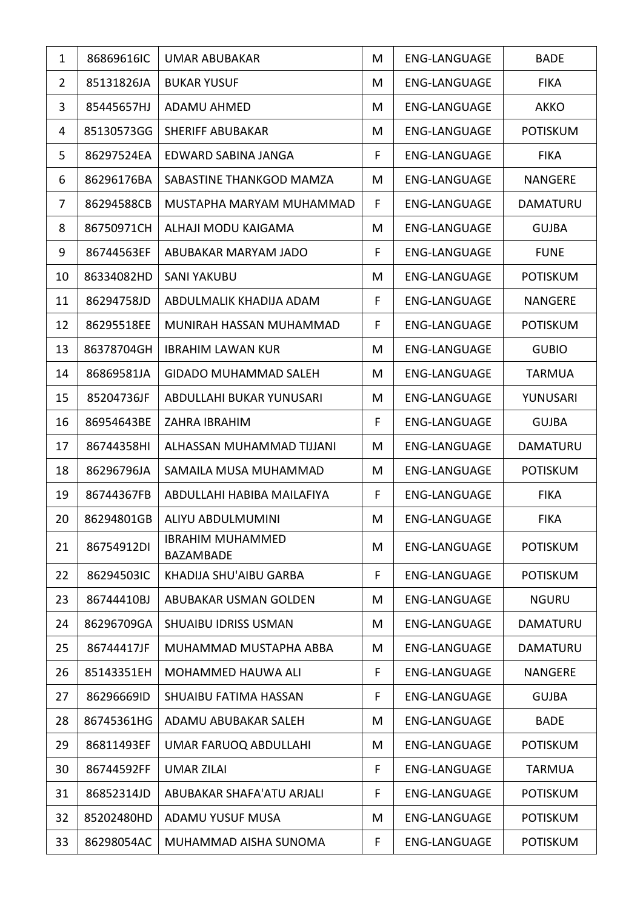| 1 | 86869616IC | UMAR ABUBAKAR | M | ENG-LANGUAGE | BADE |
|---|---|---|---|---|---|
| 2 | 85131826JA | BUKAR YUSUF | M | ENG-LANGUAGE | FIKA |
| 3 | 85445657HJ | ADAMU AHMED | M | ENG-LANGUAGE | AKKO |
| 4 | 85130573GG | SHERIFF ABUBAKAR | M | ENG-LANGUAGE | POTISKUM |
| 5 | 86297524EA | EDWARD SABINA JANGA | F | ENG-LANGUAGE | FIKA |
| 6 | 86296176BA | SABASTINE THANKGOD MAMZA | M | ENG-LANGUAGE | NANGERE |
| 7 | 86294588CB | MUSTAPHA MARYAM MUHAMMAD | F | ENG-LANGUAGE | DAMATURU |
| 8 | 86750971CH | ALHAJI MODU KAIGAMA | M | ENG-LANGUAGE | GUJBA |
| 9 | 86744563EF | ABUBAKAR MARYAM JADO | F | ENG-LANGUAGE | FUNE |
| 10 | 86334082HD | SANI YAKUBU | M | ENG-LANGUAGE | POTISKUM |
| 11 | 86294758JD | ABDULMALIK KHADIJA ADAM | F | ENG-LANGUAGE | NANGERE |
| 12 | 86295518EE | MUNIRAH HASSAN MUHAMMAD | F | ENG-LANGUAGE | POTISKUM |
| 13 | 86378704GH | IBRAHIM LAWAN KUR | M | ENG-LANGUAGE | GUBIO |
| 14 | 86869581JA | GIDADO MUHAMMAD SALEH | M | ENG-LANGUAGE | TARMUA |
| 15 | 85204736JF | ABDULLAHI BUKAR YUNUSARI | M | ENG-LANGUAGE | YUNUSARI |
| 16 | 86954643BE | ZAHRA IBRAHIM | F | ENG-LANGUAGE | GUJBA |
| 17 | 86744358HI | ALHASSAN MUHAMMAD TIJJANI | M | ENG-LANGUAGE | DAMATURU |
| 18 | 86296796JA | SAMAILA MUSA MUHAMMAD | M | ENG-LANGUAGE | POTISKUM |
| 19 | 86744367FB | ABDULLAHI HABIBA MAILAFIYA | F | ENG-LANGUAGE | FIKA |
| 20 | 86294801GB | ALIYU ABDULMUMINI | M | ENG-LANGUAGE | FIKA |
| 21 | 86754912DI | IBRAHIM MUHAMMED BAZAMBADE | M | ENG-LANGUAGE | POTISKUM |
| 22 | 86294503IC | KHADIJA SHU'AIBU GARBA | F | ENG-LANGUAGE | POTISKUM |
| 23 | 86744410BJ | ABUBAKAR USMAN GOLDEN | M | ENG-LANGUAGE | NGURU |
| 24 | 86296709GA | SHUAIBU IDRISS USMAN | M | ENG-LANGUAGE | DAMATURU |
| 25 | 86744417JF | MUHAMMAD MUSTAPHA ABBA | M | ENG-LANGUAGE | DAMATURU |
| 26 | 85143351EH | MOHAMMED HAUWA ALI | F | ENG-LANGUAGE | NANGERE |
| 27 | 86296669ID | SHUAIBU FATIMA HASSAN | F | ENG-LANGUAGE | GUJBA |
| 28 | 86745361HG | ADAMU ABUBAKAR SALEH | M | ENG-LANGUAGE | BADE |
| 29 | 86811493EF | UMAR FARUOQ ABDULLAHI | M | ENG-LANGUAGE | POTISKUM |
| 30 | 86744592FF | UMAR ZILAI | F | ENG-LANGUAGE | TARMUA |
| 31 | 86852314JD | ABUBAKAR SHAFA'ATU ARJALI | F | ENG-LANGUAGE | POTISKUM |
| 32 | 85202480HD | ADAMU YUSUF MUSA | M | ENG-LANGUAGE | POTISKUM |
| 33 | 86298054AC | MUHAMMAD AISHA SUNOMA | F | ENG-LANGUAGE | POTISKUM |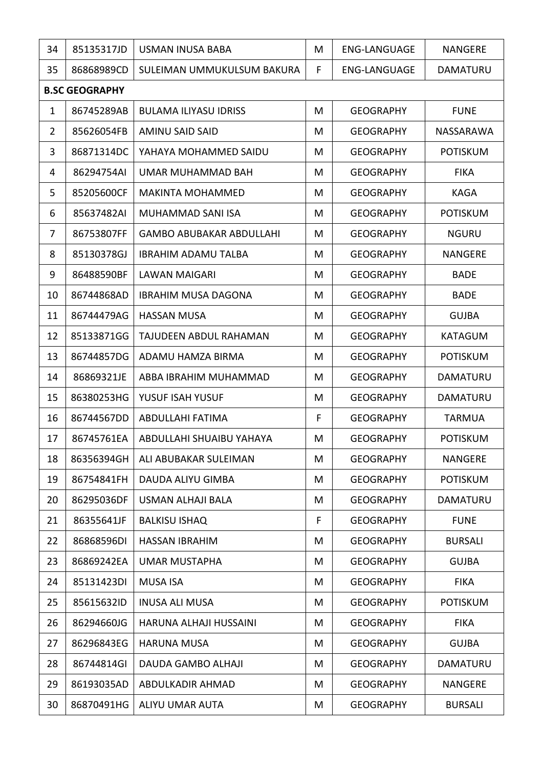| 34 | 85135317JD | USMAN INUSA BABA | M | ENG-LANGUAGE | NANGERE |
|---|---|---|---|---|---|
| 35 | 86868989CD | SULEIMAN UMMUKULSUM BAKURA | F | ENG-LANGUAGE | DAMATURU |
| **B.SC GEOGRAPHY** | | | | | |
| 1 | 86745289AB | BULAMA ILIYASU IDRISS | M | GEOGRAPHY | FUNE |
| 2 | 85626054FB | AMINU SAID SAID | M | GEOGRAPHY | NASSARAWA |
| 3 | 86871314DC | YAHAYA MOHAMMED SAIDU | M | GEOGRAPHY | POTISKUM |
| 4 | 86294754AI | UMAR MUHAMMAD BAH | M | GEOGRAPHY | FIKA |
| 5 | 85205600CF | MAKINTA MOHAMMED | M | GEOGRAPHY | KAGA |
| 6 | 85637482AI | MUHAMMAD SANI ISA | M | GEOGRAPHY | POTISKUM |
| 7 | 86753807FF | GAMBO ABUBAKAR ABDULLAHI | M | GEOGRAPHY | NGURU |
| 8 | 85130378GJ | IBRAHIM ADAMU TALBA | M | GEOGRAPHY | NANGERE |
| 9 | 86488590BF | LAWAN MAIGARI | M | GEOGRAPHY | BADE |
| 10 | 86744868AD | IBRAHIM MUSA DAGONA | M | GEOGRAPHY | BADE |
| 11 | 86744479AG | HASSAN MUSA | M | GEOGRAPHY | GUJBA |
| 12 | 85133871GG | TAJUDEEN ABDUL RAHAMAN | M | GEOGRAPHY | KATAGUM |
| 13 | 86744857DG | ADAMU HAMZA BIRMA | M | GEOGRAPHY | POTISKUM |
| 14 | 86869321JE | ABBA IBRAHIM MUHAMMAD | M | GEOGRAPHY | DAMATURU |
| 15 | 86380253HG | YUSUF ISAH YUSUF | M | GEOGRAPHY | DAMATURU |
| 16 | 86744567DD | ABDULLAHI FATIMA | F | GEOGRAPHY | TARMUA |
| 17 | 86745761EA | ABDULLAHI SHUAIBU YAHAYA | M | GEOGRAPHY | POTISKUM |
| 18 | 86356394GH | ALI ABUBAKAR SULEIMAN | M | GEOGRAPHY | NANGERE |
| 19 | 86754841FH | DAUDA ALIYU GIMBA | M | GEOGRAPHY | POTISKUM |
| 20 | 86295036DF | USMAN ALHAJI BALA | M | GEOGRAPHY | DAMATURU |
| 21 | 86355641JF | BALKISU ISHAQ | F | GEOGRAPHY | FUNE |
| 22 | 86868596DI | HASSAN IBRAHIM | M | GEOGRAPHY | BURSALI |
| 23 | 86869242EA | UMAR MUSTAPHA | M | GEOGRAPHY | GUJBA |
| 24 | 85131423DI | MUSA ISA | M | GEOGRAPHY | FIKA |
| 25 | 85615632ID | INUSA ALI MUSA | M | GEOGRAPHY | POTISKUM |
| 26 | 86294660JG | HARUNA ALHAJI HUSSAINI | M | GEOGRAPHY | FIKA |
| 27 | 86296843EG | HARUNA MUSA | M | GEOGRAPHY | GUJBA |
| 28 | 86744814GI | DAUDA GAMBO ALHAJI | M | GEOGRAPHY | DAMATURU |
| 29 | 86193035AD | ABDULKADIR AHMAD | M | GEOGRAPHY | NANGERE |
| 30 | 86870491HG | ALIYU UMAR AUTA | M | GEOGRAPHY | BURSALI |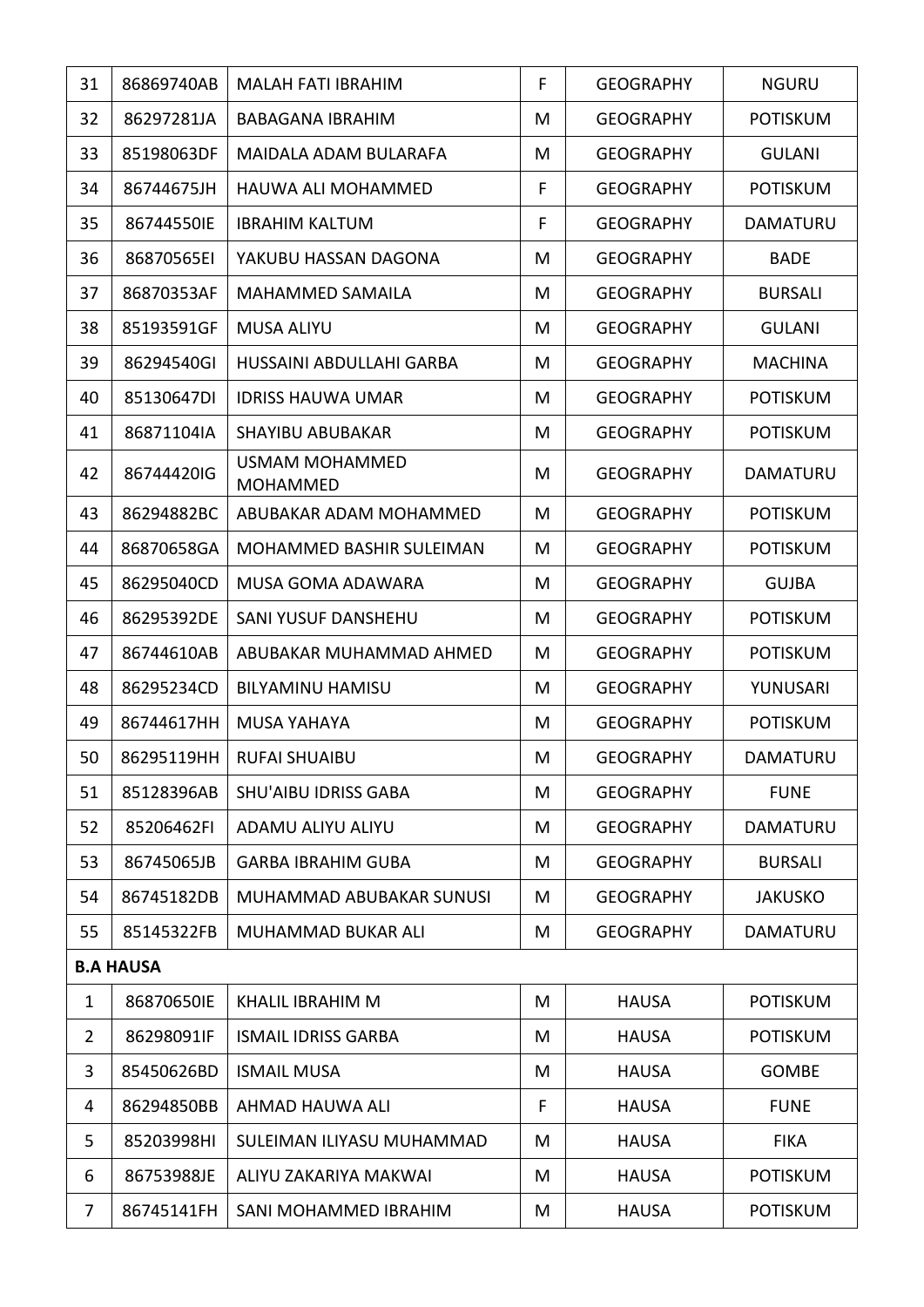| 31 | 86869740AB | MALAH FATI IBRAHIM | F | GEOGRAPHY | NGURU |
|---|---|---|---|---|---|
| 32 | 86297281JA | BABAGANA IBRAHIM | M | GEOGRAPHY | POTISKUM |
| 33 | 85198063DF | MAIDALA ADAM BULARAFA | M | GEOGRAPHY | GULANI |
| 34 | 86744675JH | HAUWA ALI MOHAMMED | F | GEOGRAPHY | POTISKUM |
| 35 | 86744550IE | IBRAHIM KALTUM | F | GEOGRAPHY | DAMATURU |
| 36 | 86870565EI | YAKUBU HASSAN DAGONA | M | GEOGRAPHY | BADE |
| 37 | 86870353AF | MAHAMMED SAMAILA | M | GEOGRAPHY | BURSALI |
| 38 | 85193591GF | MUSA ALIYU | M | GEOGRAPHY | GULANI |
| 39 | 86294540GI | HUSSAINI ABDULLAHI GARBA | M | GEOGRAPHY | MACHINA |
| 40 | 85130647DI | IDRISS HAUWA UMAR | M | GEOGRAPHY | POTISKUM |
| 41 | 86871104IA | SHAYIBU ABUBAKAR | M | GEOGRAPHY | POTISKUM |
| 42 | 86744420IG | USMAM MOHAMMED MOHAMMED | M | GEOGRAPHY | DAMATURU |
| 43 | 86294882BC | ABUBAKAR ADAM MOHAMMED | M | GEOGRAPHY | POTISKUM |
| 44 | 86870658GA | MOHAMMED BASHIR SULEIMAN | M | GEOGRAPHY | POTISKUM |
| 45 | 86295040CD | MUSA GOMA ADAWARA | M | GEOGRAPHY | GUJBA |
| 46 | 86295392DE | SANI YUSUF DANSHEHU | M | GEOGRAPHY | POTISKUM |
| 47 | 86744610AB | ABUBAKAR MUHAMMAD AHMED | M | GEOGRAPHY | POTISKUM |
| 48 | 86295234CD | BILYAMINU HAMISU | M | GEOGRAPHY | YUNUSARI |
| 49 | 86744617HH | MUSA YAHAYA | M | GEOGRAPHY | POTISKUM |
| 50 | 86295119HH | RUFAI SHUAIBU | M | GEOGRAPHY | DAMATURU |
| 51 | 85128396AB | SHU'AIBU IDRISS GABA | M | GEOGRAPHY | FUNE |
| 52 | 85206462FI | ADAMU ALIYU ALIYU | M | GEOGRAPHY | DAMATURU |
| 53 | 86745065JB | GARBA IBRAHIM GUBA | M | GEOGRAPHY | BURSALI |
| 54 | 86745182DB | MUHAMMAD ABUBAKAR SUNUSI | M | GEOGRAPHY | JAKUSKO |
| 55 | 85145322FB | MUHAMMAD BUKAR ALI | M | GEOGRAPHY | DAMATURU |
| **B.A HAUSA** | | | | | |
| 1 | 86870650IE | KHALIL IBRAHIM M | M | HAUSA | POTISKUM |
| 2 | 86298091IF | ISMAIL IDRISS GARBA | M | HAUSA | POTISKUM |
| 3 | 85450626BD | ISMAIL MUSA | M | HAUSA | GOMBE |
| 4 | 86294850BB | AHMAD HAUWA ALI | F | HAUSA | FUNE |
| 5 | 85203998HI | SULEIMAN ILIYASU MUHAMMAD | M | HAUSA | FIKA |
| 6 | 86753988JE | ALIYU ZAKARIYA MAKWAI | M | HAUSA | POTISKUM |
| 7 | 86745141FH | SANI MOHAMMED IBRAHIM | M | HAUSA | POTISKUM |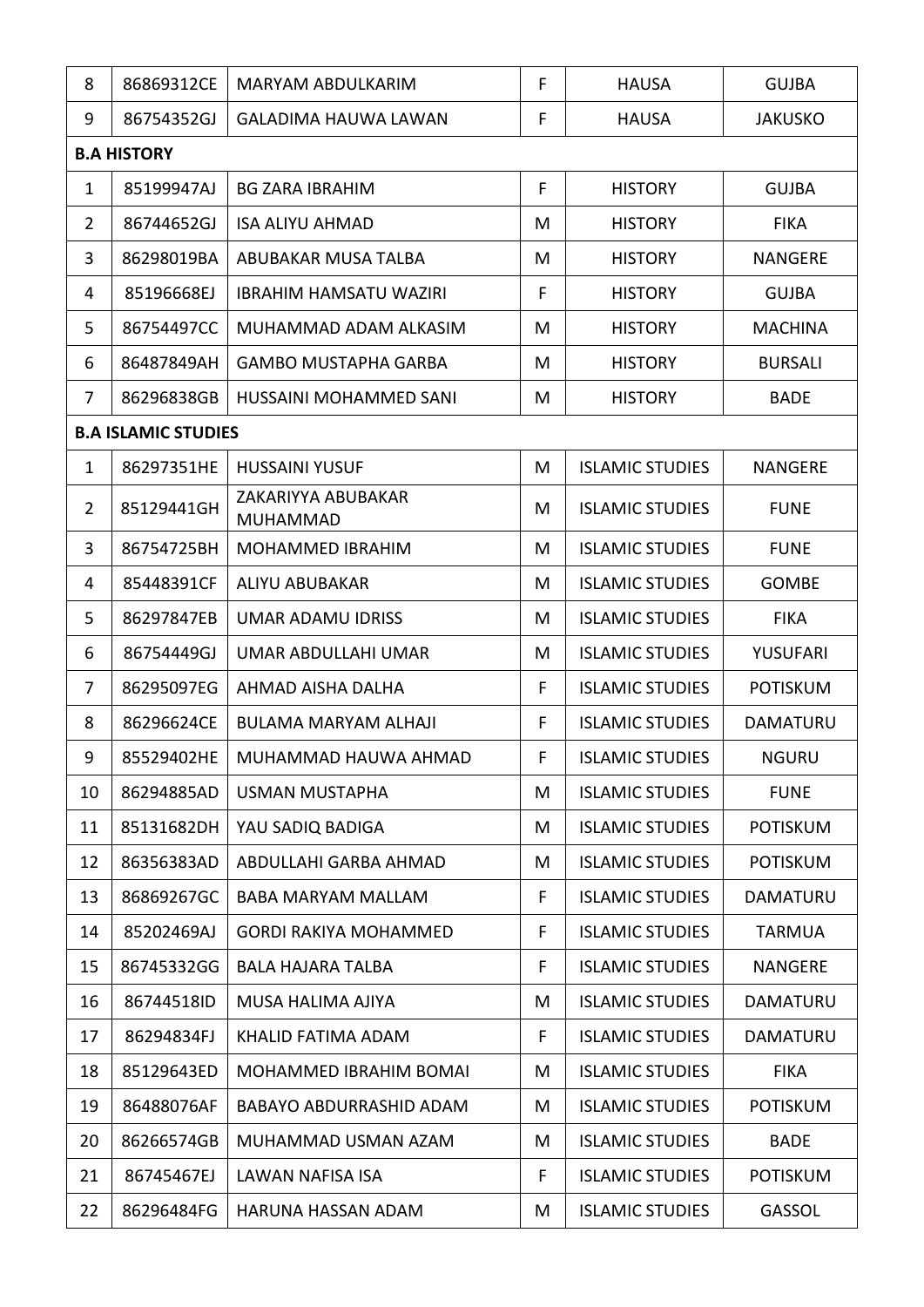| | | | | | |
|---|---|---|---|---|---|
| 8 | 86869312CE | MARYAM ABDULKARIM | F | HAUSA | GUJBA |
| 9 | 86754352GJ | GALADIMA HAUWA LAWAN | F | HAUSA | JAKUSKO |
| **B.A HISTORY** | | | | | |
| 1 | 85199947AJ | BG ZARA IBRAHIM | F | HISTORY | GUJBA |
| 2 | 86744652GJ | ISA ALIYU AHMAD | M | HISTORY | FIKA |
| 3 | 86298019BA | ABUBAKAR MUSA TALBA | M | HISTORY | NANGERE |
| 4 | 85196668EJ | IBRAHIM HAMSATU WAZIRI | F | HISTORY | GUJBA |
| 5 | 86754497CC | MUHAMMAD ADAM ALKASIM | M | HISTORY | MACHINA |
| 6 | 86487849AH | GAMBO MUSTAPHA GARBA | M | HISTORY | BURSALI |
| 7 | 86296838GB | HUSSAINI MOHAMMED SANI | M | HISTORY | BADE |
| **B.A ISLAMIC STUDIES** | | | | | |
| 1 | 86297351HE | HUSSAINI YUSUF | M | ISLAMIC STUDIES | NANGERE |
| 2 | 85129441GH | ZAKARIYYA ABUBAKAR MUHAMMAD | M | ISLAMIC STUDIES | FUNE |
| 3 | 86754725BH | MOHAMMED IBRAHIM | M | ISLAMIC STUDIES | FUNE |
| 4 | 85448391CF | ALIYU ABUBAKAR | M | ISLAMIC STUDIES | GOMBE |
| 5 | 86297847EB | UMAR ADAMU IDRISS | M | ISLAMIC STUDIES | FIKA |
| 6 | 86754449GJ | UMAR ABDULLAHI UMAR | M | ISLAMIC STUDIES | YUSUFARI |
| 7 | 86295097EG | AHMAD AISHA DALHA | F | ISLAMIC STUDIES | POTISKUM |
| 8 | 86296624CE | BULAMA MARYAM ALHAJI | F | ISLAMIC STUDIES | DAMATURU |
| 9 | 85529402HE | MUHAMMAD HAUWA AHMAD | F | ISLAMIC STUDIES | NGURU |
| 10 | 86294885AD | USMAN MUSTAPHA | M | ISLAMIC STUDIES | FUNE |
| 11 | 85131682DH | YAU SADIQ BADIGA | M | ISLAMIC STUDIES | POTISKUM |
| 12 | 86356383AD | ABDULLAHI GARBA AHMAD | M | ISLAMIC STUDIES | POTISKUM |
| 13 | 86869267GC | BABA MARYAM MALLAM | F | ISLAMIC STUDIES | DAMATURU |
| 14 | 85202469AJ | GORDI RAKIYA MOHAMMED | F | ISLAMIC STUDIES | TARMUA |
| 15 | 86745332GG | BALA HAJARA TALBA | F | ISLAMIC STUDIES | NANGERE |
| 16 | 86744518ID | MUSA HALIMA AJIYA | M | ISLAMIC STUDIES | DAMATURU |
| 17 | 86294834FJ | KHALID FATIMA ADAM | F | ISLAMIC STUDIES | DAMATURU |
| 18 | 85129643ED | MOHAMMED IBRAHIM BOMAI | M | ISLAMIC STUDIES | FIKA |
| 19 | 86488076AF | BABAYO ABDURRASHID ADAM | M | ISLAMIC STUDIES | POTISKUM |
| 20 | 86266574GB | MUHAMMAD USMAN AZAM | M | ISLAMIC STUDIES | BADE |
| 21 | 86745467EJ | LAWAN NAFISA ISA | F | ISLAMIC STUDIES | POTISKUM |
| 22 | 86296484FG | HARUNA HASSAN ADAM | M | ISLAMIC STUDIES | GASSOL |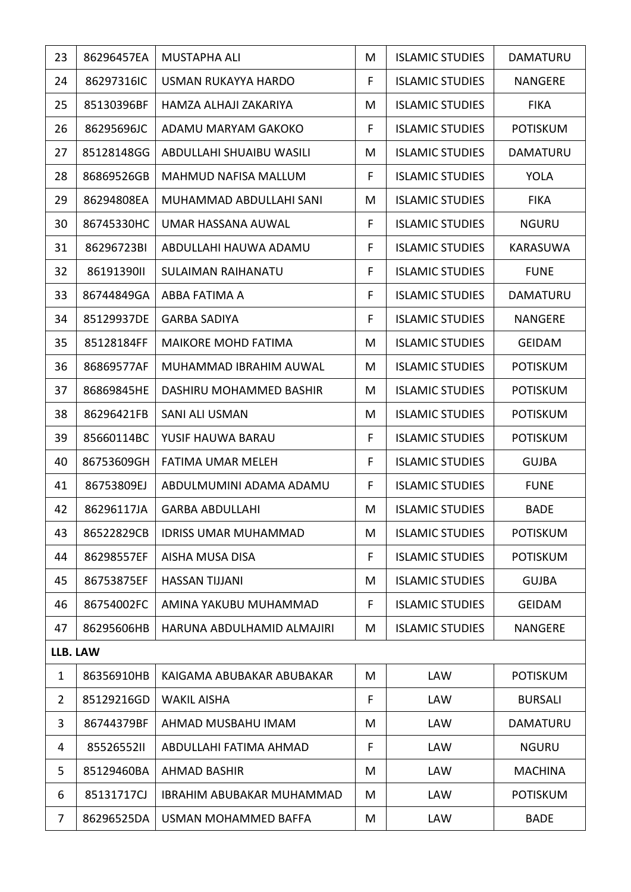| 23 | 86296457EA | MUSTAPHA ALI | M | ISLAMIC STUDIES | DAMATURU |
|---|---|---|---|---|---|
| 24 | 86297316IC | USMAN RUKAYYA HARDO | F | ISLAMIC STUDIES | NANGERE |
| 25 | 85130396BF | HAMZA ALHAJI ZAKARIYA | M | ISLAMIC STUDIES | FIKA |
| 26 | 86295696JC | ADAMU MARYAM GAKOKO | F | ISLAMIC STUDIES | POTISKUM |
| 27 | 85128148GG | ABDULLAHI SHUAIBU WASILI | M | ISLAMIC STUDIES | DAMATURU |
| 28 | 86869526GB | MAHMUD NAFISA MALLUM | F | ISLAMIC STUDIES | YOLA |
| 29 | 86294808EA | MUHAMMAD ABDULLAHI SANI | M | ISLAMIC STUDIES | FIKA |
| 30 | 86745330HC | UMAR HASSANA AUWAL | F | ISLAMIC STUDIES | NGURU |
| 31 | 86296723BI | ABDULLAHI HAUWA ADAMU | F | ISLAMIC STUDIES | KARASUWA |
| 32 | 86191390II | SULAIMAN RAIHANATU | F | ISLAMIC STUDIES | FUNE |
| 33 | 86744849GA | ABBA FATIMA A | F | ISLAMIC STUDIES | DAMATURU |
| 34 | 85129937DE | GARBA SADIYA | F | ISLAMIC STUDIES | NANGERE |
| 35 | 85128184FF | MAIKORE MOHD FATIMA | M | ISLAMIC STUDIES | GEIDAM |
| 36 | 86869577AF | MUHAMMAD IBRAHIM AUWAL | M | ISLAMIC STUDIES | POTISKUM |
| 37 | 86869845HE | DASHIRU MOHAMMED BASHIR | M | ISLAMIC STUDIES | POTISKUM |
| 38 | 86296421FB | SANI ALI USMAN | M | ISLAMIC STUDIES | POTISKUM |
| 39 | 85660114BC | YUSIF HAUWA BARAU | F | ISLAMIC STUDIES | POTISKUM |
| 40 | 86753609GH | FATIMA UMAR MELEH | F | ISLAMIC STUDIES | GUJBA |
| 41 | 86753809EJ | ABDULMUMINI ADAMA ADAMU | F | ISLAMIC STUDIES | FUNE |
| 42 | 86296117JA | GARBA ABDULLAHI | M | ISLAMIC STUDIES | BADE |
| 43 | 86522829CB | IDRISS UMAR MUHAMMAD | M | ISLAMIC STUDIES | POTISKUM |
| 44 | 86298557EF | AISHA MUSA DISA | F | ISLAMIC STUDIES | POTISKUM |
| 45 | 86753875EF | HASSAN TIJJANI | M | ISLAMIC STUDIES | GUJBA |
| 46 | 86754002FC | AMINA YAKUBU MUHAMMAD | F | ISLAMIC STUDIES | GEIDAM |
| 47 | 86295606HB | HARUNA ABDULHAMID ALMAJIRI | M | ISLAMIC STUDIES | NANGERE |
| **LLB. LAW** | | | | | |
| 1 | 86356910HB | KAIGAMA ABUBAKAR ABUBAKAR | M | LAW | POTISKUM |
| 2 | 85129216GD | WAKIL AISHA | F | LAW | BURSALI |
| 3 | 86744379BF | AHMAD MUSBAHU IMAM | M | LAW | DAMATURU |
| 4 | 85526552II | ABDULLAHI FATIMA AHMAD | F | LAW | NGURU |
| 5 | 85129460BA | AHMAD BASHIR | M | LAW | MACHINA |
| 6 | 85131717CJ | IBRAHIM ABUBAKAR MUHAMMAD | M | LAW | POTISKUM |
| 7 | 86296525DA | USMAN MOHAMMED BAFFA | M | LAW | BADE |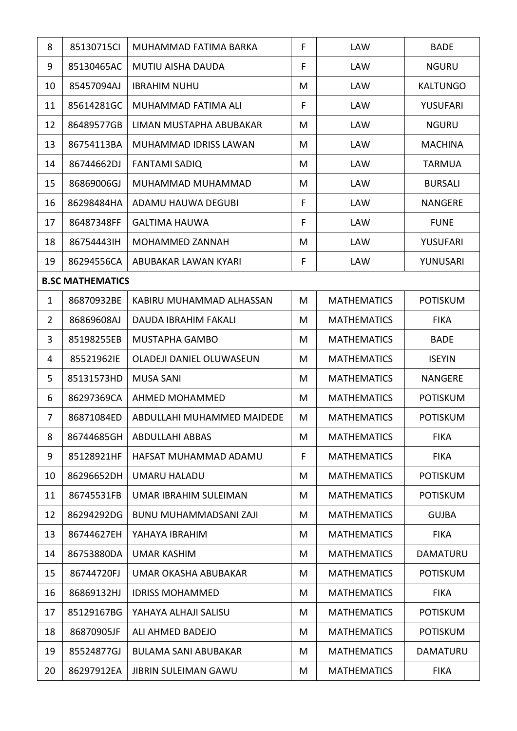| 8 | 85130715CI | MUHAMMAD FATIMA BARKA | F | LAW | BADE |
|---|---|---|---|---|---|
| 9 | 85130465AC | MUTIU AISHA DAUDA | F | LAW | NGURU |
| 10 | 85457094AJ | IBRAHIM NUHU | M | LAW | KALTUNGO |
| 11 | 85614281GC | MUHAMMAD FATIMA ALI | F | LAW | YUSUFARI |
| 12 | 86489577GB | LIMAN MUSTAPHA ABUBAKAR | M | LAW | NGURU |
| 13 | 86754113BA | MUHAMMAD IDRISS LAWAN | M | LAW | MACHINA |
| 14 | 86744662DJ | FANTAMI SADIQ | M | LAW | TARMUA |
| 15 | 86869006GJ | MUHAMMAD MUHAMMAD | M | LAW | BURSALI |
| 16 | 86298484HA | ADAMU HAUWA DEGUBI | F | LAW | NANGERE |
| 17 | 86487348FF | GALTIMA HAUWA | F | LAW | FUNE |
| 18 | 86754443IH | MOHAMMED ZANNAH | M | LAW | YUSUFARI |
| 19 | 86294556CA | ABUBAKAR LAWAN KYARI | F | LAW | YUNUSARI |
| **B.SC MATHEMATICS** | | | | | |
| 1 | 86870932BE | KABIRU MUHAMMAD ALHASSAN | M | MATHEMATICS | POTISKUM |
| 2 | 86869608AJ | DAUDA IBRAHIM FAKALI | M | MATHEMATICS | FIKA |
| 3 | 85198255EB | MUSTAPHA GAMBO | M | MATHEMATICS | BADE |
| 4 | 85521962IE | OLADEJI DANIEL OLUWASEUN | M | MATHEMATICS | ISEYIN |
| 5 | 85131573HD | MUSA SANI | M | MATHEMATICS | NANGERE |
| 6 | 86297369CA | AHMED MOHAMMED | M | MATHEMATICS | POTISKUM |
| 7 | 86871084ED | ABDULLAHI MUHAMMED MAIDEDE | M | MATHEMATICS | POTISKUM |
| 8 | 86744685GH | ABDULLAHI ABBAS | M | MATHEMATICS | FIKA |
| 9 | 85128921HF | HAFSAT MUHAMMAD ADAMU | F | MATHEMATICS | FIKA |
| 10 | 86296652DH | UMARU HALADU | M | MATHEMATICS | POTISKUM |
| 11 | 86745531FB | UMAR IBRAHIM SULEIMAN | M | MATHEMATICS | POTISKUM |
| 12 | 86294292DG | BUNU MUHAMMADSANI ZAJI | M | MATHEMATICS | GUJBA |
| 13 | 86744627EH | YAHAYA IBRAHIM | M | MATHEMATICS | FIKA |
| 14 | 86753880DA | UMAR KASHIM | M | MATHEMATICS | DAMATURU |
| 15 | 86744720FJ | UMAR OKASHA ABUBAKAR | M | MATHEMATICS | POTISKUM |
| 16 | 86869132HJ | IDRISS MOHAMMED | M | MATHEMATICS | FIKA |
| 17 | 85129167BG | YAHAYA ALHAJI SALISU | M | MATHEMATICS | POTISKUM |
| 18 | 86870905JF | ALI AHMED BADEJO | M | MATHEMATICS | POTISKUM |
| 19 | 85524877GJ | BULAMA SANI ABUBAKAR | M | MATHEMATICS | DAMATURU |
| 20 | 86297912EA | JIBRIN SULEIMAN GAWU | M | MATHEMATICS | FIKA |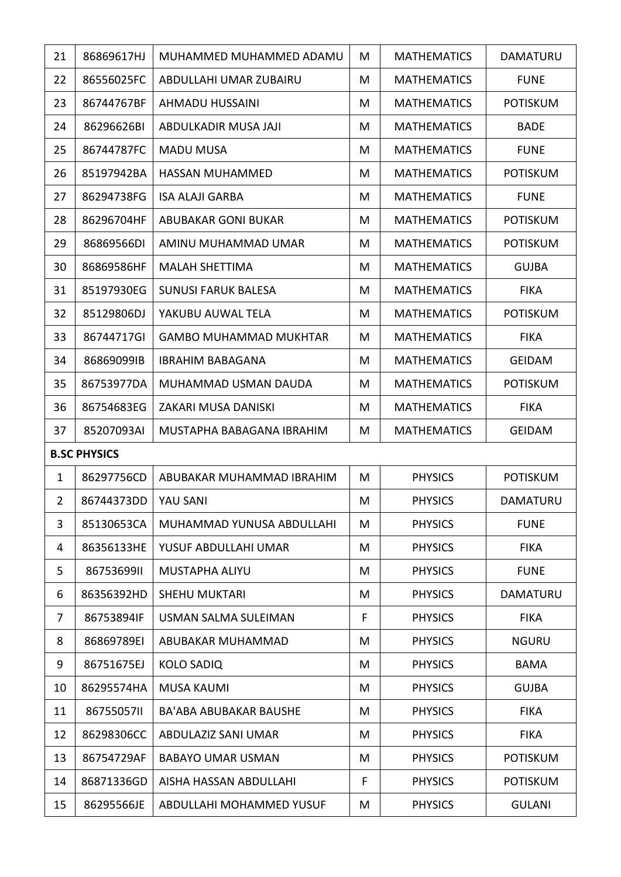| 21 | 86869617HJ | MUHAMMED MUHAMMED ADAMU | M | MATHEMATICS | DAMATURU |
|---|---|---|---|---|---|
| 22 | 86556025FC | ABDULLAHI UMAR ZUBAIRU | M | MATHEMATICS | FUNE |
| 23 | 86744767BF | AHMADU HUSSAINI | M | MATHEMATICS | POTISKUM |
| 24 | 86296626BI | ABDULKADIR MUSA JAJI | M | MATHEMATICS | BADE |
| 25 | 86744787FC | MADU MUSA | M | MATHEMATICS | FUNE |
| 26 | 85197942BA | HASSAN MUHAMMED | M | MATHEMATICS | POTISKUM |
| 27 | 86294738FG | ISA ALAJI GARBA | M | MATHEMATICS | FUNE |
| 28 | 86296704HF | ABUBAKAR GONI BUKAR | M | MATHEMATICS | POTISKUM |
| 29 | 86869566DI | AMINU MUHAMMAD UMAR | M | MATHEMATICS | POTISKUM |
| 30 | 86869586HF | MALAH SHETTIMA | M | MATHEMATICS | GUJBA |
| 31 | 85197930EG | SUNUSI FARUK BALESA | M | MATHEMATICS | FIKA |
| 32 | 85129806DJ | YAKUBU AUWAL TELA | M | MATHEMATICS | POTISKUM |
| 33 | 86744717GI | GAMBO MUHAMMAD MUKHTAR | M | MATHEMATICS | FIKA |
| 34 | 86869099IB | IBRAHIM BABAGANA | M | MATHEMATICS | GEIDAM |
| 35 | 86753977DA | MUHAMMAD USMAN DAUDA | M | MATHEMATICS | POTISKUM |
| 36 | 86754683EG | ZAKARI MUSA DANISKI | M | MATHEMATICS | FIKA |
| 37 | 85207093AI | MUSTAPHA BABAGANA IBRAHIM | M | MATHEMATICS | GEIDAM |
| **B.SC PHYSICS** | | | | | |
| 1 | 86297756CD | ABUBAKAR MUHAMMAD IBRAHIM | M | PHYSICS | POTISKUM |
| 2 | 86744373DD | YAU SANI | M | PHYSICS | DAMATURU |
| 3 | 85130653CA | MUHAMMAD YUNUSA ABDULLAHI | M | PHYSICS | FUNE |
| 4 | 86356133HE | YUSUF ABDULLAHI UMAR | M | PHYSICS | FIKA |
| 5 | 86753699II | MUSTAPHA ALIYU | M | PHYSICS | FUNE |
| 6 | 86356392HD | SHEHU MUKTARI | M | PHYSICS | DAMATURU |
| 7 | 86753894IF | USMAN SALMA SULEIMAN | F | PHYSICS | FIKA |
| 8 | 86869789EI | ABUBAKAR MUHAMMAD | M | PHYSICS | NGURU |
| 9 | 86751675EJ | KOLO SADIQ | M | PHYSICS | BAMA |
| 10 | 86295574HA | MUSA KAUMI | M | PHYSICS | GUJBA |
| 11 | 86755057II | BA'ABA ABUBAKAR BAUSHE | M | PHYSICS | FIKA |
| 12 | 86298306CC | ABDULAZIZ SANI UMAR | M | PHYSICS | FIKA |
| 13 | 86754729AF | BABAYO UMAR USMAN | M | PHYSICS | POTISKUM |
| 14 | 86871336GD | AISHA HASSAN ABDULLAHI | F | PHYSICS | POTISKUM |
| 15 | 86295566JE | ABDULLAHI MOHAMMED YUSUF | M | PHYSICS | GULANI |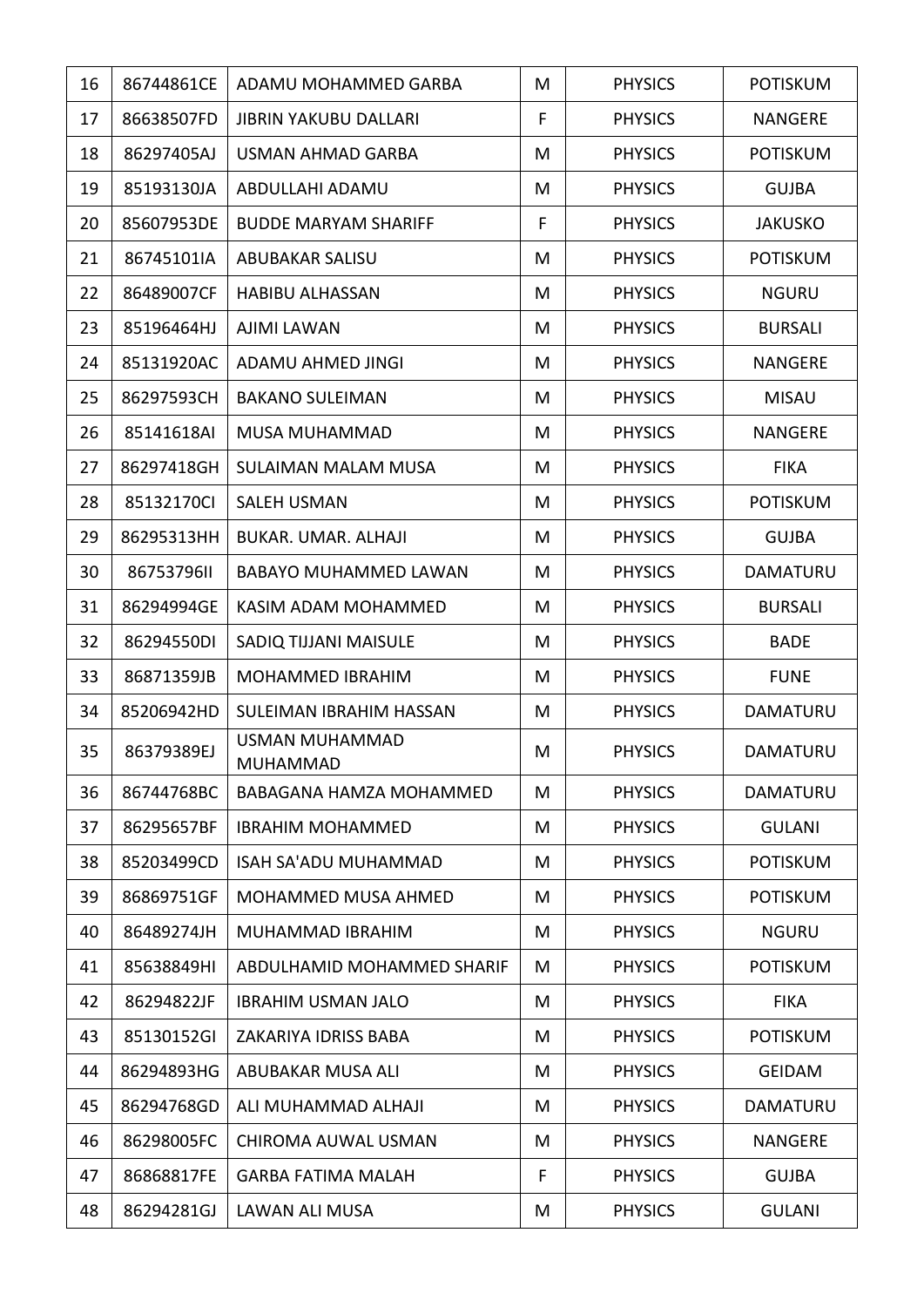| 16 | 86744861CE | ADAMU MOHAMMED GARBA | M | PHYSICS | POTISKUM |
|---|---|---|---|---|---|
| 17 | 86638507FD | JIBRIN YAKUBU DALLARI | F | PHYSICS | NANGERE |
| 18 | 86297405AJ | USMAN AHMAD GARBA | M | PHYSICS | POTISKUM |
| 19 | 85193130JA | ABDULLAHI ADAMU | M | PHYSICS | GUJBA |
| 20 | 85607953DE | BUDDE MARYAM SHARIFF | F | PHYSICS | JAKUSKO |
| 21 | 86745101IA | ABUBAKAR SALISU | M | PHYSICS | POTISKUM |
| 22 | 86489007CF | HABIBU ALHASSAN | M | PHYSICS | NGURU |
| 23 | 85196464HJ | AJIMI LAWAN | M | PHYSICS | BURSALI |
| 24 | 85131920AC | ADAMU AHMED JINGI | M | PHYSICS | NANGERE |
| 25 | 86297593CH | BAKANO SULEIMAN | M | PHYSICS | MISAU |
| 26 | 85141618AI | MUSA MUHAMMAD | M | PHYSICS | NANGERE |
| 27 | 86297418GH | SULAIMAN MALAM MUSA | M | PHYSICS | FIKA |
| 28 | 85132170CI | SALEH USMAN | M | PHYSICS | POTISKUM |
| 29 | 86295313HH | BUKAR. UMAR. ALHAJI | M | PHYSICS | GUJBA |
| 30 | 86753796II | BABAYO MUHAMMED LAWAN | M | PHYSICS | DAMATURU |
| 31 | 86294994GE | KASIM ADAM MOHAMMED | M | PHYSICS | BURSALI |
| 32 | 86294550DI | SADIQ TIJJANI MAISULE | M | PHYSICS | BADE |
| 33 | 86871359JB | MOHAMMED IBRAHIM | M | PHYSICS | FUNE |
| 34 | 85206942HD | SULEIMAN IBRAHIM HASSAN | M | PHYSICS | DAMATURU |
| 35 | 86379389EJ | USMAN MUHAMMAD MUHAMMAD | M | PHYSICS | DAMATURU |
| 36 | 86744768BC | BABAGANA HAMZA MOHAMMED | M | PHYSICS | DAMATURU |
| 37 | 86295657BF | IBRAHIM MOHAMMED | M | PHYSICS | GULANI |
| 38 | 85203499CD | ISAH SA'ADU MUHAMMAD | M | PHYSICS | POTISKUM |
| 39 | 86869751GF | MOHAMMED MUSA AHMED | M | PHYSICS | POTISKUM |
| 40 | 86489274JH | MUHAMMAD IBRAHIM | M | PHYSICS | NGURU |
| 41 | 85638849HI | ABDULHAMID MOHAMMED SHARIF | M | PHYSICS | POTISKUM |
| 42 | 86294822JF | IBRAHIM USMAN JALO | M | PHYSICS | FIKA |
| 43 | 85130152GI | ZAKARIYA IDRISS BABA | M | PHYSICS | POTISKUM |
| 44 | 86294893HG | ABUBAKAR MUSA ALI | M | PHYSICS | GEIDAM |
| 45 | 86294768GD | ALI MUHAMMAD ALHAJI | M | PHYSICS | DAMATURU |
| 46 | 86298005FC | CHIROMA AUWAL USMAN | M | PHYSICS | NANGERE |
| 47 | 86868817FE | GARBA FATIMA MALAH | F | PHYSICS | GUJBA |
| 48 | 86294281GJ | LAWAN ALI MUSA | M | PHYSICS | GULANI |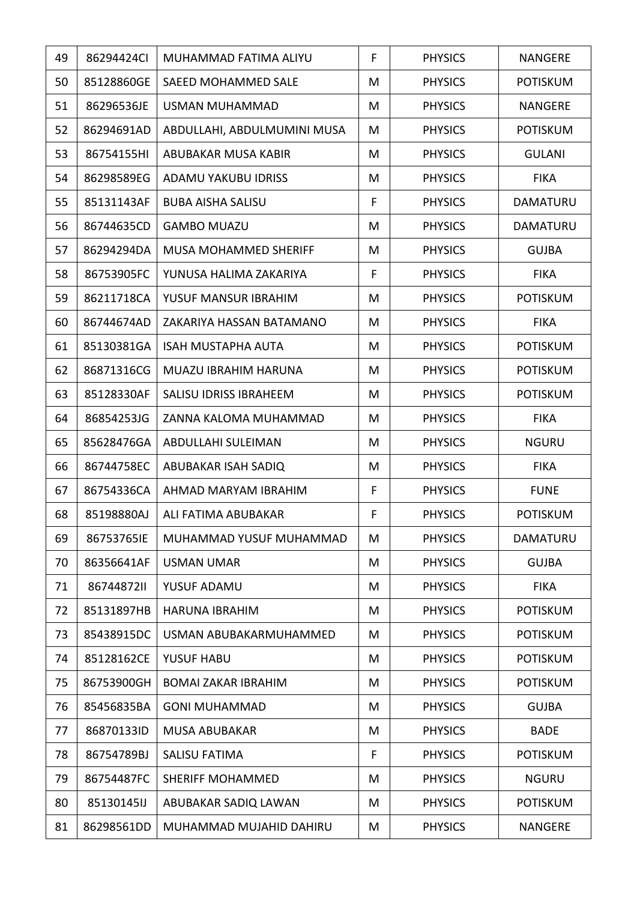| 49 | 86294424CI | MUHAMMAD FATIMA ALIYU | F | PHYSICS | NANGERE |
|---|---|---|---|---|---|
| 50 | 85128860GE | SAEED MOHAMMED SALE | M | PHYSICS | POTISKUM |
| 51 | 86296536JE | USMAN MUHAMMAD | M | PHYSICS | NANGERE |
| 52 | 86294691AD | ABDULLAHI, ABDULMUMINI MUSA | M | PHYSICS | POTISKUM |
| 53 | 86754155HI | ABUBAKAR MUSA KABIR | M | PHYSICS | GULANI |
| 54 | 86298589EG | ADAMU YAKUBU IDRISS | M | PHYSICS | FIKA |
| 55 | 85131143AF | BUBA AISHA SALISU | F | PHYSICS | DAMATURU |
| 56 | 86744635CD | GAMBO MUAZU | M | PHYSICS | DAMATURU |
| 57 | 86294294DA | MUSA MOHAMMED SHERIFF | M | PHYSICS | GUJBA |
| 58 | 86753905FC | YUNUSA HALIMA ZAKARIYA | F | PHYSICS | FIKA |
| 59 | 86211718CA | YUSUF MANSUR IBRAHIM | M | PHYSICS | POTISKUM |
| 60 | 86744674AD | ZAKARIYA HASSAN BATAMANO | M | PHYSICS | FIKA |
| 61 | 85130381GA | ISAH MUSTAPHA AUTA | M | PHYSICS | POTISKUM |
| 62 | 86871316CG | MUAZU IBRAHIM HARUNA | M | PHYSICS | POTISKUM |
| 63 | 85128330AF | SALISU IDRISS IBRAHEEM | M | PHYSICS | POTISKUM |
| 64 | 86854253JG | ZANNA KALOMA MUHAMMAD | M | PHYSICS | FIKA |
| 65 | 85628476GA | ABDULLAHI SULEIMAN | M | PHYSICS | NGURU |
| 66 | 86744758EC | ABUBAKAR ISAH SADIQ | M | PHYSICS | FIKA |
| 67 | 86754336CA | AHMAD MARYAM IBRAHIM | F | PHYSICS | FUNE |
| 68 | 85198880AJ | ALI FATIMA ABUBAKAR | F | PHYSICS | POTISKUM |
| 69 | 86753765IE | MUHAMMAD YUSUF MUHAMMAD | M | PHYSICS | DAMATURU |
| 70 | 86356641AF | USMAN UMAR | M | PHYSICS | GUJBA |
| 71 | 86744872II | YUSUF ADAMU | M | PHYSICS | FIKA |
| 72 | 85131897HB | HARUNA IBRAHIM | M | PHYSICS | POTISKUM |
| 73 | 85438915DC | USMAN ABUBAKARMUHAMMED | M | PHYSICS | POTISKUM |
| 74 | 85128162CE | YUSUF HABU | M | PHYSICS | POTISKUM |
| 75 | 86753900GH | BOMAI ZAKAR IBRAHIM | M | PHYSICS | POTISKUM |
| 76 | 85456835BA | GONI MUHAMMAD | M | PHYSICS | GUJBA |
| 77 | 86870133ID | MUSA ABUBAKAR | M | PHYSICS | BADE |
| 78 | 86754789BJ | SALISU FATIMA | F | PHYSICS | POTISKUM |
| 79 | 86754487FC | SHERIFF MOHAMMED | M | PHYSICS | NGURU |
| 80 | 85130145IJ | ABUBAKAR SADIQ LAWAN | M | PHYSICS | POTISKUM |
| 81 | 86298561DD | MUHAMMAD MUJAHID DAHIRU | M | PHYSICS | NANGERE |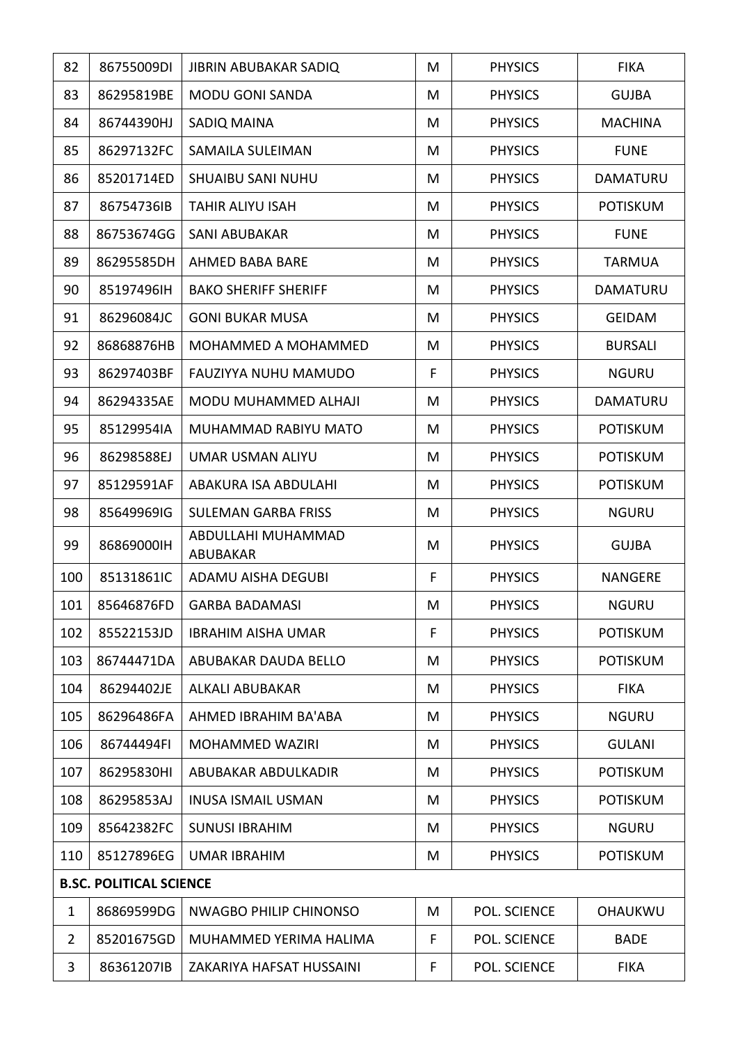| 82 | 86755009DI | JIBRIN ABUBAKAR SADIQ | M | PHYSICS | FIKA |
|---|---|---|---|---|---|
| 83 | 86295819BE | MODU GONI SANDA | M | PHYSICS | GUJBA |
| 84 | 86744390HJ | SADIQ MAINA | M | PHYSICS | MACHINA |
| 85 | 86297132FC | SAMAILA SULEIMAN | M | PHYSICS | FUNE |
| 86 | 85201714ED | SHUAIBU SANI NUHU | M | PHYSICS | DAMATURU |
| 87 | 86754736IB | TAHIR ALIYU ISAH | M | PHYSICS | POTISKUM |
| 88 | 86753674GG | SANI ABUBAKAR | M | PHYSICS | FUNE |
| 89 | 86295585DH | AHMED BABA BARE | M | PHYSICS | TARMUA |
| 90 | 85197496IH | BAKO SHERIFF SHERIFF | M | PHYSICS | DAMATURU |
| 91 | 86296084JC | GONI BUKAR MUSA | M | PHYSICS | GEIDAM |
| 92 | 86868876HB | MOHAMMED A MOHAMMED | M | PHYSICS | BURSALI |
| 93 | 86297403BF | FAUZIYYA NUHU MAMUDO | F | PHYSICS | NGURU |
| 94 | 86294335AE | MODU MUHAMMED ALHAJI | M | PHYSICS | DAMATURU |
| 95 | 85129954IA | MUHAMMAD RABIYU MATO | M | PHYSICS | POTISKUM |
| 96 | 86298588EJ | UMAR USMAN ALIYU | M | PHYSICS | POTISKUM |
| 97 | 85129591AF | ABAKURA ISA ABDULAHI | M | PHYSICS | POTISKUM |
| 98 | 85649969IG | SULEMAN GARBA FRISS | M | PHYSICS | NGURU |
| 99 | 86869000IH | ABDULLAHI MUHAMMAD ABUBAKAR | M | PHYSICS | GUJBA |
| 100 | 85131861IC | ADAMU AISHA DEGUBI | F | PHYSICS | NANGERE |
| 101 | 85646876FD | GARBA BADAMASI | M | PHYSICS | NGURU |
| 102 | 85522153JD | IBRAHIM AISHA UMAR | F | PHYSICS | POTISKUM |
| 103 | 86744471DA | ABUBAKAR DAUDA BELLO | M | PHYSICS | POTISKUM |
| 104 | 86294402JE | ALKALI ABUBAKAR | M | PHYSICS | FIKA |
| 105 | 86296486FA | AHMED IBRAHIM BA'ABA | M | PHYSICS | NGURU |
| 106 | 86744494FI | MOHAMMED WAZIRI | M | PHYSICS | GULANI |
| 107 | 86295830HI | ABUBAKAR ABDULKADIR | M | PHYSICS | POTISKUM |
| 108 | 86295853AJ | INUSA ISMAIL USMAN | M | PHYSICS | POTISKUM |
| 109 | 85642382FC | SUNUSI IBRAHIM | M | PHYSICS | NGURU |
| 110 | 85127896EG | UMAR IBRAHIM | M | PHYSICS | POTISKUM |
| **B.SC. POLITICAL SCIENCE** | | | | | |
| 1 | 86869599DG | NWAGBO PHILIP CHINONSO | M | POL. SCIENCE | OHAUKWU |
| 2 | 85201675GD | MUHAMMED YERIMA HALIMA | F | POL. SCIENCE | BADE |
| 3 | 86361207IB | ZAKARIYA HAFSAT HUSSAINI | F | POL. SCIENCE | FIKA |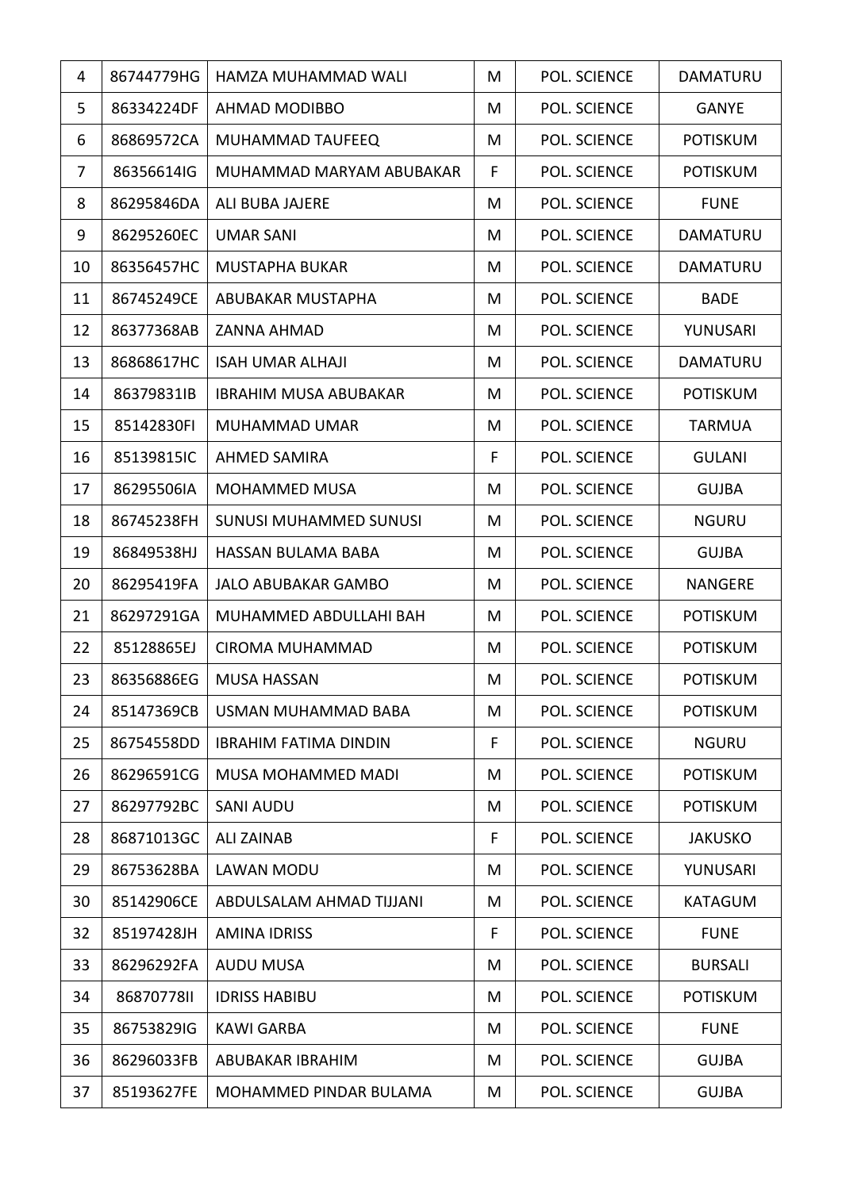| 4 | 86744779HG | HAMZA MUHAMMAD WALI | M | POL. SCIENCE | DAMATURU |
|---|---|---|---|---|---|
| 5 | 86334224DF | AHMAD MODIBBO | M | POL. SCIENCE | GANYE |
| 6 | 86869572CA | MUHAMMAD TAUFEEQ | M | POL. SCIENCE | POTISKUM |
| 7 | 86356614IG | MUHAMMAD MARYAM ABUBAKAR | F | POL. SCIENCE | POTISKUM |
| 8 | 86295846DA | ALI BUBA JAJERE | M | POL. SCIENCE | FUNE |
| 9 | 86295260EC | UMAR SANI | M | POL. SCIENCE | DAMATURU |
| 10 | 86356457HC | MUSTAPHA BUKAR | M | POL. SCIENCE | DAMATURU |
| 11 | 86745249CE | ABUBAKAR MUSTAPHA | M | POL. SCIENCE | BADE |
| 12 | 86377368AB | ZANNA AHMAD | M | POL. SCIENCE | YUNUSARI |
| 13 | 86868617HC | ISAH UMAR ALHAJI | M | POL. SCIENCE | DAMATURU |
| 14 | 86379831IB | IBRAHIM MUSA ABUBAKAR | M | POL. SCIENCE | POTISKUM |
| 15 | 85142830FI | MUHAMMAD UMAR | M | POL. SCIENCE | TARMUA |
| 16 | 85139815IC | AHMED SAMIRA | F | POL. SCIENCE | GULANI |
| 17 | 86295506IA | MOHAMMED MUSA | M | POL. SCIENCE | GUJBA |
| 18 | 86745238FH | SUNUSI MUHAMMED SUNUSI | M | POL. SCIENCE | NGURU |
| 19 | 86849538HJ | HASSAN BULAMA BABA | M | POL. SCIENCE | GUJBA |
| 20 | 86295419FA | JALO ABUBAKAR GAMBO | M | POL. SCIENCE | NANGERE |
| 21 | 86297291GA | MUHAMMED ABDULLAHI BAH | M | POL. SCIENCE | POTISKUM |
| 22 | 85128865EJ | CIROMA MUHAMMAD | M | POL. SCIENCE | POTISKUM |
| 23 | 86356886EG | MUSA HASSAN | M | POL. SCIENCE | POTISKUM |
| 24 | 85147369CB | USMAN MUHAMMAD BABA | M | POL. SCIENCE | POTISKUM |
| 25 | 86754558DD | IBRAHIM FATIMA DINDIN | F | POL. SCIENCE | NGURU |
| 26 | 86296591CG | MUSA MOHAMMED MADI | M | POL. SCIENCE | POTISKUM |
| 27 | 86297792BC | SANI AUDU | M | POL. SCIENCE | POTISKUM |
| 28 | 86871013GC | ALI ZAINAB | F | POL. SCIENCE | JAKUSKO |
| 29 | 86753628BA | LAWAN MODU | M | POL. SCIENCE | YUNUSARI |
| 30 | 85142906CE | ABDULSALAM AHMAD TIJJANI | M | POL. SCIENCE | KATAGUM |
| 32 | 85197428JH | AMINA IDRISS | F | POL. SCIENCE | FUNE |
| 33 | 86296292FA | AUDU MUSA | M | POL. SCIENCE | BURSALI |
| 34 | 86870778II | IDRISS HABIBU | M | POL. SCIENCE | POTISKUM |
| 35 | 86753829IG | KAWI GARBA | M | POL. SCIENCE | FUNE |
| 36 | 86296033FB | ABUBAKAR IBRAHIM | M | POL. SCIENCE | GUJBA |
| 37 | 85193627FE | MOHAMMED PINDAR BULAMA | M | POL. SCIENCE | GUJBA |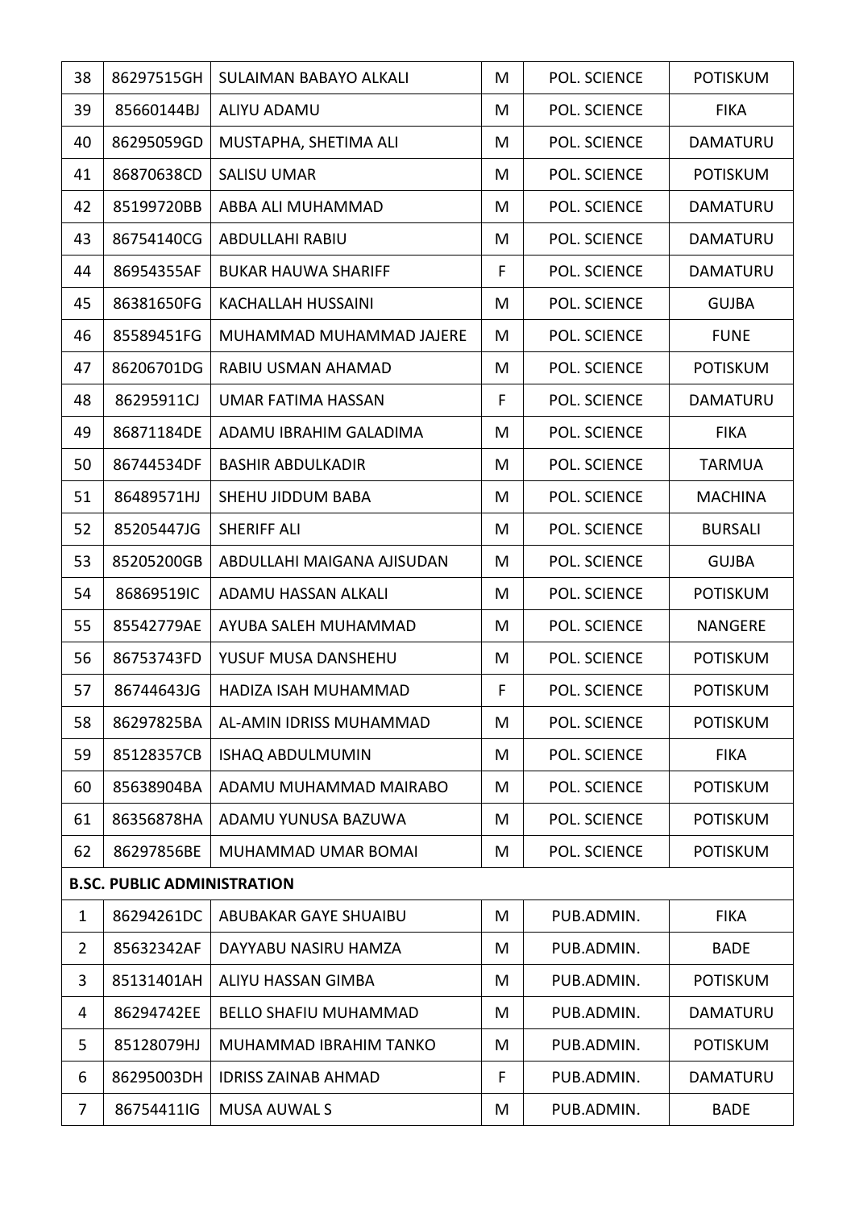| 38 | 86297515GH | SULAIMAN BABAYO ALKALI | M | POL. SCIENCE | POTISKUM |
|---|---|---|---|---|---|
| 39 | 85660144BJ | ALIYU ADAMU | M | POL. SCIENCE | FIKA |
| 40 | 86295059GD | MUSTAPHA, SHETIMA ALI | M | POL. SCIENCE | DAMATURU |
| 41 | 86870638CD | SALISU UMAR | M | POL. SCIENCE | POTISKUM |
| 42 | 85199720BB | ABBA ALI MUHAMMAD | M | POL. SCIENCE | DAMATURU |
| 43 | 86754140CG | ABDULLAHI RABIU | M | POL. SCIENCE | DAMATURU |
| 44 | 86954355AF | BUKAR HAUWA SHARIFF | F | POL. SCIENCE | DAMATURU |
| 45 | 86381650FG | KACHALLAH HUSSAINI | M | POL. SCIENCE | GUJBA |
| 46 | 85589451FG | MUHAMMAD MUHAMMAD JAJERE | M | POL. SCIENCE | FUNE |
| 47 | 86206701DG | RABIU USMAN AHAMAD | M | POL. SCIENCE | POTISKUM |
| 48 | 86295911CJ | UMAR FATIMA HASSAN | F | POL. SCIENCE | DAMATURU |
| 49 | 86871184DE | ADAMU IBRAHIM GALADIMA | M | POL. SCIENCE | FIKA |
| 50 | 86744534DF | BASHIR ABDULKADIR | M | POL. SCIENCE | TARMUA |
| 51 | 86489571HJ | SHEHU JIDDUM BABA | M | POL. SCIENCE | MACHINA |
| 52 | 85205447JG | SHERIFF ALI | M | POL. SCIENCE | BURSALI |
| 53 | 85205200GB | ABDULLAHI MAIGANA AJISUDAN | M | POL. SCIENCE | GUJBA |
| 54 | 86869519IC | ADAMU HASSAN ALKALI | M | POL. SCIENCE | POTISKUM |
| 55 | 85542779AE | AYUBA SALEH MUHAMMAD | M | POL. SCIENCE | NANGERE |
| 56 | 86753743FD | YUSUF MUSA DANSHEHU | M | POL. SCIENCE | POTISKUM |
| 57 | 86744643JG | HADIZA ISAH MUHAMMAD | F | POL. SCIENCE | POTISKUM |
| 58 | 86297825BA | AL-AMIN IDRISS MUHAMMAD | M | POL. SCIENCE | POTISKUM |
| 59 | 85128357CB | ISHAQ ABDULMUMIN | M | POL. SCIENCE | FIKA |
| 60 | 85638904BA | ADAMU MUHAMMAD MAIRABO | M | POL. SCIENCE | POTISKUM |
| 61 | 86356878HA | ADAMU YUNUSA BAZUWA | M | POL. SCIENCE | POTISKUM |
| 62 | 86297856BE | MUHAMMAD UMAR BOMAI | M | POL. SCIENCE | POTISKUM |
| **B.SC. PUBLIC ADMINISTRATION** | | | | | |
| 1 | 86294261DC | ABUBAKAR GAYE SHUAIBU | M | PUB.ADMIN. | FIKA |
| 2 | 85632342AF | DAYYABU NASIRU HAMZA | M | PUB.ADMIN. | BADE |
| 3 | 85131401AH | ALIYU HASSAN GIMBA | M | PUB.ADMIN. | POTISKUM |
| 4 | 86294742EE | BELLO SHAFIU MUHAMMAD | M | PUB.ADMIN. | DAMATURU |
| 5 | 85128079HJ | MUHAMMAD IBRAHIM TANKO | M | PUB.ADMIN. | POTISKUM |
| 6 | 86295003DH | IDRISS ZAINAB AHMAD | F | PUB.ADMIN. | DAMATURU |
| 7 | 86754411IG | MUSA AUWAL S | M | PUB.ADMIN. | BADE |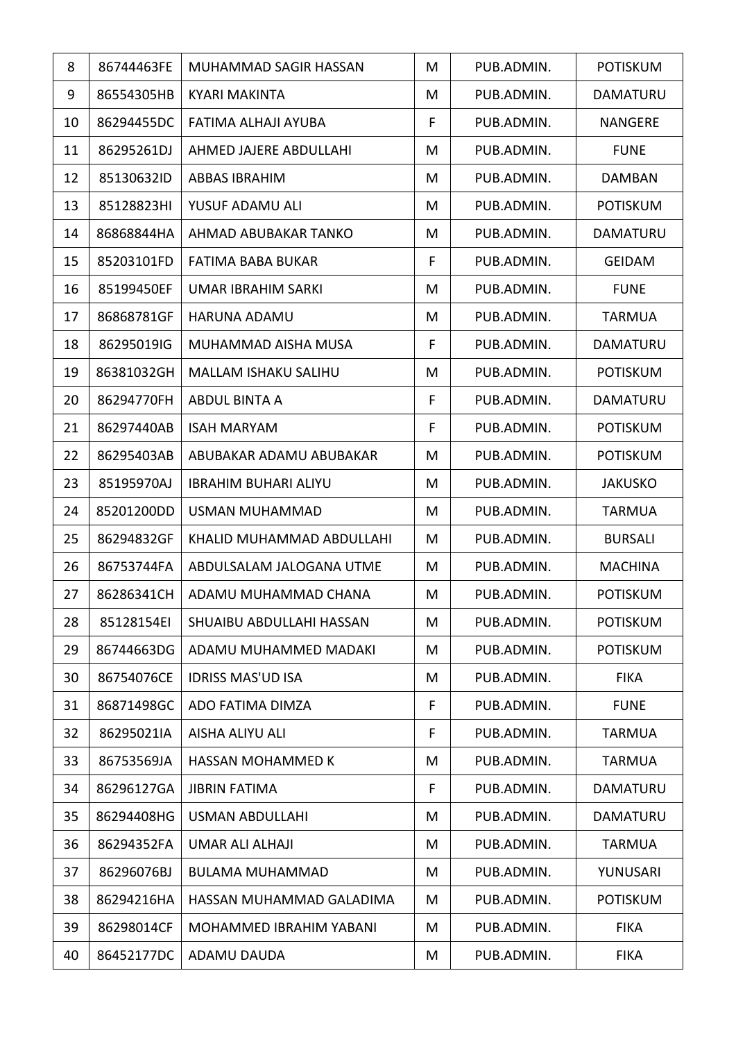| 8 | 86744463FE | MUHAMMAD SAGIR HASSAN | M | PUB.ADMIN. | POTISKUM |
|---|---|---|---|---|---|
| 9 | 86554305HB | KYARI MAKINTA | M | PUB.ADMIN. | DAMATURU |
| 10 | 86294455DC | FATIMA ALHAJI AYUBA | F | PUB.ADMIN. | NANGERE |
| 11 | 86295261DJ | AHMED JAJERE ABDULLAHI | M | PUB.ADMIN. | FUNE |
| 12 | 85130632ID | ABBAS IBRAHIM | M | PUB.ADMIN. | DAMBAN |
| 13 | 85128823HI | YUSUF ADAMU ALI | M | PUB.ADMIN. | POTISKUM |
| 14 | 86868844HA | AHMAD ABUBAKAR TANKO | M | PUB.ADMIN. | DAMATURU |
| 15 | 85203101FD | FATIMA BABA BUKAR | F | PUB.ADMIN. | GEIDAM |
| 16 | 85199450EF | UMAR IBRAHIM SARKI | M | PUB.ADMIN. | FUNE |
| 17 | 86868781GF | HARUNA ADAMU | M | PUB.ADMIN. | TARMUA |
| 18 | 86295019IG | MUHAMMAD AISHA MUSA | F | PUB.ADMIN. | DAMATURU |
| 19 | 86381032GH | MALLAM ISHAKU SALIHU | M | PUB.ADMIN. | POTISKUM |
| 20 | 86294770FH | ABDUL BINTA A | F | PUB.ADMIN. | DAMATURU |
| 21 | 86297440AB | ISAH MARYAM | F | PUB.ADMIN. | POTISKUM |
| 22 | 86295403AB | ABUBAKAR ADAMU ABUBAKAR | M | PUB.ADMIN. | POTISKUM |
| 23 | 85195970AJ | IBRAHIM BUHARI ALIYU | M | PUB.ADMIN. | JAKUSKO |
| 24 | 85201200DD | USMAN MUHAMMAD | M | PUB.ADMIN. | TARMUA |
| 25 | 86294832GF | KHALID MUHAMMAD ABDULLAHI | M | PUB.ADMIN. | BURSALI |
| 26 | 86753744FA | ABDULSALAM JALOGANA UTME | M | PUB.ADMIN. | MACHINA |
| 27 | 86286341CH | ADAMU MUHAMMAD CHANA | M | PUB.ADMIN. | POTISKUM |
| 28 | 85128154EI | SHUAIBU ABDULLAHI HASSAN | M | PUB.ADMIN. | POTISKUM |
| 29 | 86744663DG | ADAMU MUHAMMED MADAKI | M | PUB.ADMIN. | POTISKUM |
| 30 | 86754076CE | IDRISS MAS'UD ISA | M | PUB.ADMIN. | FIKA |
| 31 | 86871498GC | ADO FATIMA DIMZA | F | PUB.ADMIN. | FUNE |
| 32 | 86295021IA | AISHA ALIYU ALI | F | PUB.ADMIN. | TARMUA |
| 33 | 86753569JA | HASSAN MOHAMMED K | M | PUB.ADMIN. | TARMUA |
| 34 | 86296127GA | JIBRIN FATIMA | F | PUB.ADMIN. | DAMATURU |
| 35 | 86294408HG | USMAN ABDULLAHI | M | PUB.ADMIN. | DAMATURU |
| 36 | 86294352FA | UMAR ALI ALHAJI | M | PUB.ADMIN. | TARMUA |
| 37 | 86296076BJ | BULAMA MUHAMMAD | M | PUB.ADMIN. | YUNUSARI |
| 38 | 86294216HA | HASSAN MUHAMMAD GALADIMA | M | PUB.ADMIN. | POTISKUM |
| 39 | 86298014CF | MOHAMMED IBRAHIM YABANI | M | PUB.ADMIN. | FIKA |
| 40 | 86452177DC | ADAMU DAUDA | M | PUB.ADMIN. | FIKA |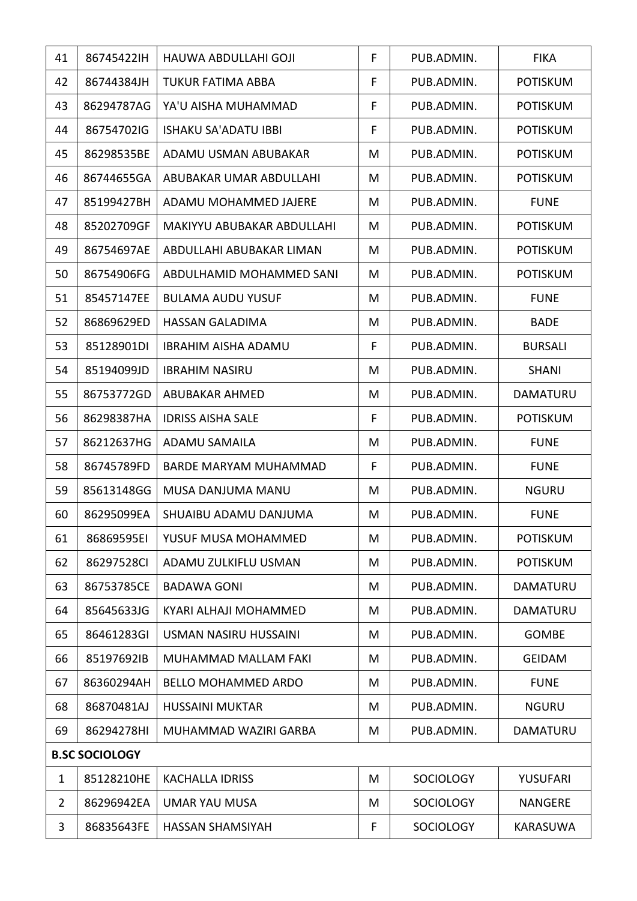| 41 | 86745422IH | HAUWA ABDULLAHI GOJI | F | PUB.ADMIN. | FIKA |
|---|---|---|---|---|---|
| 42 | 86744384JH | TUKUR FATIMA ABBA | F | PUB.ADMIN. | POTISKUM |
| 43 | 86294787AG | YA'U AISHA MUHAMMAD | F | PUB.ADMIN. | POTISKUM |
| 44 | 86754702IG | ISHAKU SA'ADATU IBBI | F | PUB.ADMIN. | POTISKUM |
| 45 | 86298535BE | ADAMU USMAN ABUBAKAR | M | PUB.ADMIN. | POTISKUM |
| 46 | 86744655GA | ABUBAKAR UMAR ABDULLAHI | M | PUB.ADMIN. | POTISKUM |
| 47 | 85199427BH | ADAMU MOHAMMED JAJERE | M | PUB.ADMIN. | FUNE |
| 48 | 85202709GF | MAKIYYU ABUBAKAR ABDULLAHI | M | PUB.ADMIN. | POTISKUM |
| 49 | 86754697AE | ABDULLAHI ABUBAKAR LIMAN | M | PUB.ADMIN. | POTISKUM |
| 50 | 86754906FG | ABDULHAMID MOHAMMED SANI | M | PUB.ADMIN. | POTISKUM |
| 51 | 85457147EE | BULAMA AUDU YUSUF | M | PUB.ADMIN. | FUNE |
| 52 | 86869629ED | HASSAN GALADIMA | M | PUB.ADMIN. | BADE |
| 53 | 85128901DI | IBRAHIM AISHA ADAMU | F | PUB.ADMIN. | BURSALI |
| 54 | 85194099JD | IBRAHIM NASIRU | M | PUB.ADMIN. | SHANI |
| 55 | 86753772GD | ABUBAKAR AHMED | M | PUB.ADMIN. | DAMATURU |
| 56 | 86298387HA | IDRISS AISHA SALE | F | PUB.ADMIN. | POTISKUM |
| 57 | 86212637HG | ADAMU SAMAILA | M | PUB.ADMIN. | FUNE |
| 58 | 86745789FD | BARDE MARYAM MUHAMMAD | F | PUB.ADMIN. | FUNE |
| 59 | 85613148GG | MUSA DANJUMA MANU | M | PUB.ADMIN. | NGURU |
| 60 | 86295099EA | SHUAIBU ADAMU DANJUMA | M | PUB.ADMIN. | FUNE |
| 61 | 86869595EI | YUSUF MUSA MOHAMMED | M | PUB.ADMIN. | POTISKUM |
| 62 | 86297528CI | ADAMU ZULKIFLU USMAN | M | PUB.ADMIN. | POTISKUM |
| 63 | 86753785CE | BADAWA GONI | M | PUB.ADMIN. | DAMATURU |
| 64 | 85645633JG | KYARI ALHAJI MOHAMMED | M | PUB.ADMIN. | DAMATURU |
| 65 | 86461283GI | USMAN NASIRU HUSSAINI | M | PUB.ADMIN. | GOMBE |
| 66 | 85197692IB | MUHAMMAD MALLAM FAKI | M | PUB.ADMIN. | GEIDAM |
| 67 | 86360294AH | BELLO MOHAMMED ARDO | M | PUB.ADMIN. | FUNE |
| 68 | 86870481AJ | HUSSAINI MUKTAR | M | PUB.ADMIN. | NGURU |
| 69 | 86294278HI | MUHAMMAD WAZIRI GARBA | M | PUB.ADMIN. | DAMATURU |
| **B.SC SOCIOLOGY** | | | | | |
| 1 | 85128210HE | KACHALLA IDRISS | M | SOCIOLOGY | YUSUFARI |
| 2 | 86296942EA | UMAR YAU MUSA | M | SOCIOLOGY | NANGERE |
| 3 | 86835643FE | HASSAN SHAMSIYAH | F | SOCIOLOGY | KARASUWA |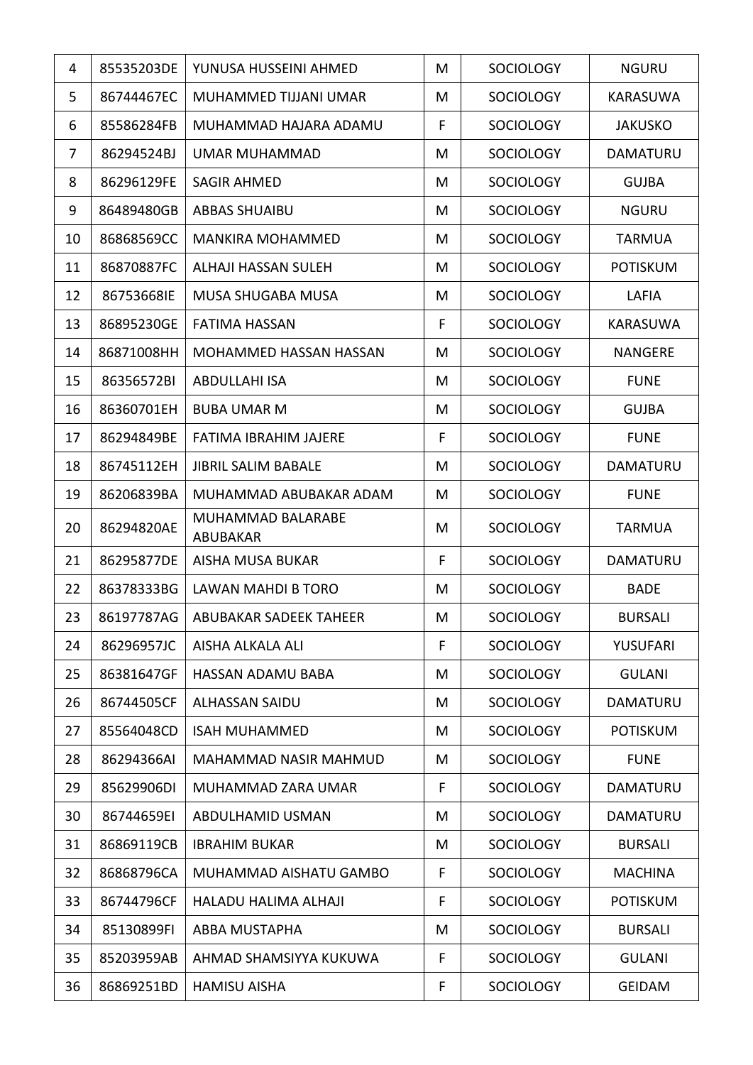| 4 | 85535203DE | YUNUSA HUSSEINI AHMED | M | SOCIOLOGY | NGURU |
|---|---|---|---|---|---|
| 5 | 86744467EC | MUHAMMED TIJJANI UMAR | M | SOCIOLOGY | KARASUWA |
| 6 | 85586284FB | MUHAMMAD HAJARA ADAMU | F | SOCIOLOGY | JAKUSKO |
| 7 | 86294524BJ | UMAR MUHAMMAD | M | SOCIOLOGY | DAMATURU |
| 8 | 86296129FE | SAGIR AHMED | M | SOCIOLOGY | GUJBA |
| 9 | 86489480GB | ABBAS SHUAIBU | M | SOCIOLOGY | NGURU |
| 10 | 86868569CC | MANKIRA MOHAMMED | M | SOCIOLOGY | TARMUA |
| 11 | 86870887FC | ALHAJI HASSAN SULEH | M | SOCIOLOGY | POTISKUM |
| 12 | 86753668IE | MUSA SHUGABA MUSA | M | SOCIOLOGY | LAFIA |
| 13 | 86895230GE | FATIMA HASSAN | F | SOCIOLOGY | KARASUWA |
| 14 | 86871008HH | MOHAMMED HASSAN HASSAN | M | SOCIOLOGY | NANGERE |
| 15 | 86356572BI | ABDULLAHI ISA | M | SOCIOLOGY | FUNE |
| 16 | 86360701EH | BUBA UMAR M | M | SOCIOLOGY | GUJBA |
| 17 | 86294849BE | FATIMA IBRAHIM JAJERE | F | SOCIOLOGY | FUNE |
| 18 | 86745112EH | JIBRIL SALIM BABALE | M | SOCIOLOGY | DAMATURU |
| 19 | 86206839BA | MUHAMMAD ABUBAKAR ADAM | M | SOCIOLOGY | FUNE |
| 20 | 86294820AE | MUHAMMAD BALARABE ABUBAKAR | M | SOCIOLOGY | TARMUA |
| 21 | 86295877DE | AISHA MUSA BUKAR | F | SOCIOLOGY | DAMATURU |
| 22 | 86378333BG | LAWAN MAHDI B TORO | M | SOCIOLOGY | BADE |
| 23 | 86197787AG | ABUBAKAR SADEEK TAHEER | M | SOCIOLOGY | BURSALI |
| 24 | 86296957JC | AISHA ALKALA ALI | F | SOCIOLOGY | YUSUFARI |
| 25 | 86381647GF | HASSAN ADAMU BABA | M | SOCIOLOGY | GULANI |
| 26 | 86744505CF | ALHASSAN SAIDU | M | SOCIOLOGY | DAMATURU |
| 27 | 85564048CD | ISAH MUHAMMED | M | SOCIOLOGY | POTISKUM |
| 28 | 86294366AI | MAHAMMAD NASIR MAHMUD | M | SOCIOLOGY | FUNE |
| 29 | 85629906DI | MUHAMMAD ZARA UMAR | F | SOCIOLOGY | DAMATURU |
| 30 | 86744659EI | ABDULHAMID USMAN | M | SOCIOLOGY | DAMATURU |
| 31 | 86869119CB | IBRAHIM BUKAR | M | SOCIOLOGY | BURSALI |
| 32 | 86868796CA | MUHAMMAD AISHATU GAMBO | F | SOCIOLOGY | MACHINA |
| 33 | 86744796CF | HALADU HALIMA ALHAJI | F | SOCIOLOGY | POTISKUM |
| 34 | 85130899FI | ABBA MUSTAPHA | M | SOCIOLOGY | BURSALI |
| 35 | 85203959AB | AHMAD SHAMSIYYA KUKUWA | F | SOCIOLOGY | GULANI |
| 36 | 86869251BD | HAMISU AISHA | F | SOCIOLOGY | GEIDAM |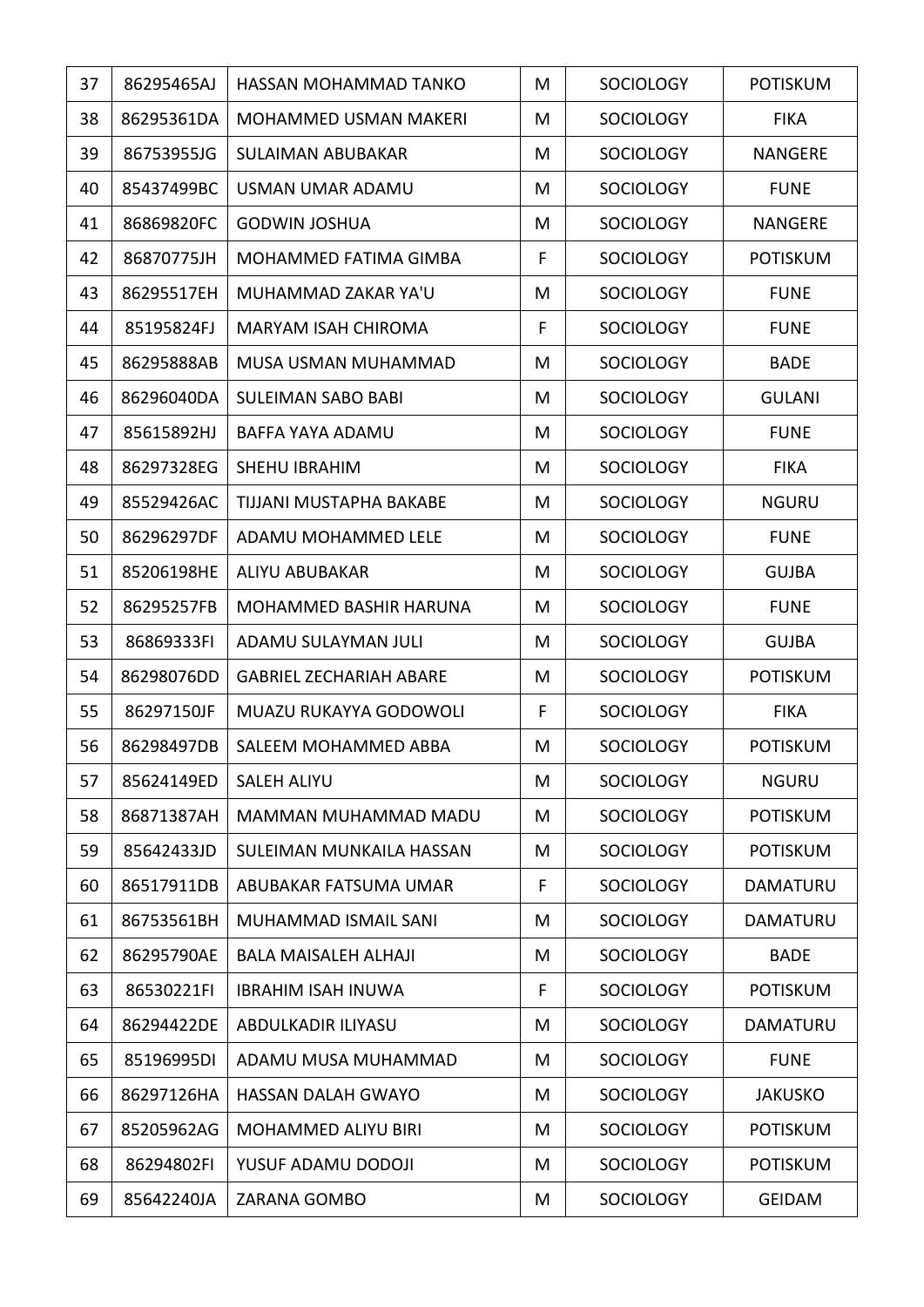| 37 | 86295465AJ | HASSAN MOHAMMAD TANKO | M | SOCIOLOGY | POTISKUM |
|---|---|---|---|---|---|
| 38 | 86295361DA | MOHAMMED USMAN MAKERI | M | SOCIOLOGY | FIKA |
| 39 | 86753955JG | SULAIMAN ABUBAKAR | M | SOCIOLOGY | NANGERE |
| 40 | 85437499BC | USMAN UMAR ADAMU | M | SOCIOLOGY | FUNE |
| 41 | 86869820FC | GODWIN JOSHUA | M | SOCIOLOGY | NANGERE |
| 42 | 86870775JH | MOHAMMED FATIMA GIMBA | F | SOCIOLOGY | POTISKUM |
| 43 | 86295517EH | MUHAMMAD ZAKAR YA'U | M | SOCIOLOGY | FUNE |
| 44 | 85195824FJ | MARYAM ISAH CHIROMA | F | SOCIOLOGY | FUNE |
| 45 | 86295888AB | MUSA USMAN MUHAMMAD | M | SOCIOLOGY | BADE |
| 46 | 86296040DA | SULEIMAN SABO BABI | M | SOCIOLOGY | GULANI |
| 47 | 85615892HJ | BAFFA YAYA ADAMU | M | SOCIOLOGY | FUNE |
| 48 | 86297328EG | SHEHU IBRAHIM | M | SOCIOLOGY | FIKA |
| 49 | 85529426AC | TIJJANI MUSTAPHA BAKABE | M | SOCIOLOGY | NGURU |
| 50 | 86296297DF | ADAMU MOHAMMED LELE | M | SOCIOLOGY | FUNE |
| 51 | 85206198HE | ALIYU ABUBAKAR | M | SOCIOLOGY | GUJBA |
| 52 | 86295257FB | MOHAMMED BASHIR HARUNA | M | SOCIOLOGY | FUNE |
| 53 | 86869333FI | ADAMU SULAYMAN JULI | M | SOCIOLOGY | GUJBA |
| 54 | 86298076DD | GABRIEL ZECHARIAH ABARE | M | SOCIOLOGY | POTISKUM |
| 55 | 86297150JF | MUAZU RUKAYYA GODOWOLI | F | SOCIOLOGY | FIKA |
| 56 | 86298497DB | SALEEM MOHAMMED ABBA | M | SOCIOLOGY | POTISKUM |
| 57 | 85624149ED | SALEH ALIYU | M | SOCIOLOGY | NGURU |
| 58 | 86871387AH | MAMMAN MUHAMMAD MADU | M | SOCIOLOGY | POTISKUM |
| 59 | 85642433JD | SULEIMAN MUNKAILA HASSAN | M | SOCIOLOGY | POTISKUM |
| 60 | 86517911DB | ABUBAKAR FATSUMA UMAR | F | SOCIOLOGY | DAMATURU |
| 61 | 86753561BH | MUHAMMAD ISMAIL SANI | M | SOCIOLOGY | DAMATURU |
| 62 | 86295790AE | BALA MAISALEH ALHAJI | M | SOCIOLOGY | BADE |
| 63 | 86530221FI | IBRAHIM ISAH INUWA | F | SOCIOLOGY | POTISKUM |
| 64 | 86294422DE | ABDULKADIR ILIYASU | M | SOCIOLOGY | DAMATURU |
| 65 | 85196995DI | ADAMU MUSA MUHAMMAD | M | SOCIOLOGY | FUNE |
| 66 | 86297126HA | HASSAN DALAH GWAYO | M | SOCIOLOGY | JAKUSKO |
| 67 | 85205962AG | MOHAMMED ALIYU BIRI | M | SOCIOLOGY | POTISKUM |
| 68 | 86294802FI | YUSUF ADAMU DODOJI | M | SOCIOLOGY | POTISKUM |
| 69 | 85642240JA | ZARANA GOMBO | M | SOCIOLOGY | GEIDAM |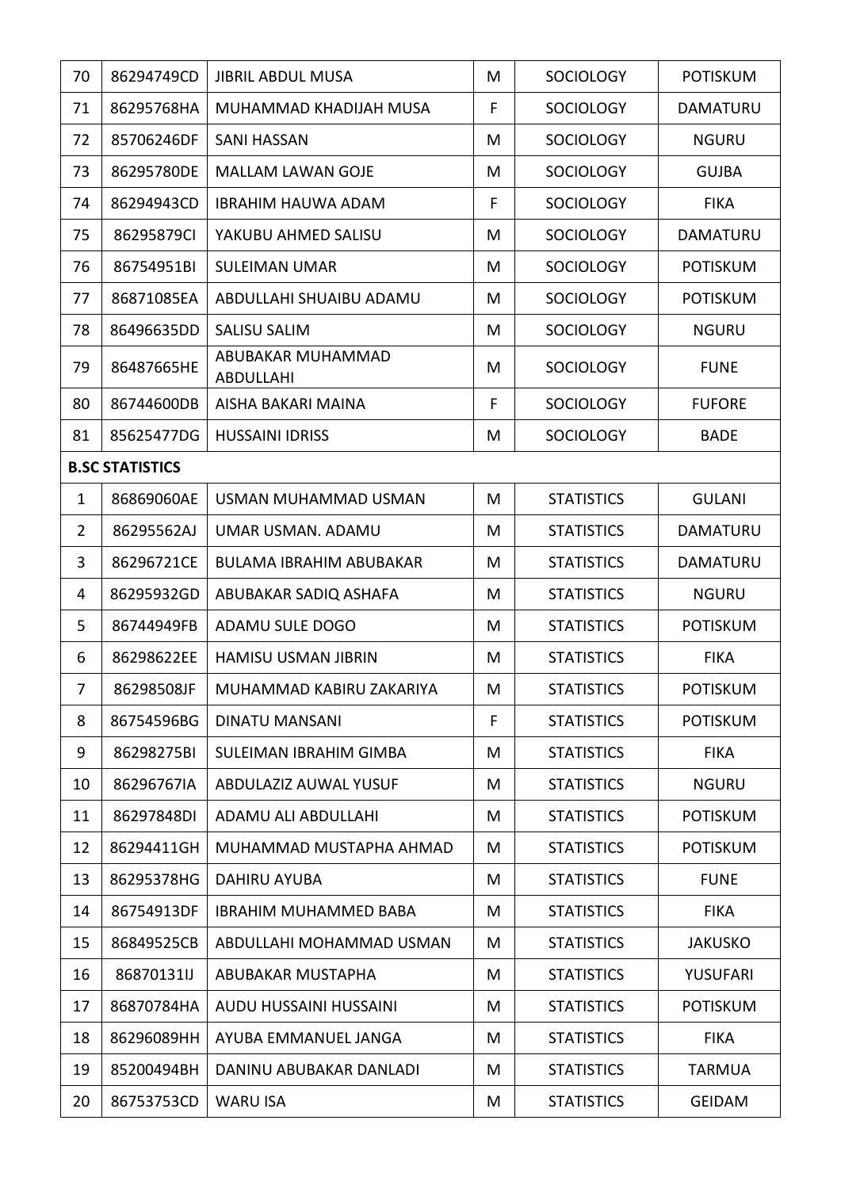| 70 | 86294749CD | JIBRIL ABDUL MUSA | M | SOCIOLOGY | POTISKUM |
|---|---|---|---|---|---|
| 71 | 86295768HA | MUHAMMAD KHADIJAH MUSA | F | SOCIOLOGY | DAMATURU |
| 72 | 85706246DF | SANI HASSAN | M | SOCIOLOGY | NGURU |
| 73 | 86295780DE | MALLAM LAWAN GOJE | M | SOCIOLOGY | GUJBA |
| 74 | 86294943CD | IBRAHIM HAUWA ADAM | F | SOCIOLOGY | FIKA |
| 75 | 86295879CI | YAKUBU AHMED SALISU | M | SOCIOLOGY | DAMATURU |
| 76 | 86754951BI | SULEIMAN UMAR | M | SOCIOLOGY | POTISKUM |
| 77 | 86871085EA | ABDULLAHI SHUAIBU ADAMU | M | SOCIOLOGY | POTISKUM |
| 78 | 86496635DD | SALISU SALIM | M | SOCIOLOGY | NGURU |
| 79 | 86487665HE | ABUBAKAR MUHAMMAD ABDULLAHI | M | SOCIOLOGY | FUNE |
| 80 | 86744600DB | AISHA BAKARI MAINA | F | SOCIOLOGY | FUFORE |
| 81 | 85625477DG | HUSSAINI IDRISS | M | SOCIOLOGY | BADE |
| **B.SC STATISTICS** | | | | | |
| 1 | 86869060AE | USMAN MUHAMMAD USMAN | M | STATISTICS | GULANI |
| 2 | 86295562AJ | UMAR USMAN. ADAMU | M | STATISTICS | DAMATURU |
| 3 | 86296721CE | BULAMA IBRAHIM ABUBAKAR | M | STATISTICS | DAMATURU |
| 4 | 86295932GD | ABUBAKAR SADIQ ASHAFA | M | STATISTICS | NGURU |
| 5 | 86744949FB | ADAMU SULE DOGO | M | STATISTICS | POTISKUM |
| 6 | 86298622EE | HAMISU USMAN JIBRIN | M | STATISTICS | FIKA |
| 7 | 86298508JF | MUHAMMAD KABIRU ZAKARIYA | M | STATISTICS | POTISKUM |
| 8 | 86754596BG | DINATU MANSANI | F | STATISTICS | POTISKUM |
| 9 | 86298275BI | SULEIMAN IBRAHIM GIMBA | M | STATISTICS | FIKA |
| 10 | 86296767IA | ABDULAZIZ AUWAL YUSUF | M | STATISTICS | NGURU |
| 11 | 86297848DI | ADAMU ALI ABDULLAHI | M | STATISTICS | POTISKUM |
| 12 | 86294411GH | MUHAMMAD MUSTAPHA AHMAD | M | STATISTICS | POTISKUM |
| 13 | 86295378HG | DAHIRU AYUBA | M | STATISTICS | FUNE |
| 14 | 86754913DF | IBRAHIM MUHAMMED BABA | M | STATISTICS | FIKA |
| 15 | 86849525CB | ABDULLAHI MOHAMMAD USMAN | M | STATISTICS | JAKUSKO |
| 16 | 86870131IJ | ABUBAKAR MUSTAPHA | M | STATISTICS | YUSUFARI |
| 17 | 86870784HA | AUDU HUSSAINI HUSSAINI | M | STATISTICS | POTISKUM |
| 18 | 86296089HH | AYUBA EMMANUEL JANGA | M | STATISTICS | FIKA |
| 19 | 85200494BH | DANINU ABUBAKAR DANLADI | M | STATISTICS | TARMUA |
| 20 | 86753753CD | WARU ISA | M | STATISTICS | GEIDAM |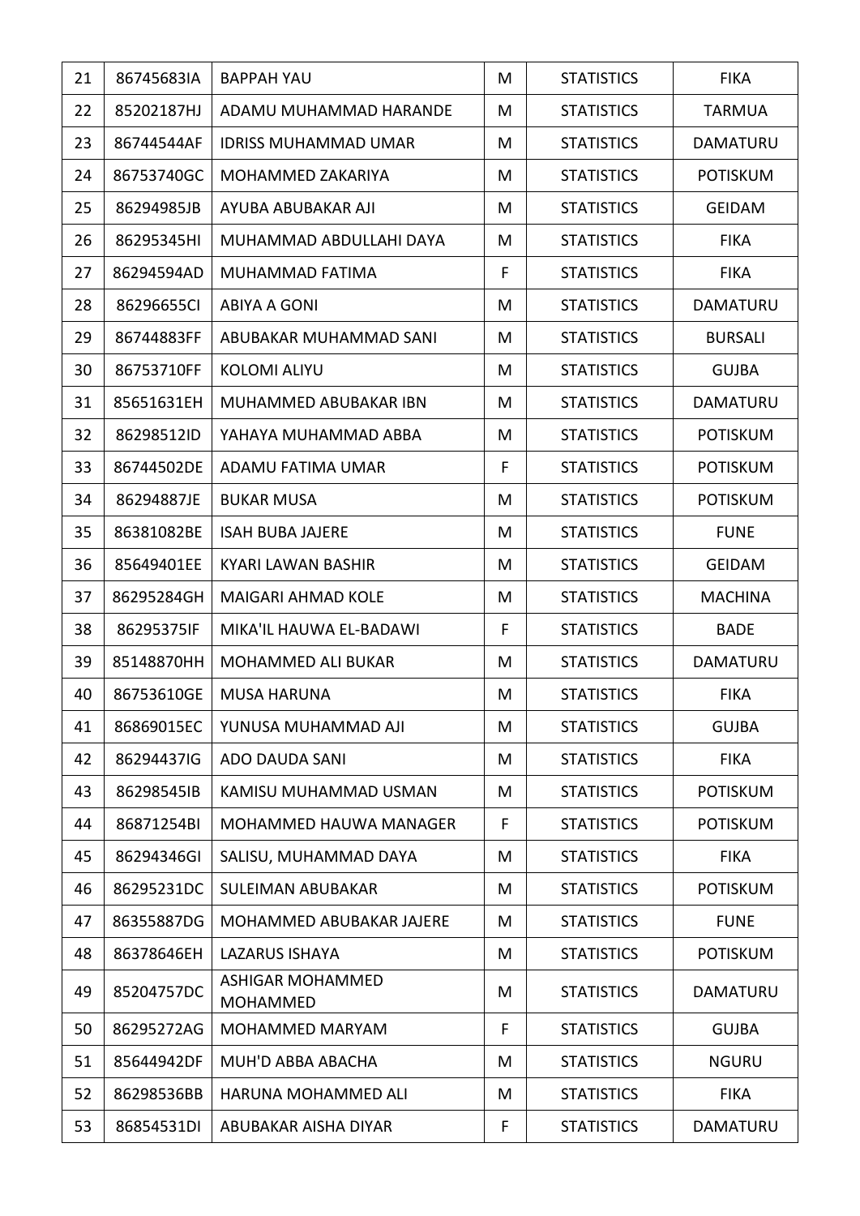| 21 | 86745683IA | BAPPAH YAU | M | STATISTICS | FIKA |
|---|---|---|---|---|---|
| 22 | 85202187HJ | ADAMU MUHAMMAD HARANDE | M | STATISTICS | TARMUA |
| 23 | 86744544AF | IDRISS MUHAMMAD UMAR | M | STATISTICS | DAMATURU |
| 24 | 86753740GC | MOHAMMED ZAKARIYA | M | STATISTICS | POTISKUM |
| 25 | 86294985JB | AYUBA ABUBAKAR AJI | M | STATISTICS | GEIDAM |
| 26 | 86295345HI | MUHAMMAD ABDULLAHI DAYA | M | STATISTICS | FIKA |
| 27 | 86294594AD | MUHAMMAD FATIMA | F | STATISTICS | FIKA |
| 28 | 86296655CI | ABIYA A GONI | M | STATISTICS | DAMATURU |
| 29 | 86744883FF | ABUBAKAR MUHAMMAD SANI | M | STATISTICS | BURSALI |
| 30 | 86753710FF | KOLOMI ALIYU | M | STATISTICS | GUJBA |
| 31 | 85651631EH | MUHAMMED ABUBAKAR IBN | M | STATISTICS | DAMATURU |
| 32 | 86298512ID | YAHAYA MUHAMMAD ABBA | M | STATISTICS | POTISKUM |
| 33 | 86744502DE | ADAMU FATIMA UMAR | F | STATISTICS | POTISKUM |
| 34 | 86294887JE | BUKAR MUSA | M | STATISTICS | POTISKUM |
| 35 | 86381082BE | ISAH BUBA JAJERE | M | STATISTICS | FUNE |
| 36 | 85649401EE | KYARI LAWAN BASHIR | M | STATISTICS | GEIDAM |
| 37 | 86295284GH | MAIGARI AHMAD KOLE | M | STATISTICS | MACHINA |
| 38 | 86295375IF | MIKA'IL HAUWA EL-BADAWI | F | STATISTICS | BADE |
| 39 | 85148870HH | MOHAMMED ALI BUKAR | M | STATISTICS | DAMATURU |
| 40 | 86753610GE | MUSA HARUNA | M | STATISTICS | FIKA |
| 41 | 86869015EC | YUNUSA MUHAMMAD AJI | M | STATISTICS | GUJBA |
| 42 | 86294437IG | ADO DAUDA SANI | M | STATISTICS | FIKA |
| 43 | 86298545IB | KAMISU MUHAMMAD USMAN | M | STATISTICS | POTISKUM |
| 44 | 86871254BI | MOHAMMED HAUWA MANAGER | F | STATISTICS | POTISKUM |
| 45 | 86294346GI | SALISU, MUHAMMAD DAYA | M | STATISTICS | FIKA |
| 46 | 86295231DC | SULEIMAN ABUBAKAR | M | STATISTICS | POTISKUM |
| 47 | 86355887DG | MOHAMMED ABUBAKAR JAJERE | M | STATISTICS | FUNE |
| 48 | 86378646EH | LAZARUS ISHAYA | M | STATISTICS | POTISKUM |
| 49 | 85204757DC | ASHIGAR MOHAMMED MOHAMMED | M | STATISTICS | DAMATURU |
| 50 | 86295272AG | MOHAMMED MARYAM | F | STATISTICS | GUJBA |
| 51 | 85644942DF | MUH'D ABBA ABACHA | M | STATISTICS | NGURU |
| 52 | 86298536BB | HARUNA MOHAMMED ALI | M | STATISTICS | FIKA |
| 53 | 86854531DI | ABUBAKAR AISHA DIYAR | F | STATISTICS | DAMATURU |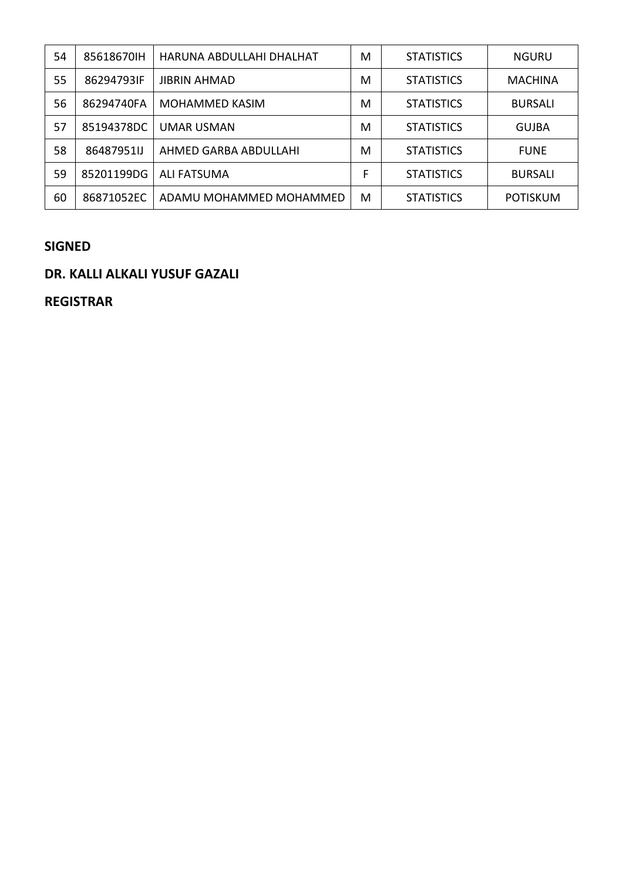| | | | | | |
|---|---|---|---|---|---|
| 54 | 85618670IH | HARUNA ABDULLAHI DHALHAT | M | STATISTICS | NGURU |
| 55 | 86294793IF | JIBRIN AHMAD | M | STATISTICS | MACHINA |
| 56 | 86294740FA | MOHAMMED KASIM | M | STATISTICS | BURSALI |
| 57 | 85194378DC | UMAR USMAN | M | STATISTICS | GUJBA |
| 58 | 86487951IJ | AHMED GARBA ABDULLAHI | M | STATISTICS | FUNE |
| 59 | 85201199DG | ALI FATSUMA | F | STATISTICS | BURSALI |
| 60 | 86871052EC | ADAMU MOHAMMED MOHAMMED | M | STATISTICS | POTISKUM |

**SIGNED**

**DR. KALLI ALKALI YUSUF GAZALI**

**REGISTRAR**